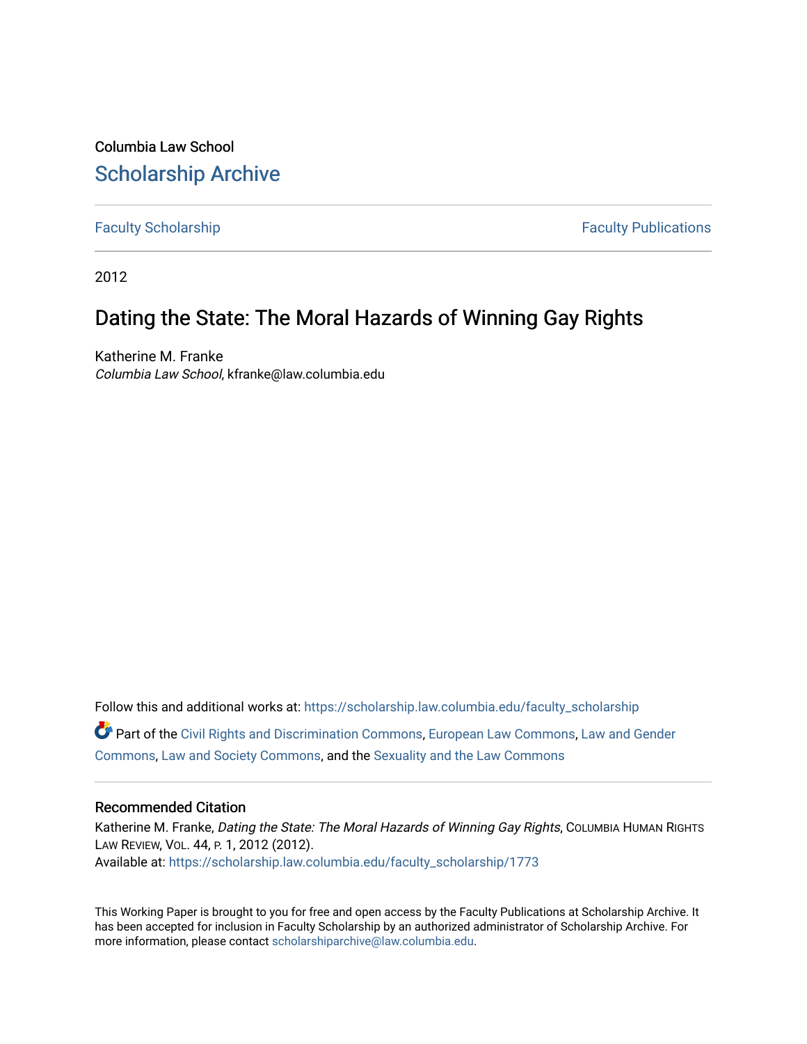Columbia Law School

# Scholarship Archive

Faculty Scholarship | Faculty Publications

2012

## Dating the State: The Moral Hazards of Winning Gay Rights

Katherine M. Franke
*Columbia Law School*, kfranke@law.columbia.edu

Follow this and additional works at: https://scholarship.law.columbia.edu/faculty_scholarship

Part of the Civil Rights and Discrimination Commons, European Law Commons, Law and Gender Commons, Law and Society Commons, and the Sexuality and the Law Commons

### Recommended Citation

Katherine M. Franke, *Dating the State: The Moral Hazards of Winning Gay Rights*, Columbia Human Rights Law Review, Vol. 44, p. 1, 2012 (2012).
Available at: https://scholarship.law.columbia.edu/faculty_scholarship/1773

This Working Paper is brought to you for free and open access by the Faculty Publications at Scholarship Archive. It has been accepted for inclusion in Faculty Scholarship by an authorized administrator of Scholarship Archive. For more information, please contact scholarshiparchive@law.columbia.edu.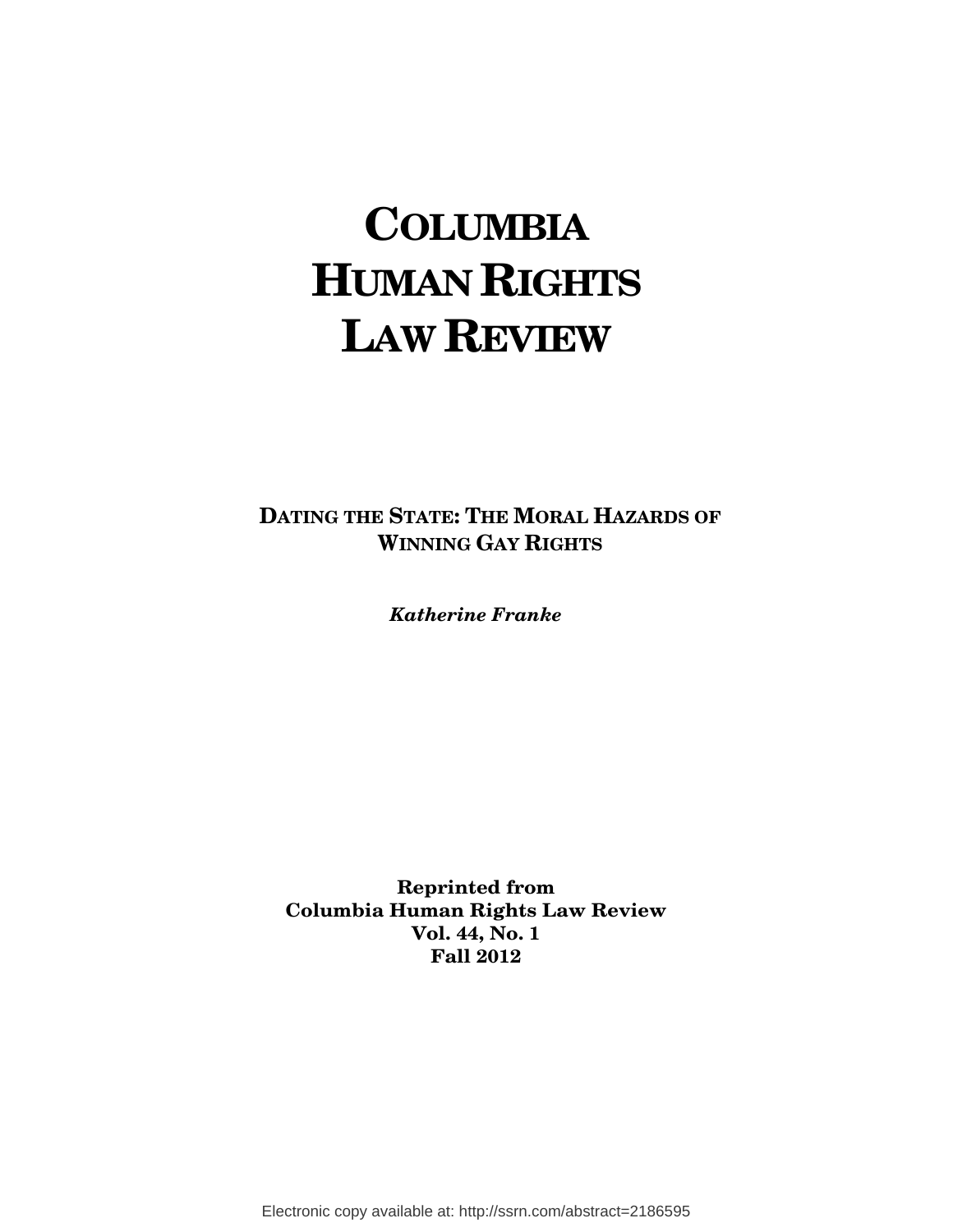# COLUMBIA HUMAN RIGHTS LAW REVIEW

**DATING THE STATE: THE MORAL HAZARDS OF WINNING GAY RIGHTS**

***Katherine Franke***

**Reprinted from**
**Columbia Human Rights Law Review**
**Vol. 44, No. 1**
**Fall 2012**

Electronic copy available at: http://ssrn.com/abstract=2186595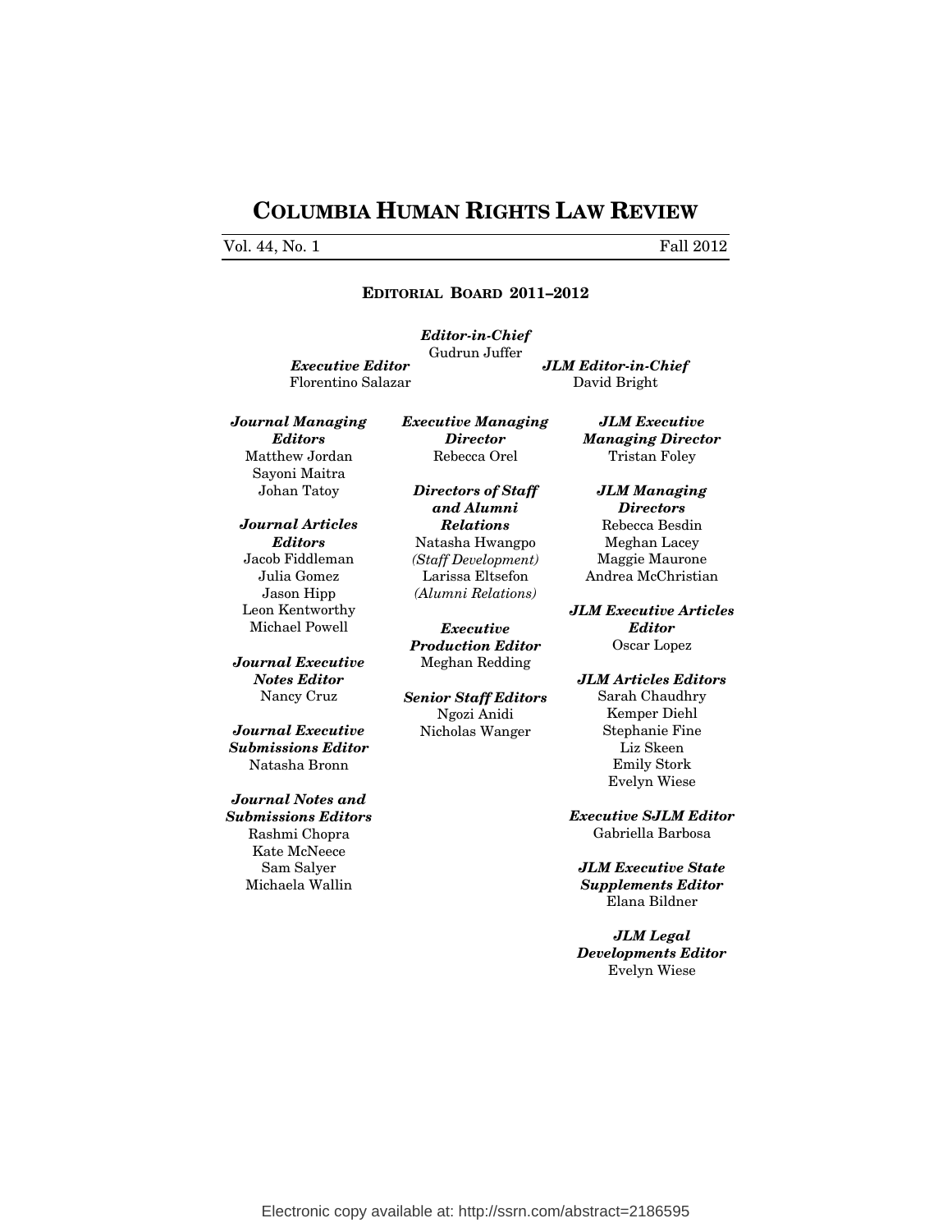# COLUMBIA HUMAN RIGHTS LAW REVIEW

Vol. 44, No. 1 Fall 2012

## EDITORIAL BOARD 2011–2012

***Editor-in-Chief***
Gudrun Juffer

***Executive Editor***
Florentino Salazar

***JLM Editor-in-Chief***
David Bright

***Journal Managing Editors***
Matthew Jordan
Sayoni Maitra
Johan Tatoy

***Journal Articles Editors***
Jacob Fiddleman
Julia Gomez
Jason Hipp
Leon Kentworthy
Michael Powell

***Journal Executive Notes Editor***
Nancy Cruz

***Journal Executive Submissions Editor***
Natasha Bronn

***Journal Notes and Submissions Editors***
Rashmi Chopra
Kate McNeece
Sam Salyer
Michaela Wallin

***Executive Managing Director***
Rebecca Orel

***Directors of Staff and Alumni Relations***
Natasha Hwangpo
*(Staff Development)*
Larissa Eltsefon
*(Alumni Relations)*

***Executive Production Editor***
Meghan Redding

***Senior Staff Editors***
Ngozi Anidi
Nicholas Wanger

***JLM Executive Managing Director***
Tristan Foley

***JLM Managing Directors***
Rebecca Besdin
Meghan Lacey
Maggie Maurone
Andrea McChristian

***JLM Executive Articles Editor***
Oscar Lopez

***JLM Articles Editors***
Sarah Chaudhry
Kemper Diehl
Stephanie Fine
Liz Skeen
Emily Stork
Evelyn Wiese

***Executive SJLM Editor***
Gabriella Barbosa

***JLM Executive State Supplements Editor***
Elana Bildner

***JLM Legal Developments Editor***
Evelyn Wiese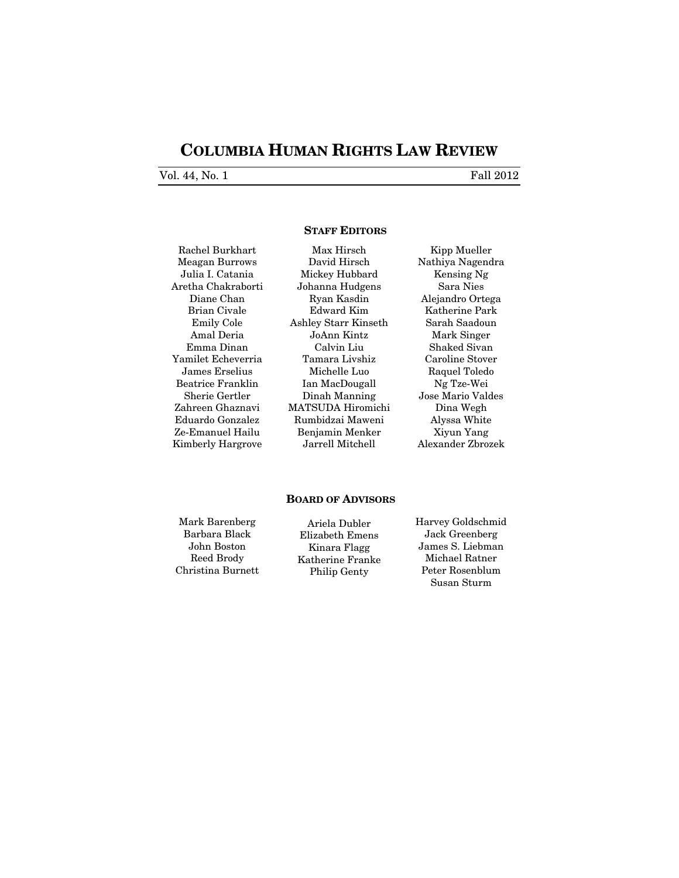# COLUMBIA HUMAN RIGHTS LAW REVIEW

Vol. 44, No. 1 — Fall 2012

## STAFF EDITORS

Rachel Burkhart
Meagan Burrows
Julia I. Catania
Aretha Chakraborti
Diane Chan
Brian Civale
Emily Cole
Amal Deria
Emma Dinan
Yamilet Echeverria
James Erselius
Beatrice Franklin
Sherie Gertler
Zahreen Ghaznavi
Eduardo Gonzalez
Ze-Emanuel Hailu
Kimberly Hargrove
Max Hirsch
David Hirsch
Mickey Hubbard
Johanna Hudgens
Ryan Kasdin
Edward Kim
Ashley Starr Kinseth
JoAnn Kintz
Calvin Liu
Tamara Livshiz
Michelle Luo
Ian MacDougall
Dinah Manning
MATSUDA Hiromichi
Rumbidzai Maweni
Benjamin Menker
Jarrell Mitchell
Kipp Mueller
Nathiya Nagendra
Kensing Ng
Sara Nies
Alejandro Ortega
Katherine Park
Sarah Saadoun
Mark Singer
Shaked Sivan
Caroline Stover
Raquel Toledo
Ng Tze-Wei
Jose Mario Valdes
Dina Wegh
Alyssa White
Xiyun Yang
Alexander Zbrozek

## BOARD OF ADVISORS

Mark Barenberg
Barbara Black
John Boston
Reed Brody
Christina Burnett
Ariela Dubler
Elizabeth Emens
Kinara Flagg
Katherine Franke
Philip Genty
Harvey Goldschmid
Jack Greenberg
James S. Liebman
Michael Ratner
Peter Rosenblum
Susan Sturm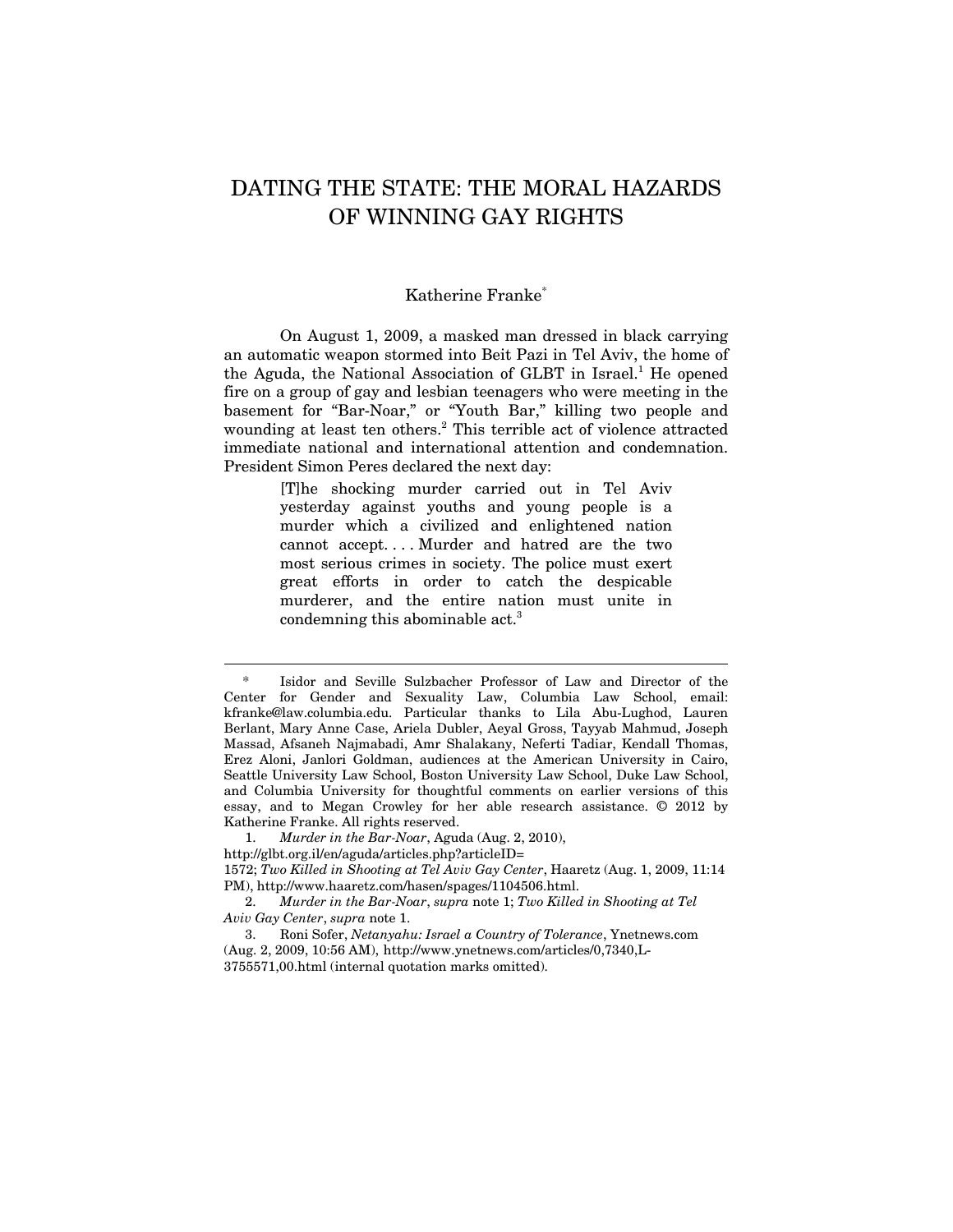# DATING THE STATE: THE MORAL HAZARDS OF WINNING GAY RIGHTS

Katherine Franke*

On August 1, 2009, a masked man dressed in black carrying an automatic weapon stormed into Beit Pazi in Tel Aviv, the home of the Aguda, the National Association of GLBT in Israel.[1] He opened fire on a group of gay and lesbian teenagers who were meeting in the basement for "Bar-Noar," or "Youth Bar," killing two people and wounding at least ten others.[2] This terrible act of violence attracted immediate national and international attention and condemnation. President Simon Peres declared the next day:

> [T]he shocking murder carried out in Tel Aviv yesterday against youths and young people is a murder which a civilized and enlightened nation cannot accept. . . . Murder and hatred are the two most serious crimes in society. The police must exert great efforts in order to catch the despicable murderer, and the entire nation must unite in condemning this abominable act.[3]

---

\* Isidor and Seville Sulzbacher Professor of Law and Director of the Center for Gender and Sexuality Law, Columbia Law School, email: kfranke@law.columbia.edu. Particular thanks to Lila Abu-Lughod, Lauren Berlant, Mary Anne Case, Ariela Dubler, Aeyal Gross, Tayyab Mahmud, Joseph Massad, Afsaneh Najmabadi, Amr Shalakany, Neferti Tadiar, Kendall Thomas, Erez Aloni, Janlori Goldman, audiences at the American University in Cairo, Seattle University Law School, Boston University Law School, Duke Law School, and Columbia University for thoughtful comments on earlier versions of this essay, and to Megan Crowley for her able research assistance. © 2012 by Katherine Franke. All rights reserved.

1. *Murder in the Bar-Noar*, Aguda (Aug. 2, 2010), http://glbt.org.il/en/aguda/articles.php?articleID=1572; *Two Killed in Shooting at Tel Aviv Gay Center*, Haaretz (Aug. 1, 2009, 11:14 PM), http://www.haaretz.com/hasen/spages/1104506.html.

2. *Murder in the Bar-Noar*, *supra* note 1; *Two Killed in Shooting at Tel Aviv Gay Center*, *supra* note 1.

3. Roni Sofer, *Netanyahu: Israel a Country of Tolerance*, Ynetnews.com (Aug. 2, 2009, 10:56 AM), http://www.ynetnews.com/articles/0,7340,L-3755571,00.html (internal quotation marks omitted).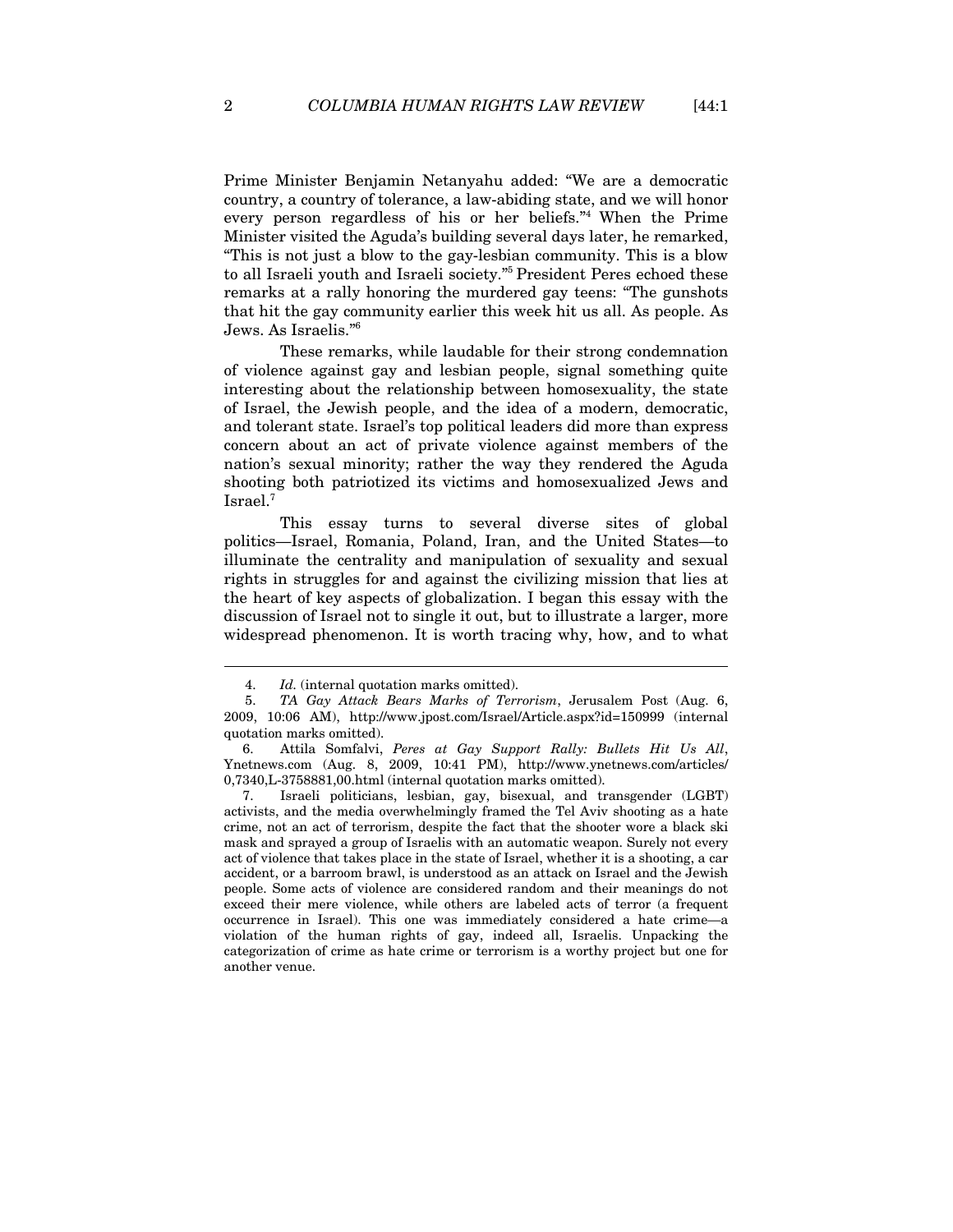Prime Minister Benjamin Netanyahu added: "We are a democratic country, a country of tolerance, a law-abiding state, and we will honor every person regardless of his or her beliefs."[4] When the Prime Minister visited the Aguda's building several days later, he remarked, "This is not just a blow to the gay-lesbian community. This is a blow to all Israeli youth and Israeli society."[5] President Peres echoed these remarks at a rally honoring the murdered gay teens: "The gunshots that hit the gay community earlier this week hit us all. As people. As Jews. As Israelis."[6]

These remarks, while laudable for their strong condemnation of violence against gay and lesbian people, signal something quite interesting about the relationship between homosexuality, the state of Israel, the Jewish people, and the idea of a modern, democratic, and tolerant state. Israel's top political leaders did more than express concern about an act of private violence against members of the nation's sexual minority; rather the way they rendered the Aguda shooting both patriotized its victims and homosexualized Jews and Israel.[7]

This essay turns to several diverse sites of global politics—Israel, Romania, Poland, Iran, and the United States—to illuminate the centrality and manipulation of sexuality and sexual rights in struggles for and against the civilizing mission that lies at the heart of key aspects of globalization. I began this essay with the discussion of Israel not to single it out, but to illustrate a larger, more widespread phenomenon. It is worth tracing why, how, and to what

---

4. *Id.* (internal quotation marks omitted).

5. *TA Gay Attack Bears Marks of Terrorism*, Jerusalem Post (Aug. 6, 2009, 10:06 AM), http://www.jpost.com/Israel/Article.aspx?id=150999 (internal quotation marks omitted).

6. Attila Somfalvi, *Peres at Gay Support Rally: Bullets Hit Us All*, Ynetnews.com (Aug. 8, 2009, 10:41 PM), http://www.ynetnews.com/articles/0,7340,L-3758881,00.html (internal quotation marks omitted).

7. Israeli politicians, lesbian, gay, bisexual, and transgender (LGBT) activists, and the media overwhelmingly framed the Tel Aviv shooting as a hate crime, not an act of terrorism, despite the fact that the shooter wore a black ski mask and sprayed a group of Israelis with an automatic weapon. Surely not every act of violence that takes place in the state of Israel, whether it is a shooting, a car accident, or a barroom brawl, is understood as an attack on Israel and the Jewish people. Some acts of violence are considered random and their meanings do not exceed their mere violence, while others are labeled acts of terror (a frequent occurrence in Israel). This one was immediately considered a hate crime—a violation of the human rights of gay, indeed all, Israelis. Unpacking the categorization of crime as hate crime or terrorism is a worthy project but one for another venue.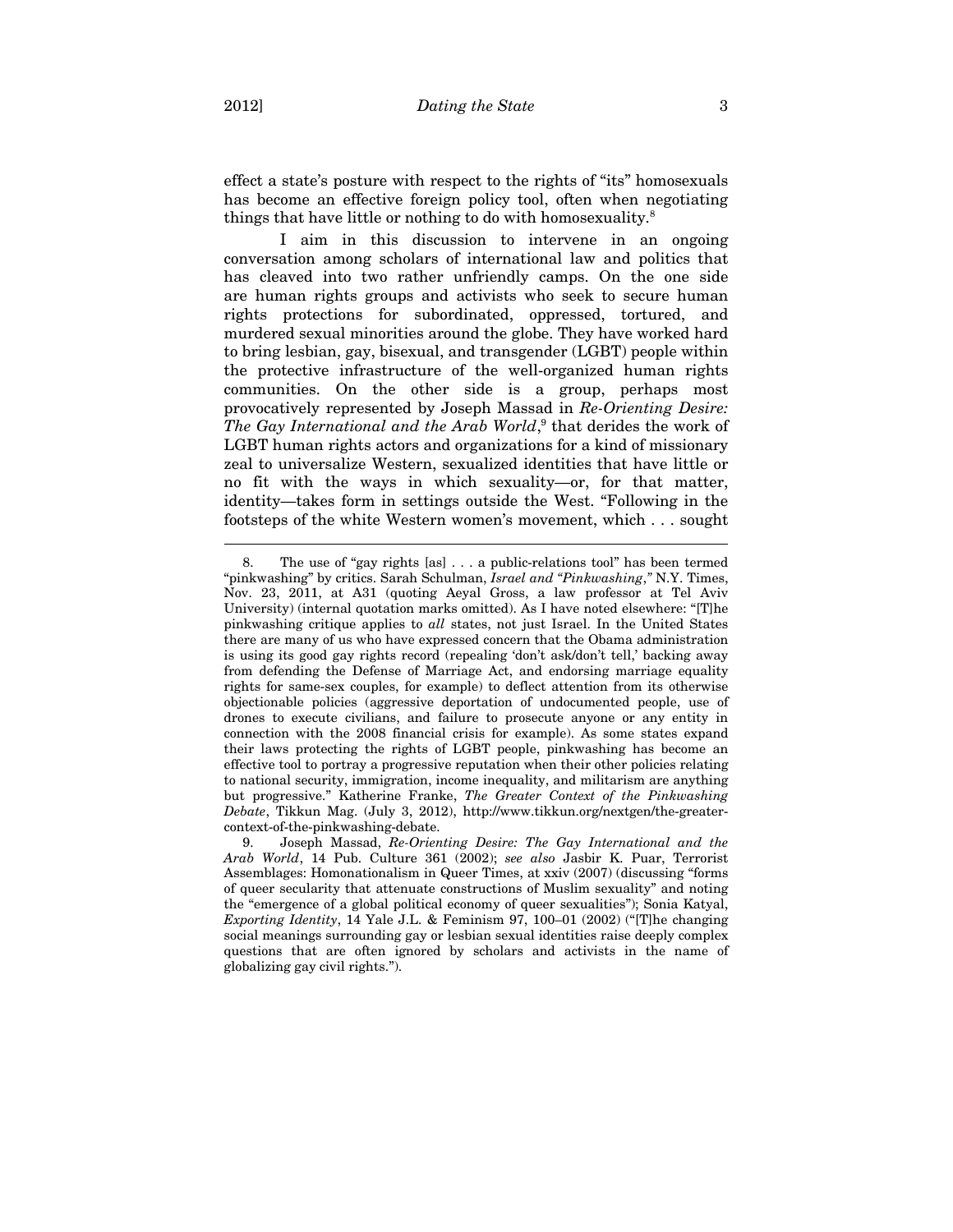effect a state's posture with respect to the rights of "its" homosexuals has become an effective foreign policy tool, often when negotiating things that have little or nothing to do with homosexuality.[8]

I aim in this discussion to intervene in an ongoing conversation among scholars of international law and politics that has cleaved into two rather unfriendly camps. On the one side are human rights groups and activists who seek to secure human rights protections for subordinated, oppressed, tortured, and murdered sexual minorities around the globe. They have worked hard to bring lesbian, gay, bisexual, and transgender (LGBT) people within the protective infrastructure of the well-organized human rights communities. On the other side is a group, perhaps most provocatively represented by Joseph Massad in *Re-Orienting Desire: The Gay International and the Arab World*,[9] that derides the work of LGBT human rights actors and organizations for a kind of missionary zeal to universalize Western, sexualized identities that have little or no fit with the ways in which sexuality—or, for that matter, identity—takes form in settings outside the West. "Following in the footsteps of the white Western women's movement, which . . . sought

---

8. The use of "gay rights [as] . . . a public-relations tool" has been termed "pinkwashing" by critics. Sarah Schulman, *Israel and "Pinkwashing*,*"* N.Y. Times, Nov. 23, 2011, at A31 (quoting Aeyal Gross, a law professor at Tel Aviv University) (internal quotation marks omitted). As I have noted elsewhere: "[T]he pinkwashing critique applies to *all* states, not just Israel. In the United States there are many of us who have expressed concern that the Obama administration is using its good gay rights record (repealing 'don't ask/don't tell,' backing away from defending the Defense of Marriage Act, and endorsing marriage equality rights for same-sex couples, for example) to deflect attention from its otherwise objectionable policies (aggressive deportation of undocumented people, use of drones to execute civilians, and failure to prosecute anyone or any entity in connection with the 2008 financial crisis for example). As some states expand their laws protecting the rights of LGBT people, pinkwashing has become an effective tool to portray a progressive reputation when their other policies relating to national security, immigration, income inequality, and militarism are anything but progressive." Katherine Franke, *The Greater Context of the Pinkwashing Debate*, Tikkun Mag. (July 3, 2012), http://www.tikkun.org/nextgen/the-greater-context-of-the-pinkwashing-debate.

9. Joseph Massad, *Re-Orienting Desire: The Gay International and the Arab World*, 14 Pub. Culture 361 (2002); *see also* Jasbir K. Puar, Terrorist Assemblages: Homonationalism in Queer Times, at xxiv (2007) (discussing "forms of queer secularity that attenuate constructions of Muslim sexuality" and noting the "emergence of a global political economy of queer sexualities"); Sonia Katyal, *Exporting Identity*, 14 Yale J.L. & Feminism 97, 100–01 (2002) ("[T]he changing social meanings surrounding gay or lesbian sexual identities raise deeply complex questions that are often ignored by scholars and activists in the name of globalizing gay civil rights.").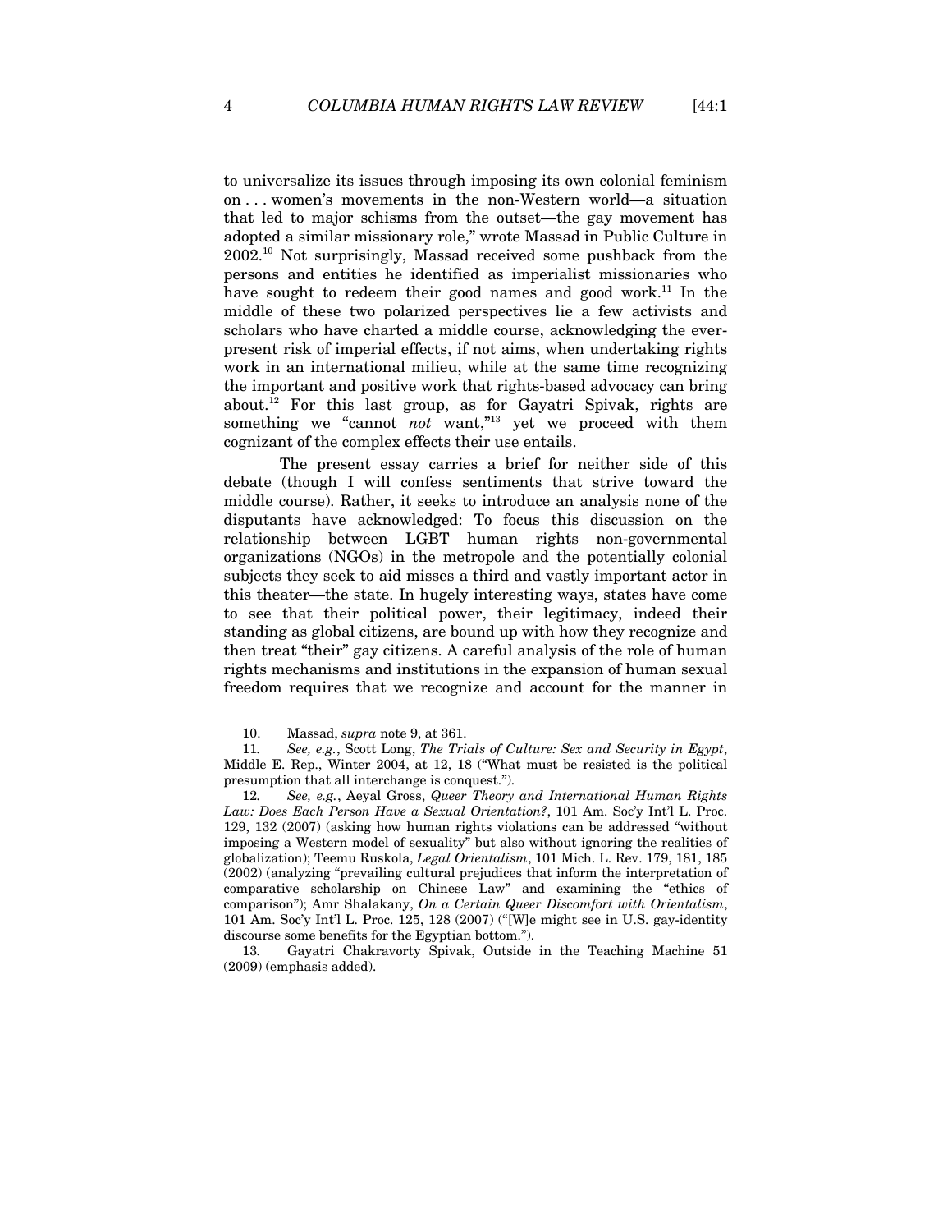to universalize its issues through imposing its own colonial feminism on . . . women's movements in the non-Western world—a situation that led to major schisms from the outset—the gay movement has adopted a similar missionary role," wrote Massad in Public Culture in 2002.[10] Not surprisingly, Massad received some pushback from the persons and entities he identified as imperialist missionaries who have sought to redeem their good names and good work.[11] In the middle of these two polarized perspectives lie a few activists and scholars who have charted a middle course, acknowledging the ever-present risk of imperial effects, if not aims, when undertaking rights work in an international milieu, while at the same time recognizing the important and positive work that rights-based advocacy can bring about.[12] For this last group, as for Gayatri Spivak, rights are something we "cannot *not* want,"[13] yet we proceed with them cognizant of the complex effects their use entails.

The present essay carries a brief for neither side of this debate (though I will confess sentiments that strive toward the middle course). Rather, it seeks to introduce an analysis none of the disputants have acknowledged: To focus this discussion on the relationship between LGBT human rights non-governmental organizations (NGOs) in the metropole and the potentially colonial subjects they seek to aid misses a third and vastly important actor in this theater—the state. In hugely interesting ways, states have come to see that their political power, their legitimacy, indeed their standing as global citizens, are bound up with how they recognize and then treat "their" gay citizens. A careful analysis of the role of human rights mechanisms and institutions in the expansion of human sexual freedom requires that we recognize and account for the manner in

---

10. Massad, *supra* note 9, at 361.

11. *See, e.g.*, Scott Long, *The Trials of Culture: Sex and Security in Egypt*, Middle E. Rep., Winter 2004, at 12, 18 ("What must be resisted is the political presumption that all interchange is conquest.").

12. *See, e.g.*, Aeyal Gross, *Queer Theory and International Human Rights Law: Does Each Person Have a Sexual Orientation?*, 101 Am. Soc'y Int'l L. Proc. 129, 132 (2007) (asking how human rights violations can be addressed "without imposing a Western model of sexuality" but also without ignoring the realities of globalization); Teemu Ruskola, *Legal Orientalism*, 101 Mich. L. Rev. 179, 181, 185 (2002) (analyzing "prevailing cultural prejudices that inform the interpretation of comparative scholarship on Chinese Law" and examining the "ethics of comparison"); Amr Shalakany, *On a Certain Queer Discomfort with Orientalism*, 101 Am. Soc'y Int'l L. Proc. 125, 128 (2007) ("[W]e might see in U.S. gay-identity discourse some benefits for the Egyptian bottom.").

13. Gayatri Chakravorty Spivak, Outside in the Teaching Machine 51 (2009) (emphasis added).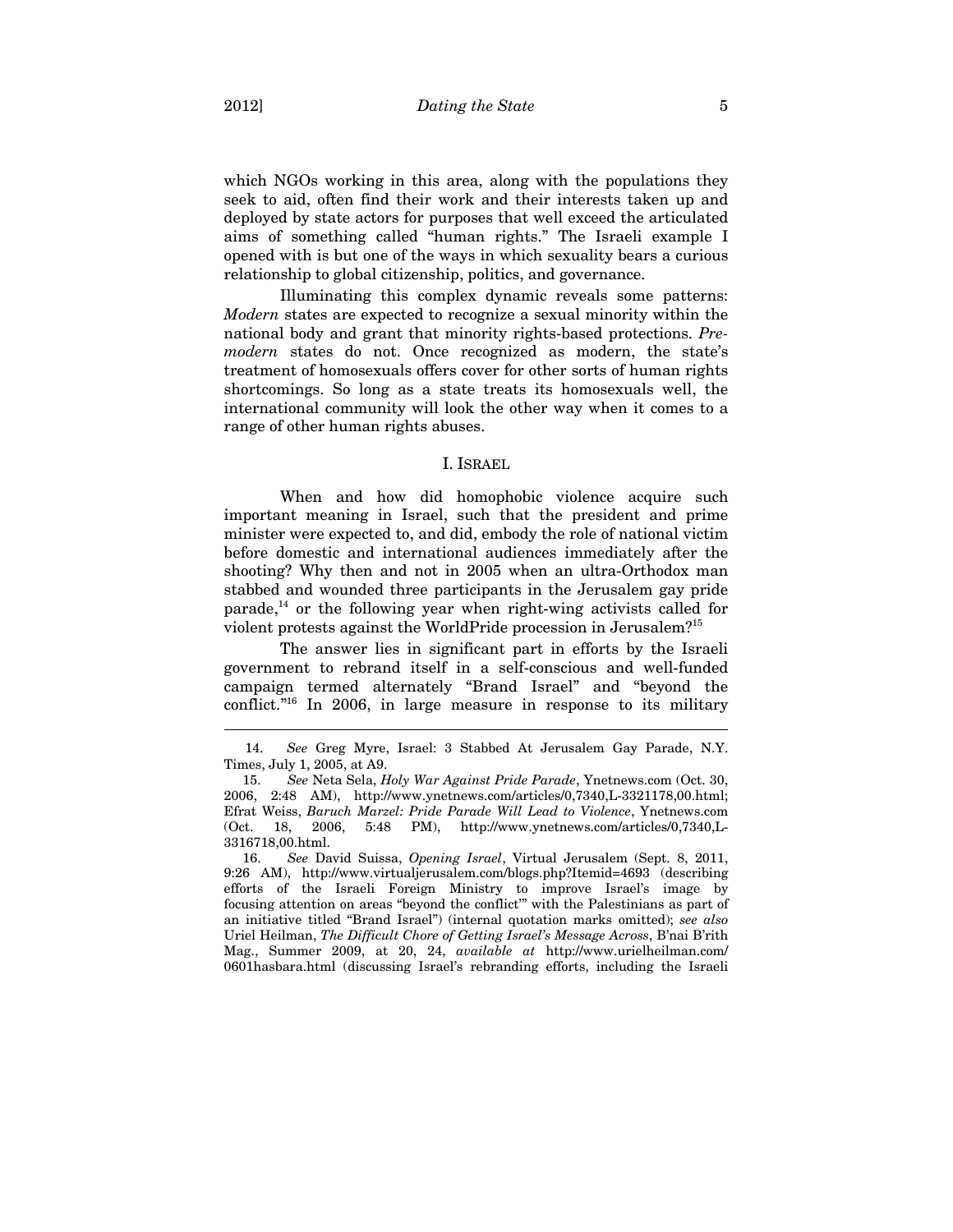which NGOs working in this area, along with the populations they seek to aid, often find their work and their interests taken up and deployed by state actors for purposes that well exceed the articulated aims of something called "human rights." The Israeli example I opened with is but one of the ways in which sexuality bears a curious relationship to global citizenship, politics, and governance.

Illuminating this complex dynamic reveals some patterns: *Modern* states are expected to recognize a sexual minority within the national body and grant that minority rights-based protections. *Pre-modern* states do not. Once recognized as modern, the state's treatment of homosexuals offers cover for other sorts of human rights shortcomings. So long as a state treats its homosexuals well, the international community will look the other way when it comes to a range of other human rights abuses.

## I. ISRAEL

When and how did homophobic violence acquire such important meaning in Israel, such that the president and prime minister were expected to, and did, embody the role of national victim before domestic and international audiences immediately after the shooting? Why then and not in 2005 when an ultra-Orthodox man stabbed and wounded three participants in the Jerusalem gay pride parade,[14] or the following year when right-wing activists called for violent protests against the WorldPride procession in Jerusalem?[15]

The answer lies in significant part in efforts by the Israeli government to rebrand itself in a self-conscious and well-funded campaign termed alternately "Brand Israel" and "beyond the conflict."[16] In 2006, in large measure in response to its military

---

14. *See* Greg Myre, Israel: 3 Stabbed At Jerusalem Gay Parade, N.Y. Times, July 1, 2005, at A9.

15. *See* Neta Sela, *Holy War Against Pride Parade*, Ynetnews.com (Oct. 30, 2006, 2:48 AM), http://www.ynetnews.com/articles/0,7340,L-3321178,00.html; Efrat Weiss, *Baruch Marzel: Pride Parade Will Lead to Violence*, Ynetnews.com (Oct. 18, 2006, 5:48 PM), http://www.ynetnews.com/articles/0,7340,L-3316718,00.html.

16. *See* David Suissa, *Opening Israel*, Virtual Jerusalem (Sept. 8, 2011, 9:26 AM), http://www.virtualjerusalem.com/blogs.php?Itemid=4693 (describing efforts of the Israeli Foreign Ministry to improve Israel's image by focusing attention on areas "beyond the conflict'" with the Palestinians as part of an initiative titled "Brand Israel") (internal quotation marks omitted); *see also* Uriel Heilman, *The Difficult Chore of Getting Israel's Message Across*, B'nai B'rith Mag., Summer 2009, at 20, 24, *available at* http://www.urielheilman.com/0601hasbara.html (discussing Israel's rebranding efforts, including the Israeli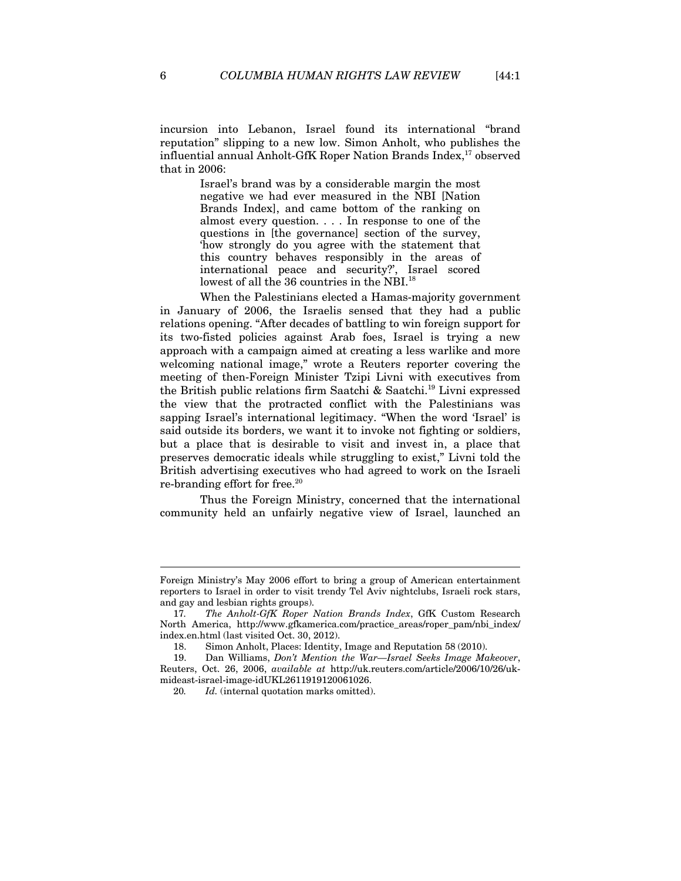incursion into Lebanon, Israel found its international "brand reputation" slipping to a new low. Simon Anholt, who publishes the influential annual Anholt-GfK Roper Nation Brands Index,[17] observed that in 2006:

> Israel's brand was by a considerable margin the most negative we had ever measured in the NBI [Nation Brands Index], and came bottom of the ranking on almost every question. . . . In response to one of the questions in [the governance] section of the survey, 'how strongly do you agree with the statement that this country behaves responsibly in the areas of international peace and security?', Israel scored lowest of all the 36 countries in the NBI.[18]

When the Palestinians elected a Hamas-majority government in January of 2006, the Israelis sensed that they had a public relations opening. "After decades of battling to win foreign support for its two-fisted policies against Arab foes, Israel is trying a new approach with a campaign aimed at creating a less warlike and more welcoming national image," wrote a Reuters reporter covering the meeting of then-Foreign Minister Tzipi Livni with executives from the British public relations firm Saatchi & Saatchi.[19] Livni expressed the view that the protracted conflict with the Palestinians was sapping Israel's international legitimacy. "When the word 'Israel' is said outside its borders, we want it to invoke not fighting or soldiers, but a place that is desirable to visit and invest in, a place that preserves democratic ideals while struggling to exist," Livni told the British advertising executives who had agreed to work on the Israeli re-branding effort for free.[20]

Thus the Foreign Ministry, concerned that the international community held an unfairly negative view of Israel, launched an

---

Foreign Ministry's May 2006 effort to bring a group of American entertainment reporters to Israel in order to visit trendy Tel Aviv nightclubs, Israeli rock stars, and gay and lesbian rights groups).

17. *The Anholt-GfK Roper Nation Brands Index*, GfK Custom Research North America, http://www.gfkamerica.com/practice_areas/roper_pam/nbi_index/index.en.html (last visited Oct. 30, 2012).

18. Simon Anholt, Places: Identity, Image and Reputation 58 (2010).

19. Dan Williams, *Don't Mention the War—Israel Seeks Image Makeover*, Reuters, Oct. 26, 2006, *available at* http://uk.reuters.com/article/2006/10/26/uk-mideast-israel-image-idUKL2611919120061026.

20. *Id.* (internal quotation marks omitted).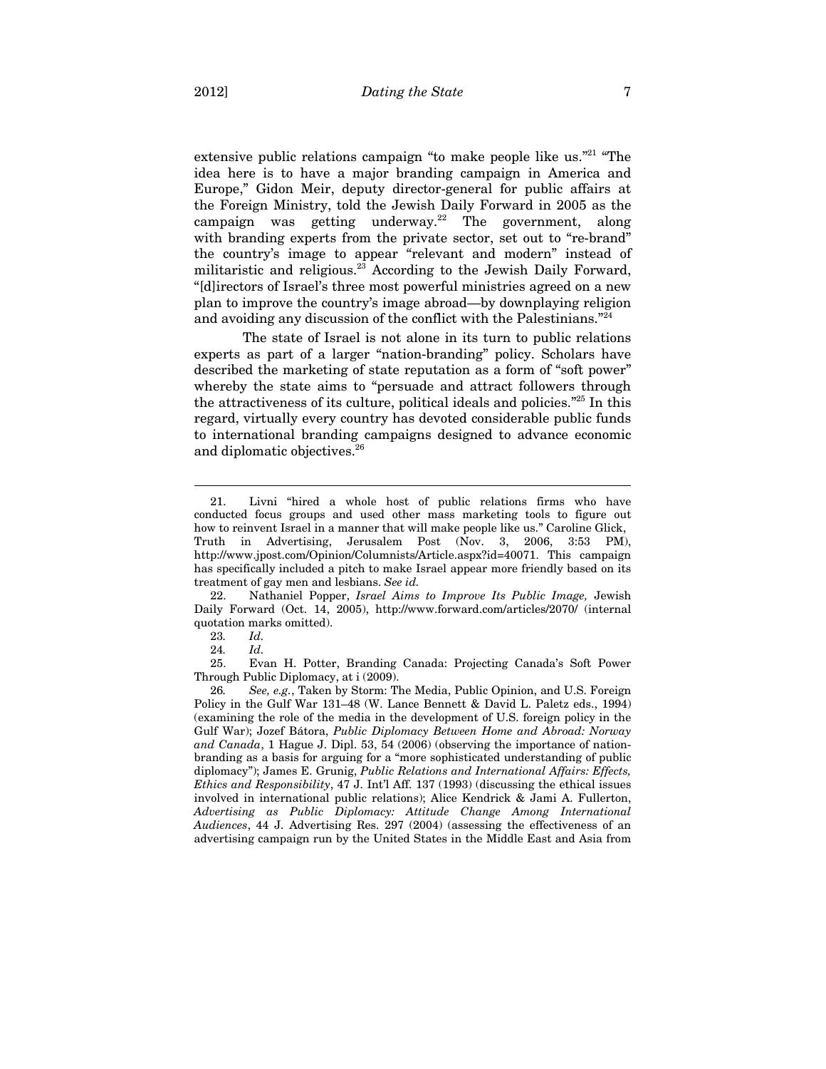extensive public relations campaign "to make people like us."[21] "The idea here is to have a major branding campaign in America and Europe," Gidon Meir, deputy director-general for public affairs at the Foreign Ministry, told the Jewish Daily Forward in 2005 as the campaign was getting underway.[22] The government, along with branding experts from the private sector, set out to "re-brand" the country's image to appear "relevant and modern" instead of militaristic and religious.[23] According to the Jewish Daily Forward, "[d]irectors of Israel's three most powerful ministries agreed on a new plan to improve the country's image abroad—by downplaying religion and avoiding any discussion of the conflict with the Palestinians."[24]

The state of Israel is not alone in its turn to public relations experts as part of a larger "nation-branding" policy. Scholars have described the marketing of state reputation as a form of "soft power" whereby the state aims to "persuade and attract followers through the attractiveness of its culture, political ideals and policies."[25] In this regard, virtually every country has devoted considerable public funds to international branding campaigns designed to advance economic and diplomatic objectives.[26]

---

21. Livni "hired a whole host of public relations firms who have conducted focus groups and used other mass marketing tools to figure out how to reinvent Israel in a manner that will make people like us." Caroline Glick, Truth in Advertising, Jerusalem Post (Nov. 3, 2006, 3:53 PM), http://www.jpost.com/Opinion/Columnists/Article.aspx?id=40071. This campaign has specifically included a pitch to make Israel appear more friendly based on its treatment of gay men and lesbians. *See id.*

22. Nathaniel Popper, *Israel Aims to Improve Its Public Image,* Jewish Daily Forward (Oct. 14, 2005), http://www.forward.com/articles/2070/ (internal quotation marks omitted).

23. *Id.*

24. *Id.*

25. Evan H. Potter, Branding Canada: Projecting Canada's Soft Power Through Public Diplomacy, at i (2009).

26. *See, e.g.*, Taken by Storm: The Media, Public Opinion, and U.S. Foreign Policy in the Gulf War 131–48 (W. Lance Bennett & David L. Paletz eds., 1994) (examining the role of the media in the development of U.S. foreign policy in the Gulf War); Jozef Bátora, *Public Diplomacy Between Home and Abroad: Norway and Canada*, 1 Hague J. Dipl. 53, 54 (2006) (observing the importance of nation-branding as a basis for arguing for a "more sophisticated understanding of public diplomacy"); James E. Grunig, *Public Relations and International Affairs: Effects, Ethics and Responsibility*, 47 J. Int'l Aff. 137 (1993) (discussing the ethical issues involved in international public relations); Alice Kendrick & Jami A. Fullerton, *Advertising as Public Diplomacy: Attitude Change Among International Audiences*, 44 J. Advertising Res. 297 (2004) (assessing the effectiveness of an advertising campaign run by the United States in the Middle East and Asia from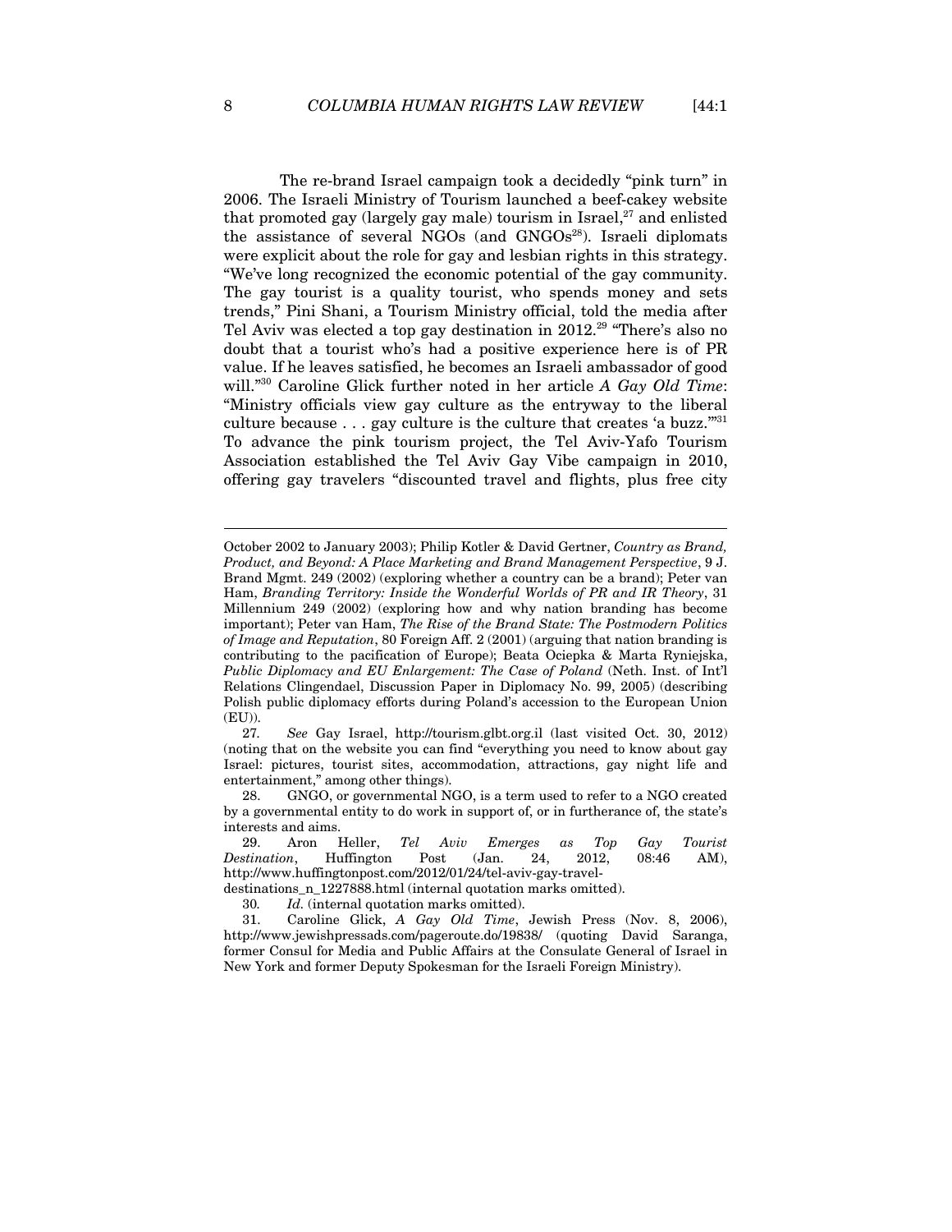The re-brand Israel campaign took a decidedly "pink turn" in 2006. The Israeli Ministry of Tourism launched a beef-cakey website that promoted gay (largely gay male) tourism in Israel,[27] and enlisted the assistance of several NGOs (and GNGOs[28]). Israeli diplomats were explicit about the role for gay and lesbian rights in this strategy. "We've long recognized the economic potential of the gay community. The gay tourist is a quality tourist, who spends money and sets trends," Pini Shani, a Tourism Ministry official, told the media after Tel Aviv was elected a top gay destination in 2012.[29] "There's also no doubt that a tourist who's had a positive experience here is of PR value. If he leaves satisfied, he becomes an Israeli ambassador of good will."[30] Caroline Glick further noted in her article *A Gay Old Time*: "Ministry officials view gay culture as the entryway to the liberal culture because . . . gay culture is the culture that creates 'a buzz.'"[31] To advance the pink tourism project, the Tel Aviv-Yafo Tourism Association established the Tel Aviv Gay Vibe campaign in 2010, offering gay travelers "discounted travel and flights, plus free city

---

October 2002 to January 2003); Philip Kotler & David Gertner, *Country as Brand, Product, and Beyond: A Place Marketing and Brand Management Perspective*, 9 J. Brand Mgmt. 249 (2002) (exploring whether a country can be a brand); Peter van Ham, *Branding Territory: Inside the Wonderful Worlds of PR and IR Theory*, 31 Millennium 249 (2002) (exploring how and why nation branding has become important); Peter van Ham, *The Rise of the Brand State: The Postmodern Politics of Image and Reputation*, 80 Foreign Aff. 2 (2001) (arguing that nation branding is contributing to the pacification of Europe); Beata Ociepka & Marta Ryniejska, *Public Diplomacy and EU Enlargement: The Case of Poland* (Neth. Inst. of Int'l Relations Clingendael, Discussion Paper in Diplomacy No. 99, 2005) (describing Polish public diplomacy efforts during Poland's accession to the European Union (EU)).

27. *See* Gay Israel, http://tourism.glbt.org.il (last visited Oct. 30, 2012) (noting that on the website you can find "everything you need to know about gay Israel: pictures, tourist sites, accommodation, attractions, gay night life and entertainment," among other things).

28. GNGO, or governmental NGO, is a term used to refer to a NGO created by a governmental entity to do work in support of, or in furtherance of, the state's interests and aims.

29. Aron Heller, *Tel Aviv Emerges as Top Gay Tourist Destination*, Huffington Post (Jan. 24, 2012, 08:46 AM), http://www.huffingtonpost.com/2012/01/24/tel-aviv-gay-travel-destinations_n_1227888.html (internal quotation marks omitted).

30. *Id.* (internal quotation marks omitted).

31. Caroline Glick, *A Gay Old Time*, Jewish Press (Nov. 8, 2006), http://www.jewishpressads.com/pageroute.do/19838/ (quoting David Saranga, former Consul for Media and Public Affairs at the Consulate General of Israel in New York and former Deputy Spokesman for the Israeli Foreign Ministry).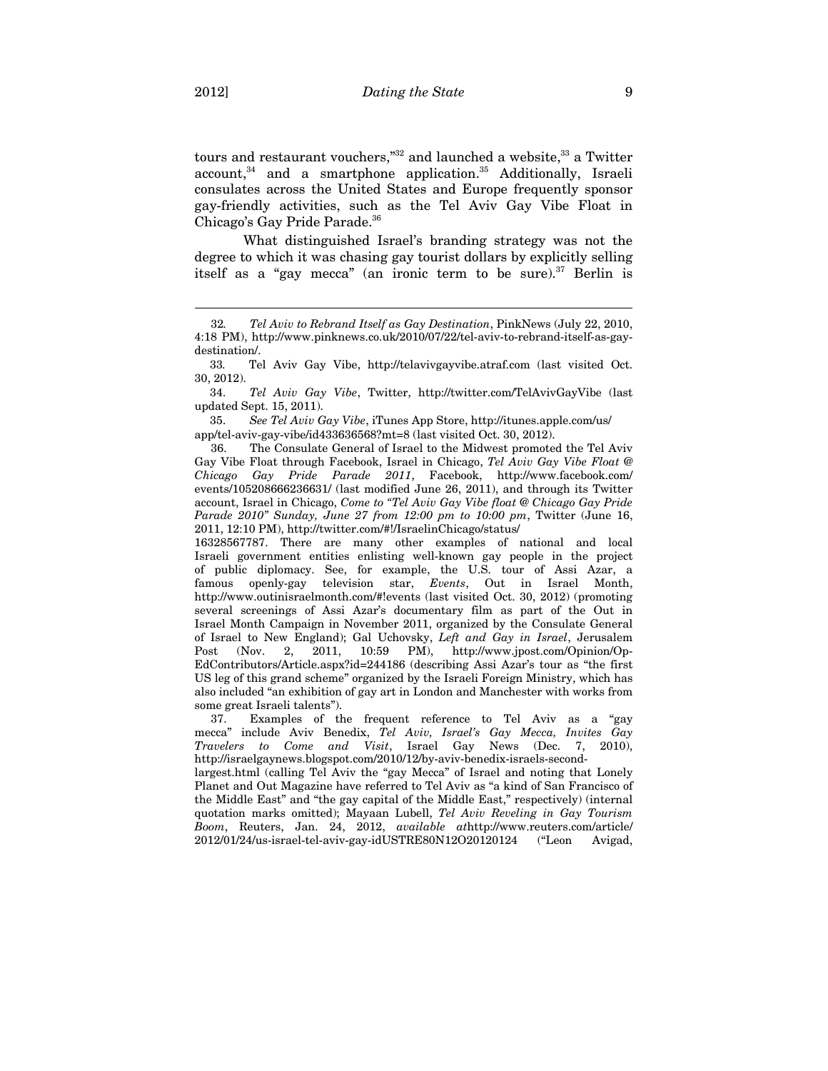tours and restaurant vouchers,"[32] and launched a website,[33] a Twitter account,[34] and a smartphone application.[35] Additionally, Israeli consulates across the United States and Europe frequently sponsor gay-friendly activities, such as the Tel Aviv Gay Vibe Float in Chicago's Gay Pride Parade.[36]

What distinguished Israel's branding strategy was not the degree to which it was chasing gay tourist dollars by explicitly selling itself as a "gay mecca" (an ironic term to be sure).[37] Berlin is

---

32. *Tel Aviv to Rebrand Itself as Gay Destination*, PinkNews (July 22, 2010, 4:18 PM), http://www.pinknews.co.uk/2010/07/22/tel-aviv-to-rebrand-itself-as-gay-destination/.

33. Tel Aviv Gay Vibe, http://telavivgayvibe.atraf.com (last visited Oct. 30, 2012).

34. *Tel Aviv Gay Vibe*, Twitter, http://twitter.com/TelAvivGayVibe (last updated Sept. 15, 2011).

35. *See Tel Aviv Gay Vibe*, iTunes App Store, http://itunes.apple.com/us/app/tel-aviv-gay-vibe/id433636568?mt=8 (last visited Oct. 30, 2012).

36. The Consulate General of Israel to the Midwest promoted the Tel Aviv Gay Vibe Float through Facebook, Israel in Chicago, *Tel Aviv Gay Vibe Float @ Chicago Gay Pride Parade 2011*, Facebook, http://www.facebook.com/events/105208666236631/ (last modified June 26, 2011), and through its Twitter account, Israel in Chicago, *Come to "Tel Aviv Gay Vibe float @ Chicago Gay Pride Parade 2010" Sunday, June 27 from 12:00 pm to 10:00 pm*, Twitter (June 16, 2011, 12:10 PM), http://twitter.com/#!/IsraelinChicago/status/16328567787. There are many other examples of national and local Israeli government entities enlisting well-known gay people in the project of public diplomacy. See, for example, the U.S. tour of Assi Azar, a famous openly-gay television star, *Events*, Out in Israel Month, http://www.outinisraelmonth.com/#!events (last visited Oct. 30, 2012) (promoting several screenings of Assi Azar's documentary film as part of the Out in Israel Month Campaign in November 2011, organized by the Consulate General of Israel to New England); Gal Uchovsky, *Left and Gay in Israel*, Jerusalem Post (Nov. 2, 2011, 10:59 PM), http://www.jpost.com/Opinion/Op-EdContributors/Article.aspx?id=244186 (describing Assi Azar's tour as "the first US leg of this grand scheme" organized by the Israeli Foreign Ministry, which has also included "an exhibition of gay art in London and Manchester with works from some great Israeli talents").

37. Examples of the frequent reference to Tel Aviv as a "gay mecca" include Aviv Benedix, *Tel Aviv, Israel's Gay Mecca, Invites Gay Travelers to Come and Visit*, Israel Gay News (Dec. 7, 2010), http://israelgaynews.blogspot.com/2010/12/by-aviv-benedix-israels-second-largest.html (calling Tel Aviv the "gay Mecca" of Israel and noting that Lonely Planet and Out Magazine have referred to Tel Aviv as "a kind of San Francisco of the Middle East" and "the gay capital of the Middle East," respectively) (internal quotation marks omitted); Mayaan Lubell, *Tel Aviv Reveling in Gay Tourism Boom*, Reuters, Jan. 24, 2012, *available at*http://www.reuters.com/article/2012/01/24/us-israel-tel-aviv-gay-idUSTRE80N12O20120124 ("Leon Avigad,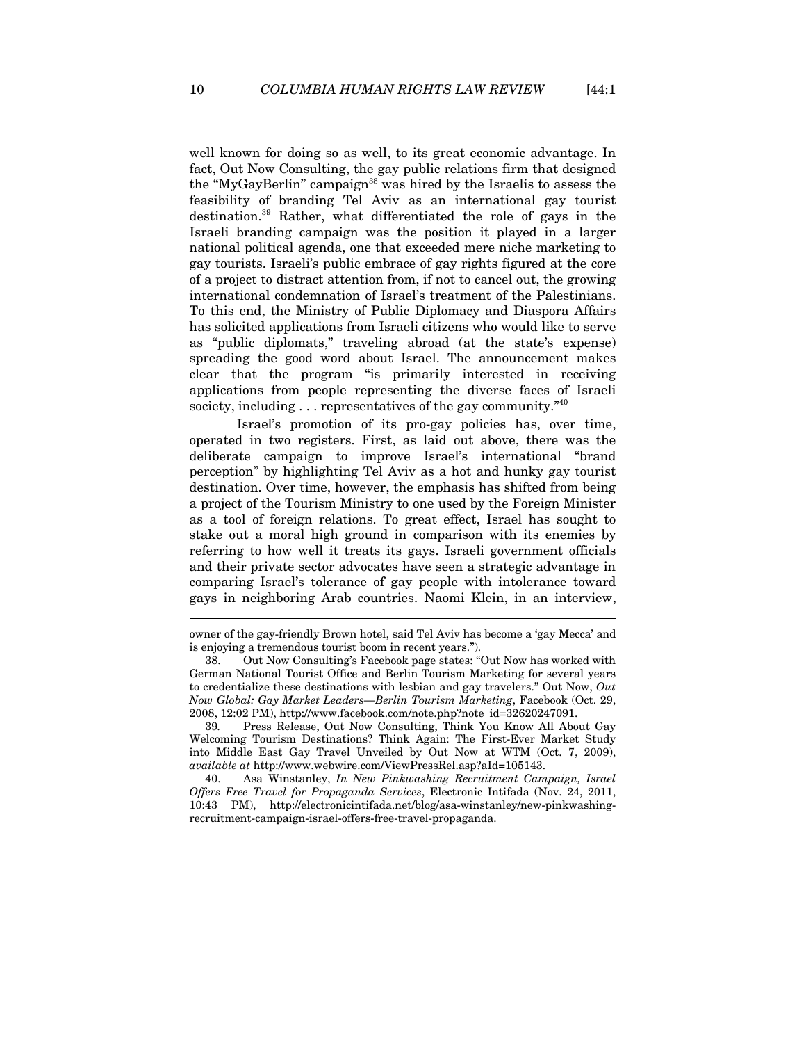well known for doing so as well, to its great economic advantage. In fact, Out Now Consulting, the gay public relations firm that designed the "MyGayBerlin" campaign[38] was hired by the Israelis to assess the feasibility of branding Tel Aviv as an international gay tourist destination.[39] Rather, what differentiated the role of gays in the Israeli branding campaign was the position it played in a larger national political agenda, one that exceeded mere niche marketing to gay tourists. Israeli's public embrace of gay rights figured at the core of a project to distract attention from, if not to cancel out, the growing international condemnation of Israel's treatment of the Palestinians. To this end, the Ministry of Public Diplomacy and Diaspora Affairs has solicited applications from Israeli citizens who would like to serve as "public diplomats," traveling abroad (at the state's expense) spreading the good word about Israel. The announcement makes clear that the program "is primarily interested in receiving applications from people representing the diverse faces of Israeli society, including . . . representatives of the gay community."[40]

Israel's promotion of its pro-gay policies has, over time, operated in two registers. First, as laid out above, there was the deliberate campaign to improve Israel's international "brand perception" by highlighting Tel Aviv as a hot and hunky gay tourist destination. Over time, however, the emphasis has shifted from being a project of the Tourism Ministry to one used by the Foreign Minister as a tool of foreign relations. To great effect, Israel has sought to stake out a moral high ground in comparison with its enemies by referring to how well it treats its gays. Israeli government officials and their private sector advocates have seen a strategic advantage in comparing Israel's tolerance of gay people with intolerance toward gays in neighboring Arab countries. Naomi Klein, in an interview,

---

owner of the gay-friendly Brown hotel, said Tel Aviv has become a 'gay Mecca' and is enjoying a tremendous tourist boom in recent years.").

38. Out Now Consulting's Facebook page states: "Out Now has worked with German National Tourist Office and Berlin Tourism Marketing for several years to credentialize these destinations with lesbian and gay travelers." Out Now, *Out Now Global: Gay Market Leaders—Berlin Tourism Marketing*, Facebook (Oct. 29, 2008, 12:02 PM), http://www.facebook.com/note.php?note_id=32620247091.

39. Press Release, Out Now Consulting, Think You Know All About Gay Welcoming Tourism Destinations? Think Again: The First-Ever Market Study into Middle East Gay Travel Unveiled by Out Now at WTM (Oct. 7, 2009), *available at* http://www.webwire.com/ViewPressRel.asp?aId=105143.

40. Asa Winstanley, *In New Pinkwashing Recruitment Campaign, Israel Offers Free Travel for Propaganda Services*, Electronic Intifada (Nov. 24, 2011, 10:43 PM), http://electronicintifada.net/blog/asa-winstanley/new-pinkwashing-recruitment-campaign-israel-offers-free-travel-propaganda.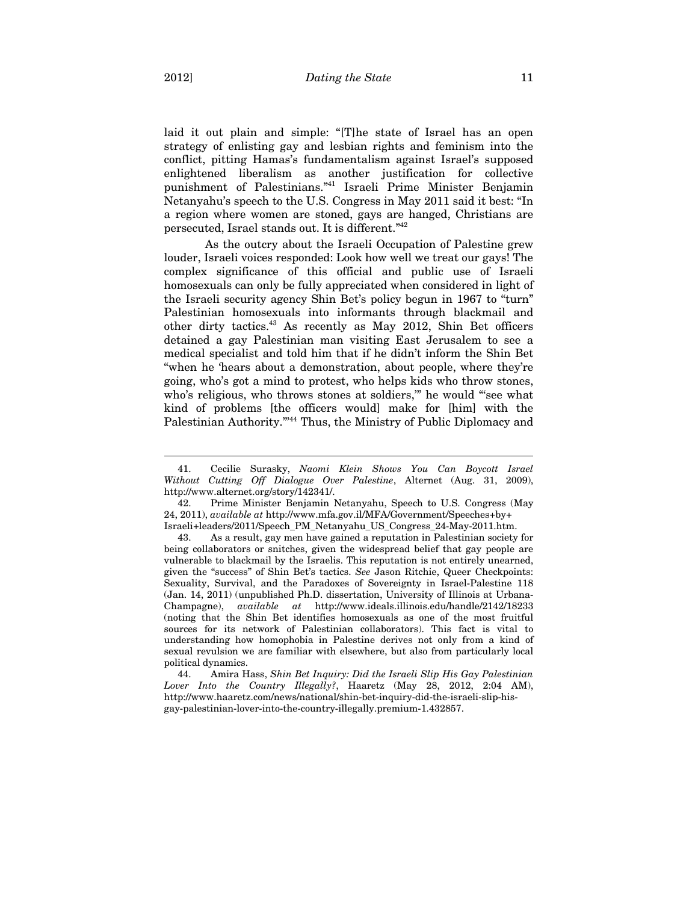laid it out plain and simple: "[T]he state of Israel has an open strategy of enlisting gay and lesbian rights and feminism into the conflict, pitting Hamas's fundamentalism against Israel's supposed enlightened liberalism as another justification for collective punishment of Palestinians."[41] Israeli Prime Minister Benjamin Netanyahu's speech to the U.S. Congress in May 2011 said it best: "In a region where women are stoned, gays are hanged, Christians are persecuted, Israel stands out. It is different."[42]

As the outcry about the Israeli Occupation of Palestine grew louder, Israeli voices responded: Look how well we treat our gays! The complex significance of this official and public use of Israeli homosexuals can only be fully appreciated when considered in light of the Israeli security agency Shin Bet's policy begun in 1967 to "turn" Palestinian homosexuals into informants through blackmail and other dirty tactics.[43] As recently as May 2012, Shin Bet officers detained a gay Palestinian man visiting East Jerusalem to see a medical specialist and told him that if he didn't inform the Shin Bet "when he 'hears about a demonstration, about people, where they're going, who's got a mind to protest, who helps kids who throw stones, who's religious, who throws stones at soldiers,'" he would "'see what kind of problems [the officers would] make for [him] with the Palestinian Authority.'"[44] Thus, the Ministry of Public Diplomacy and

---

41. Cecilie Surasky, *Naomi Klein Shows You Can Boycott Israel Without Cutting Off Dialogue Over Palestine*, Alternet (Aug. 31, 2009), http://www.alternet.org/story/142341/.

42. Prime Minister Benjamin Netanyahu, Speech to U.S. Congress (May 24, 2011), *available at* http://www.mfa.gov.il/MFA/Government/Speeches+by+Israeli+leaders/2011/Speech_PM_Netanyahu_US_Congress_24-May-2011.htm.

43. As a result, gay men have gained a reputation in Palestinian society for being collaborators or snitches, given the widespread belief that gay people are vulnerable to blackmail by the Israelis. This reputation is not entirely unearned, given the "success" of Shin Bet's tactics. *See* Jason Ritchie, Queer Checkpoints: Sexuality, Survival, and the Paradoxes of Sovereignty in Israel-Palestine 118 (Jan. 14, 2011) (unpublished Ph.D. dissertation, University of Illinois at Urbana-Champagne), *available at* http://www.ideals.illinois.edu/handle/2142/18233 (noting that the Shin Bet identifies homosexuals as one of the most fruitful sources for its network of Palestinian collaborators). This fact is vital to understanding how homophobia in Palestine derives not only from a kind of sexual revulsion we are familiar with elsewhere, but also from particularly local political dynamics.

44. Amira Hass, *Shin Bet Inquiry: Did the Israeli Slip His Gay Palestinian Lover Into the Country Illegally?*, Haaretz (May 28, 2012, 2:04 AM), http://www.haaretz.com/news/national/shin-bet-inquiry-did-the-israeli-slip-his-gay-palestinian-lover-into-the-country-illegally.premium-1.432857.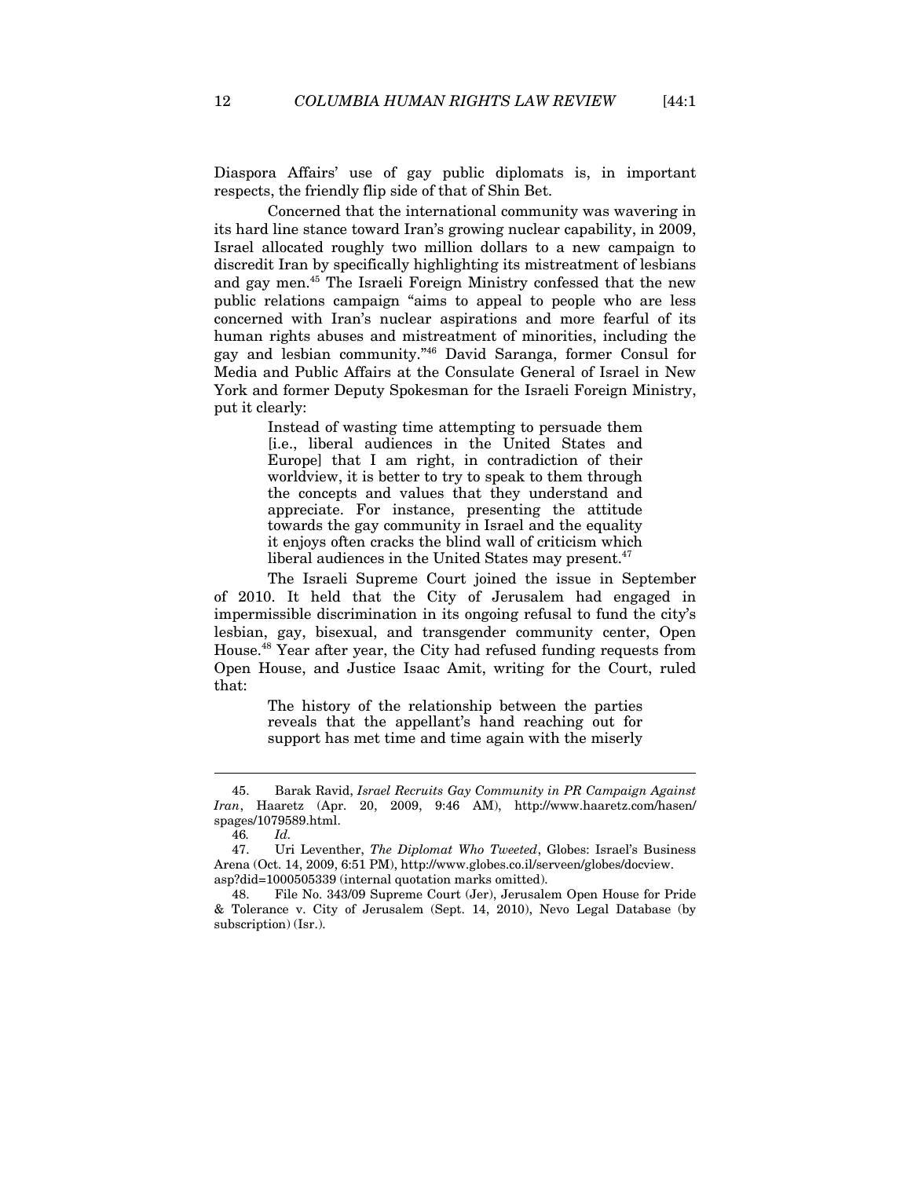Diaspora Affairs' use of gay public diplomats is, in important respects, the friendly flip side of that of Shin Bet.

Concerned that the international community was wavering in its hard line stance toward Iran's growing nuclear capability, in 2009, Israel allocated roughly two million dollars to a new campaign to discredit Iran by specifically highlighting its mistreatment of lesbians and gay men.[45] The Israeli Foreign Ministry confessed that the new public relations campaign "aims to appeal to people who are less concerned with Iran's nuclear aspirations and more fearful of its human rights abuses and mistreatment of minorities, including the gay and lesbian community."[46] David Saranga, former Consul for Media and Public Affairs at the Consulate General of Israel in New York and former Deputy Spokesman for the Israeli Foreign Ministry, put it clearly:

> Instead of wasting time attempting to persuade them [i.e., liberal audiences in the United States and Europe] that I am right, in contradiction of their worldview, it is better to try to speak to them through the concepts and values that they understand and appreciate. For instance, presenting the attitude towards the gay community in Israel and the equality it enjoys often cracks the blind wall of criticism which liberal audiences in the United States may present.[47]

The Israeli Supreme Court joined the issue in September of 2010. It held that the City of Jerusalem had engaged in impermissible discrimination in its ongoing refusal to fund the city's lesbian, gay, bisexual, and transgender community center, Open House.[48] Year after year, the City had refused funding requests from Open House, and Justice Isaac Amit, writing for the Court, ruled that:

> The history of the relationship between the parties reveals that the appellant's hand reaching out for support has met time and time again with the miserly

---

45. Barak Ravid, *Israel Recruits Gay Community in PR Campaign Against Iran*, Haaretz (Apr. 20, 2009, 9:46 AM), http://www.haaretz.com/hasen/spages/1079589.html.

46. *Id.*

47. Uri Leventher, *The Diplomat Who Tweeted*, Globes: Israel's Business Arena (Oct. 14, 2009, 6:51 PM), http://www.globes.co.il/serveen/globes/docview.asp?did=1000505339 (internal quotation marks omitted).

48. File No. 343/09 Supreme Court (Jer), Jerusalem Open House for Pride & Tolerance v. City of Jerusalem (Sept. 14, 2010), Nevo Legal Database (by subscription) (Isr.).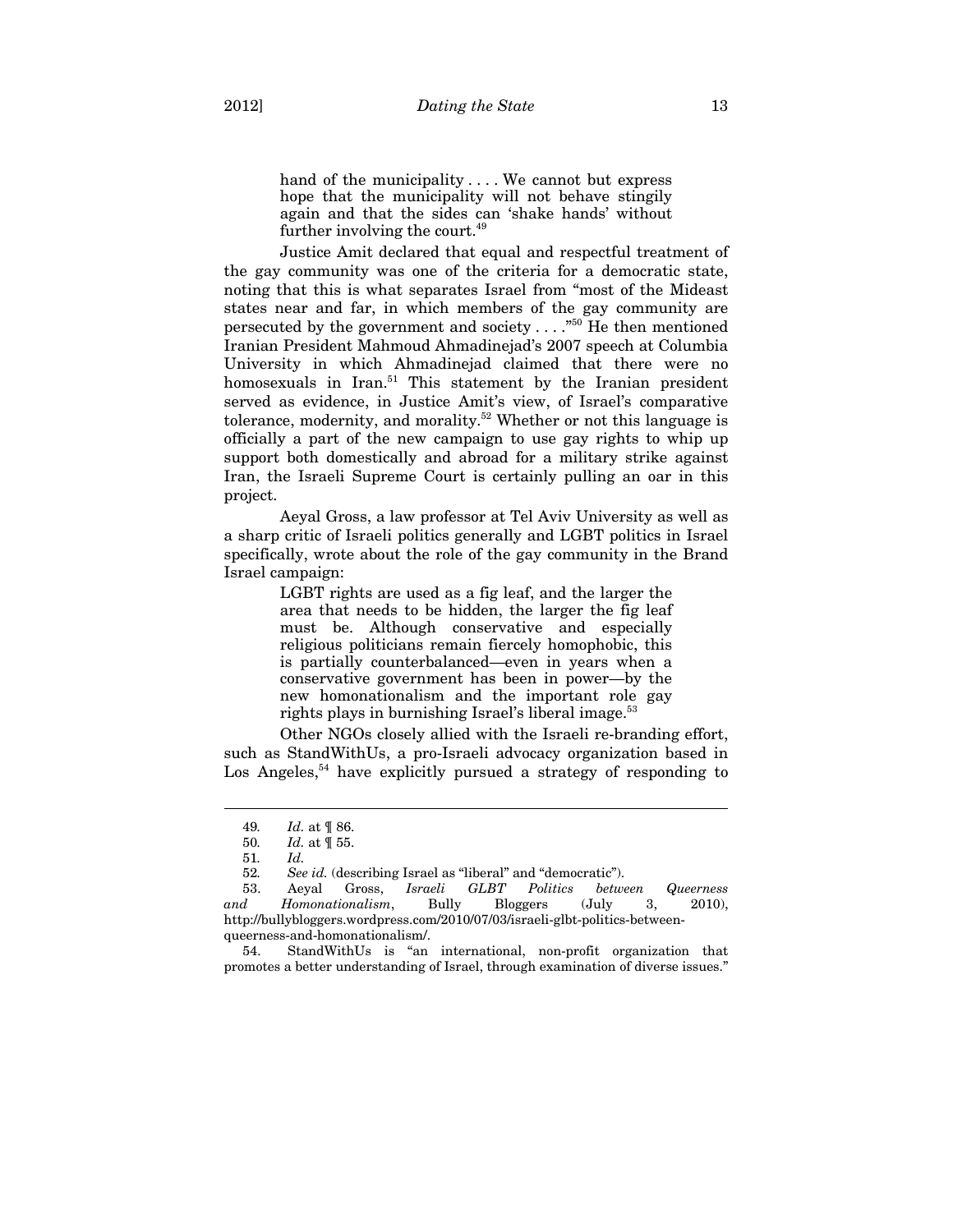> hand of the municipality . . . . We cannot but express hope that the municipality will not behave stingily again and that the sides can 'shake hands' without further involving the court.[49]

Justice Amit declared that equal and respectful treatment of the gay community was one of the criteria for a democratic state, noting that this is what separates Israel from "most of the Mideast states near and far, in which members of the gay community are persecuted by the government and society . . . ."[50] He then mentioned Iranian President Mahmoud Ahmadinejad's 2007 speech at Columbia University in which Ahmadinejad claimed that there were no homosexuals in Iran.[51] This statement by the Iranian president served as evidence, in Justice Amit's view, of Israel's comparative tolerance, modernity, and morality.[52] Whether or not this language is officially a part of the new campaign to use gay rights to whip up support both domestically and abroad for a military strike against Iran, the Israeli Supreme Court is certainly pulling an oar in this project.

Aeyal Gross, a law professor at Tel Aviv University as well as a sharp critic of Israeli politics generally and LGBT politics in Israel specifically, wrote about the role of the gay community in the Brand Israel campaign:

> LGBT rights are used as a fig leaf, and the larger the area that needs to be hidden, the larger the fig leaf must be. Although conservative and especially religious politicians remain fiercely homophobic, this is partially counterbalanced—even in years when a conservative government has been in power—by the new homonationalism and the important role gay rights plays in burnishing Israel's liberal image.[53]

Other NGOs closely allied with the Israeli re-branding effort, such as StandWithUs, a pro-Israeli advocacy organization based in Los Angeles,[54] have explicitly pursued a strategy of responding to

---

49. *Id.* at ¶ 86.

50. *Id.* at ¶ 55.

51. *Id.*

52. *See id.* (describing Israel as "liberal" and "democratic").

53. Aeyal Gross, *Israeli GLBT Politics between Queerness and Homonationalism*, Bully Bloggers (July 3, 2010), http://bullybloggers.wordpress.com/2010/07/03/israeli-glbt-politics-between-queerness-and-homonationalism/.

54. StandWithUs is "an international, non-profit organization that promotes a better understanding of Israel, through examination of diverse issues."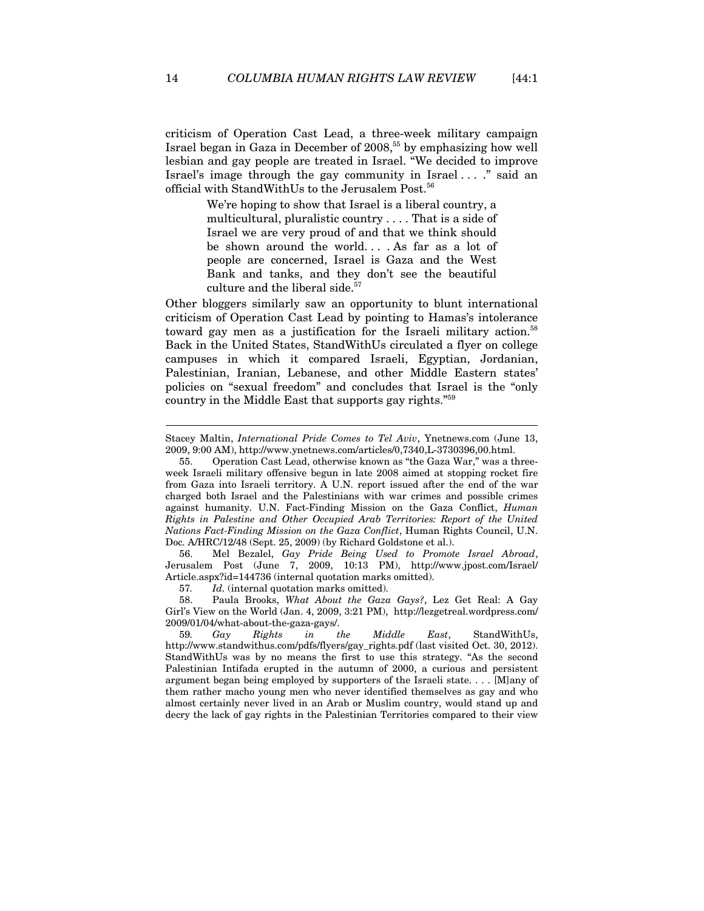criticism of Operation Cast Lead, a three-week military campaign Israel began in Gaza in December of 2008,[55] by emphasizing how well lesbian and gay people are treated in Israel. "We decided to improve Israel's image through the gay community in Israel . . . ." said an official with StandWithUs to the Jerusalem Post.[56]

> We're hoping to show that Israel is a liberal country, a multicultural, pluralistic country . . . . That is a side of Israel we are very proud of and that we think should be shown around the world. . . . As far as a lot of people are concerned, Israel is Gaza and the West Bank and tanks, and they don't see the beautiful culture and the liberal side.[57]

Other bloggers similarly saw an opportunity to blunt international criticism of Operation Cast Lead by pointing to Hamas's intolerance toward gay men as a justification for the Israeli military action.[58] Back in the United States, StandWithUs circulated a flyer on college campuses in which it compared Israeli, Egyptian, Jordanian, Palestinian, Iranian, Lebanese, and other Middle Eastern states' policies on "sexual freedom" and concludes that Israel is the "only country in the Middle East that supports gay rights."[59]

---

Stacey Maltin, *International Pride Comes to Tel Aviv*, Ynetnews.com (June 13, 2009, 9:00 AM), http://www.ynetnews.com/articles/0,7340,L-3730396,00.html.

55. Operation Cast Lead, otherwise known as "the Gaza War," was a three-week Israeli military offensive begun in late 2008 aimed at stopping rocket fire from Gaza into Israeli territory. A U.N. report issued after the end of the war charged both Israel and the Palestinians with war crimes and possible crimes against humanity. U.N. Fact-Finding Mission on the Gaza Conflict, *Human Rights in Palestine and Other Occupied Arab Territories: Report of the United Nations Fact-Finding Mission on the Gaza Conflict*, Human Rights Council, U.N. Doc. A/HRC/12/48 (Sept. 25, 2009) (by Richard Goldstone et al.).

56. Mel Bezalel, *Gay Pride Being Used to Promote Israel Abroad*, Jerusalem Post (June 7, 2009, 10:13 PM), http://www.jpost.com/Israel/Article.aspx?id=144736 (internal quotation marks omitted).

57. *Id.* (internal quotation marks omitted).

58. Paula Brooks, *What About the Gaza Gays?*, Lez Get Real: A Gay Girl's View on the World (Jan. 4, 2009, 3:21 PM), http://lezgetreal.wordpress.com/2009/01/04/what-about-the-gaza-gays/.

59. *Gay Rights in the Middle East*, StandWithUs, http://www.standwithus.com/pdfs/flyers/gay_rights.pdf (last visited Oct. 30, 2012). StandWithUs was by no means the first to use this strategy. "As the second Palestinian Intifada erupted in the autumn of 2000, a curious and persistent argument began being employed by supporters of the Israeli state. . . . [M]any of them rather macho young men who never identified themselves as gay and who almost certainly never lived in an Arab or Muslim country, would stand up and decry the lack of gay rights in the Palestinian Territories compared to their view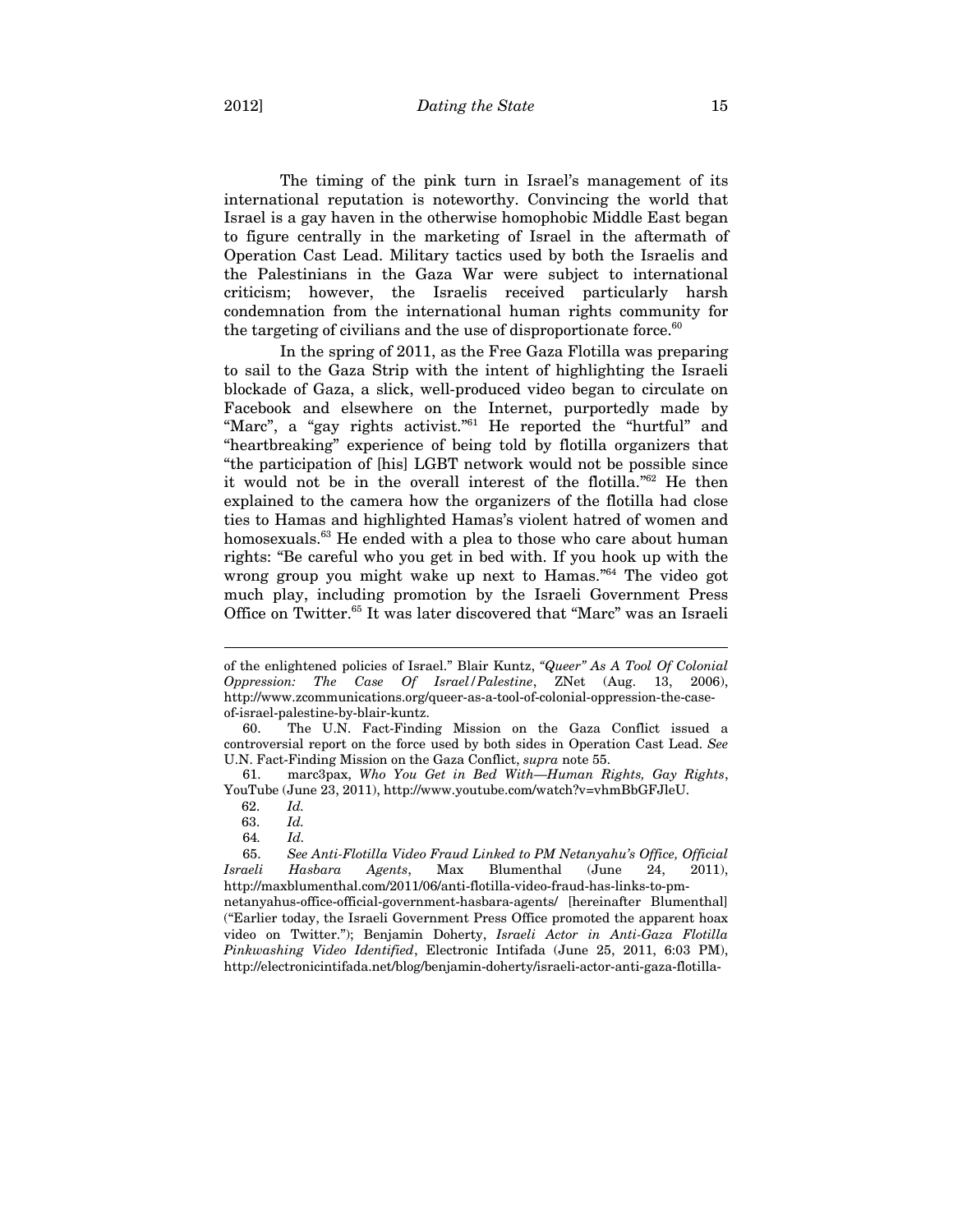The timing of the pink turn in Israel's management of its international reputation is noteworthy. Convincing the world that Israel is a gay haven in the otherwise homophobic Middle East began to figure centrally in the marketing of Israel in the aftermath of Operation Cast Lead. Military tactics used by both the Israelis and the Palestinians in the Gaza War were subject to international criticism; however, the Israelis received particularly harsh condemnation from the international human rights community for the targeting of civilians and the use of disproportionate force.[60]

In the spring of 2011, as the Free Gaza Flotilla was preparing to sail to the Gaza Strip with the intent of highlighting the Israeli blockade of Gaza, a slick, well-produced video began to circulate on Facebook and elsewhere on the Internet, purportedly made by "Marc", a "gay rights activist."[61] He reported the "hurtful" and "heartbreaking" experience of being told by flotilla organizers that "the participation of [his] LGBT network would not be possible since it would not be in the overall interest of the flotilla."[62] He then explained to the camera how the organizers of the flotilla had close ties to Hamas and highlighted Hamas's violent hatred of women and homosexuals.[63] He ended with a plea to those who care about human rights: "Be careful who you get in bed with. If you hook up with the wrong group you might wake up next to Hamas."[64] The video got much play, including promotion by the Israeli Government Press Office on Twitter.[65] It was later discovered that "Marc" was an Israeli

---

of the enlightened policies of Israel." Blair Kuntz, *"Queer" As A Tool Of Colonial Oppression: The Case Of Israel/Palestine*, ZNet (Aug. 13, 2006), http://www.zcommunications.org/queer-as-a-tool-of-colonial-oppression-the-case-of-israel-palestine-by-blair-kuntz.

60. The U.N. Fact-Finding Mission on the Gaza Conflict issued a controversial report on the force used by both sides in Operation Cast Lead. *See* U.N. Fact-Finding Mission on the Gaza Conflict, *supra* note 55.

61. marc3pax, *Who You Get in Bed With—Human Rights, Gay Rights*, YouTube (June 23, 2011), http://www.youtube.com/watch?v=vhmBbGFJleU.

62. *Id.*

63. *Id.*

64. *Id.*

65. *See Anti-Flotilla Video Fraud Linked to PM Netanyahu's Office, Official Israeli Hasbara Agents*, Max Blumenthal (June 24, 2011), http://maxblumenthal.com/2011/06/anti-flotilla-video-fraud-has-links-to-pm-netanyahus-office-official-government-hasbara-agents/ [hereinafter Blumenthal] ("Earlier today, the Israeli Government Press Office promoted the apparent hoax video on Twitter."); Benjamin Doherty, *Israeli Actor in Anti-Gaza Flotilla Pinkwashing Video Identified*, Electronic Intifada (June 25, 2011, 6:03 PM), http://electronicintifada.net/blog/benjamin-doherty/israeli-actor-anti-gaza-flotilla-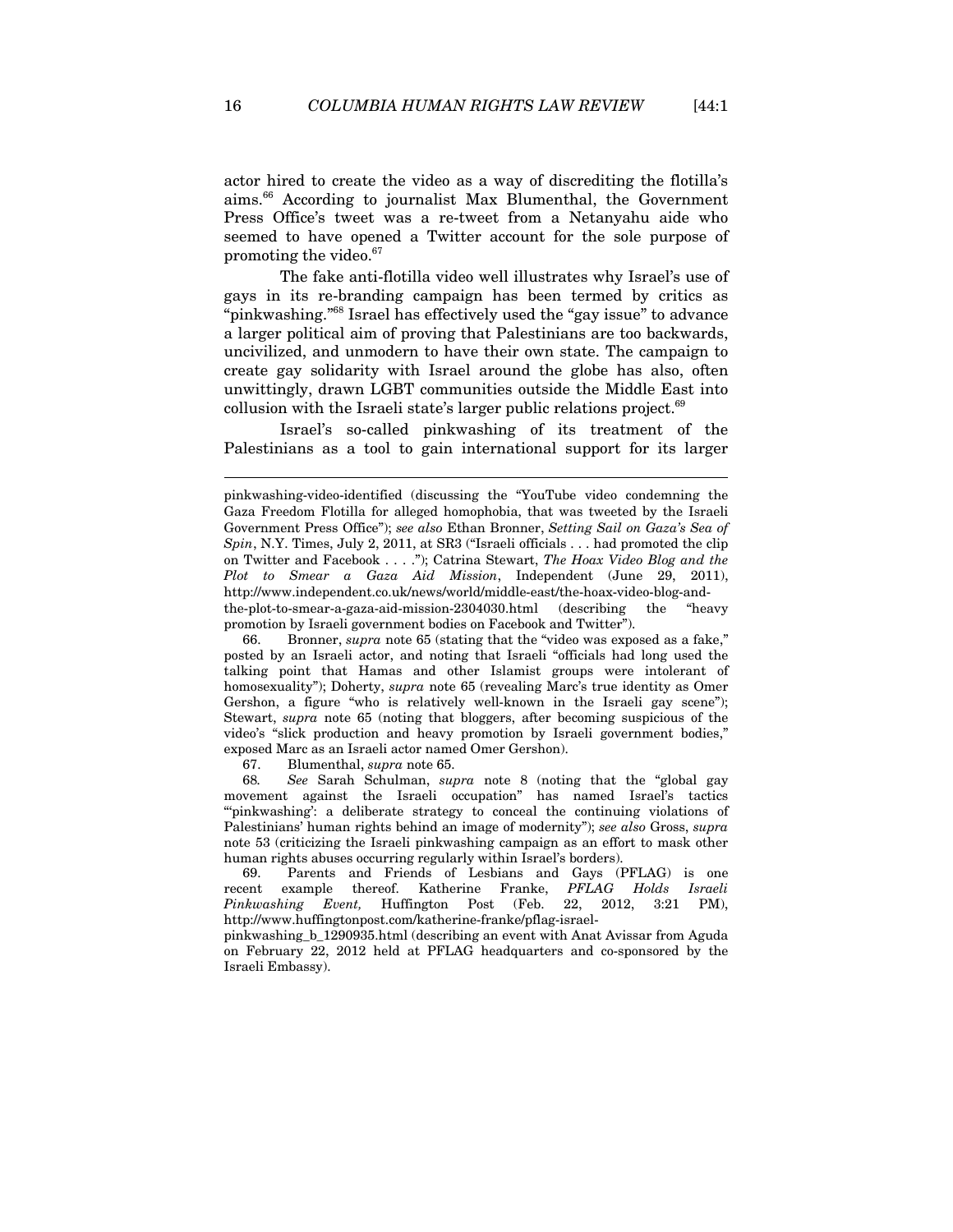actor hired to create the video as a way of discrediting the flotilla's aims.[66] According to journalist Max Blumenthal, the Government Press Office's tweet was a re-tweet from a Netanyahu aide who seemed to have opened a Twitter account for the sole purpose of promoting the video.[67]

The fake anti-flotilla video well illustrates why Israel's use of gays in its re-branding campaign has been termed by critics as "pinkwashing."[68] Israel has effectively used the "gay issue" to advance a larger political aim of proving that Palestinians are too backwards, uncivilized, and unmodern to have their own state. The campaign to create gay solidarity with Israel around the globe has also, often unwittingly, drawn LGBT communities outside the Middle East into collusion with the Israeli state's larger public relations project.[69]

Israel's so-called pinkwashing of its treatment of the Palestinians as a tool to gain international support for its larger

---

pinkwashing-video-identified (discussing the "YouTube video condemning the Gaza Freedom Flotilla for alleged homophobia, that was tweeted by the Israeli Government Press Office"); *see also* Ethan Bronner, *Setting Sail on Gaza's Sea of Spin*, N.Y. Times, July 2, 2011, at SR3 ("Israeli officials . . . had promoted the clip on Twitter and Facebook . . . ."); Catrina Stewart, *The Hoax Video Blog and the Plot to Smear a Gaza Aid Mission*, Independent (June 29, 2011), http://www.independent.co.uk/news/world/middle-east/the-hoax-video-blog-and-the-plot-to-smear-a-gaza-aid-mission-2304030.html (describing the "heavy promotion by Israeli government bodies on Facebook and Twitter").

66. Bronner, *supra* note 65 (stating that the "video was exposed as a fake," posted by an Israeli actor, and noting that Israeli "officials had long used the talking point that Hamas and other Islamist groups were intolerant of homosexuality"); Doherty, *supra* note 65 (revealing Marc's true identity as Omer Gershon, a figure "who is relatively well-known in the Israeli gay scene"); Stewart, *supra* note 65 (noting that bloggers, after becoming suspicious of the video's "slick production and heavy promotion by Israeli government bodies," exposed Marc as an Israeli actor named Omer Gershon).

67. Blumenthal, *supra* note 65.

68. *See* Sarah Schulman, *supra* note 8 (noting that the "global gay movement against the Israeli occupation" has named Israel's tactics "'pinkwashing': a deliberate strategy to conceal the continuing violations of Palestinians' human rights behind an image of modernity"); *see also* Gross, *supra* note 53 (criticizing the Israeli pinkwashing campaign as an effort to mask other human rights abuses occurring regularly within Israel's borders).

69. Parents and Friends of Lesbians and Gays (PFLAG) is one recent example thereof. Katherine Franke, *PFLAG Holds Israeli Pinkwashing Event,* Huffington Post (Feb. 22, 2012, 3:21 PM), http://www.huffingtonpost.com/katherine-franke/pflag-israel-pinkwashing_b_1290935.html (describing an event with Anat Avissar from Aguda on February 22, 2012 held at PFLAG headquarters and co-sponsored by the Israeli Embassy).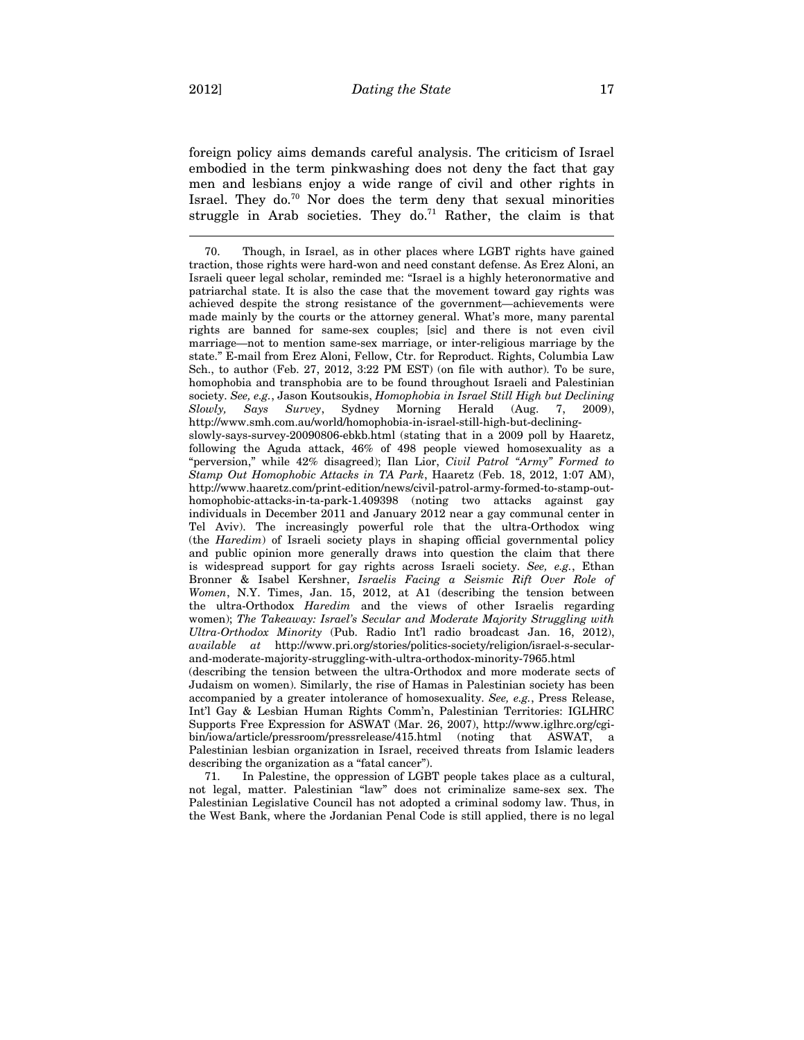foreign policy aims demands careful analysis. The criticism of Israel embodied in the term pinkwashing does not deny the fact that gay men and lesbians enjoy a wide range of civil and other rights in Israel. They do.[70] Nor does the term deny that sexual minorities struggle in Arab societies. They do.[71] Rather, the claim is that

---

70. Though, in Israel, as in other places where LGBT rights have gained traction, those rights were hard-won and need constant defense. As Erez Aloni, an Israeli queer legal scholar, reminded me: "Israel is a highly heteronormative and patriarchal state. It is also the case that the movement toward gay rights was achieved despite the strong resistance of the government—achievements were made mainly by the courts or the attorney general. What's more, many parental rights are banned for same-sex couples; [sic] and there is not even civil marriage—not to mention same-sex marriage, or inter-religious marriage by the state." E-mail from Erez Aloni, Fellow, Ctr. for Reproduct. Rights, Columbia Law Sch., to author (Feb. 27, 2012, 3:22 PM EST) (on file with author). To be sure, homophobia and transphobia are to be found throughout Israeli and Palestinian society. *See, e.g.*, Jason Koutsoukis, *Homophobia in Israel Still High but Declining Slowly, Says Survey*, Sydney Morning Herald (Aug. 7, 2009), http://www.smh.com.au/world/homophobia-in-israel-still-high-but-declining-slowly-says-survey-20090806-ebkb.html (stating that in a 2009 poll by Haaretz, following the Aguda attack, 46% of 498 people viewed homosexuality as a "perversion," while 42% disagreed); Ilan Lior, *Civil Patrol "Army" Formed to Stamp Out Homophobic Attacks in TA Park*, Haaretz (Feb. 18, 2012, 1:07 AM), http://www.haaretz.com/print-edition/news/civil-patrol-army-formed-to-stamp-out-homophobic-attacks-in-ta-park-1.409398 (noting two attacks against gay individuals in December 2011 and January 2012 near a gay communal center in Tel Aviv). The increasingly powerful role that the ultra-Orthodox wing (the *Haredim*) of Israeli society plays in shaping official governmental policy and public opinion more generally draws into question the claim that there is widespread support for gay rights across Israeli society. *See, e.g.*, Ethan Bronner & Isabel Kershner, *Israelis Facing a Seismic Rift Over Role of Women*, N.Y. Times, Jan. 15, 2012, at A1 (describing the tension between the ultra-Orthodox *Haredim* and the views of other Israelis regarding women); *The Takeaway: Israel's Secular and Moderate Majority Struggling with Ultra-Orthodox Minority* (Pub. Radio Int'l radio broadcast Jan. 16, 2012), *available at* http://www.pri.org/stories/politics-society/religion/israel-s-secular-and-moderate-majority-struggling-with-ultra-orthodox-minority-7965.html (describing the tension between the ultra-Orthodox and more moderate sects of Judaism on women). Similarly, the rise of Hamas in Palestinian society has been accompanied by a greater intolerance of homosexuality. *See, e.g.*, Press Release, Int'l Gay & Lesbian Human Rights Comm'n, Palestinian Territories: IGLHRC Supports Free Expression for ASWAT (Mar. 26, 2007), http://www.iglhrc.org/cgi-bin/iowa/article/pressroom/pressrelease/415.html (noting that ASWAT, a Palestinian lesbian organization in Israel, received threats from Islamic leaders describing the organization as a "fatal cancer").

71. In Palestine, the oppression of LGBT people takes place as a cultural, not legal, matter. Palestinian "law" does not criminalize same-sex sex. The Palestinian Legislative Council has not adopted a criminal sodomy law. Thus, in the West Bank, where the Jordanian Penal Code is still applied, there is no legal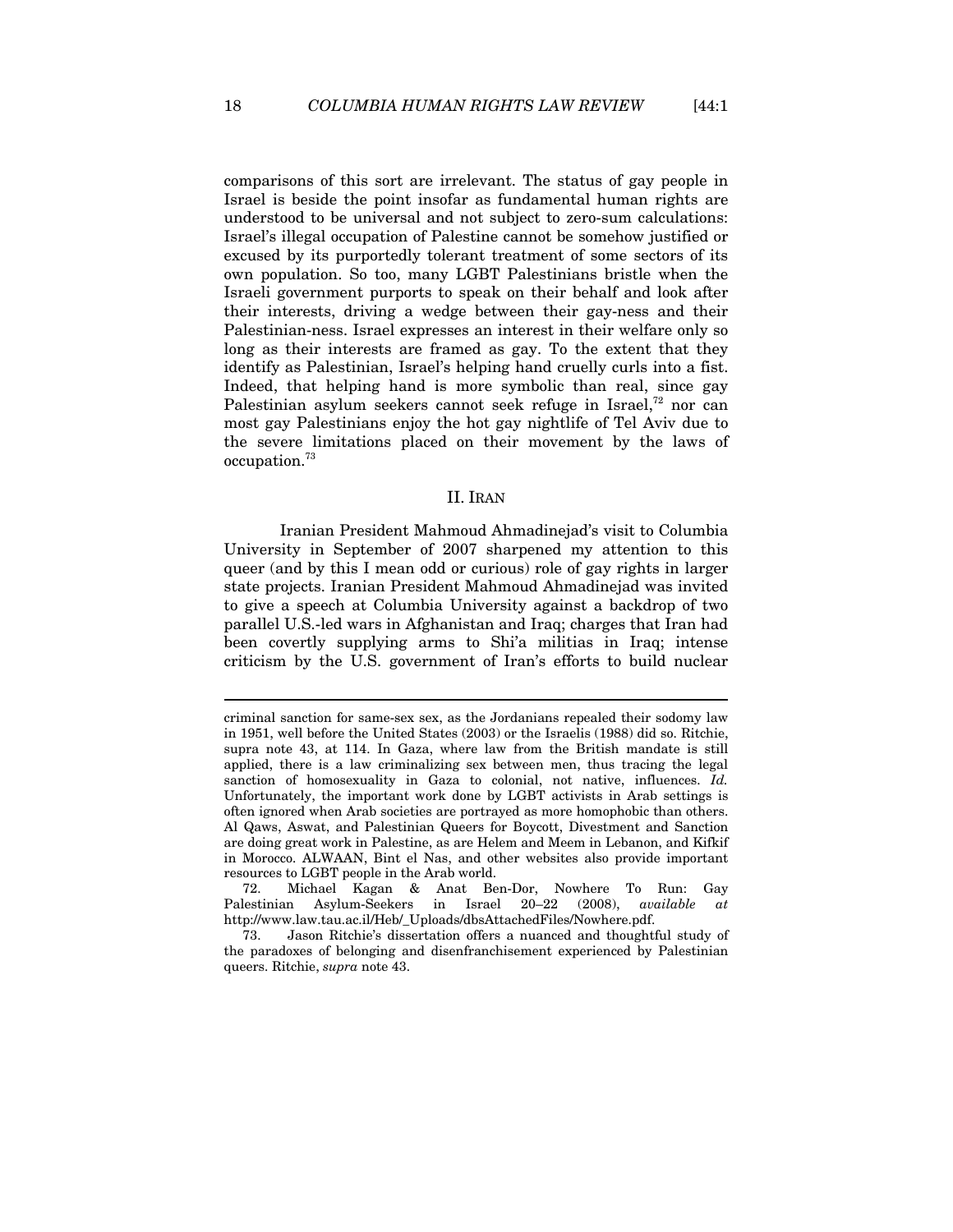comparisons of this sort are irrelevant. The status of gay people in Israel is beside the point insofar as fundamental human rights are understood to be universal and not subject to zero-sum calculations: Israel's illegal occupation of Palestine cannot be somehow justified or excused by its purportedly tolerant treatment of some sectors of its own population. So too, many LGBT Palestinians bristle when the Israeli government purports to speak on their behalf and look after their interests, driving a wedge between their gay-ness and their Palestinian-ness. Israel expresses an interest in their welfare only so long as their interests are framed as gay. To the extent that they identify as Palestinian, Israel's helping hand cruelly curls into a fist. Indeed, that helping hand is more symbolic than real, since gay Palestinian asylum seekers cannot seek refuge in Israel,[72] nor can most gay Palestinians enjoy the hot gay nightlife of Tel Aviv due to the severe limitations placed on their movement by the laws of occupation.[73]

## II. IRAN

Iranian President Mahmoud Ahmadinejad's visit to Columbia University in September of 2007 sharpened my attention to this queer (and by this I mean odd or curious) role of gay rights in larger state projects. Iranian President Mahmoud Ahmadinejad was invited to give a speech at Columbia University against a backdrop of two parallel U.S.-led wars in Afghanistan and Iraq; charges that Iran had been covertly supplying arms to Shi'a militias in Iraq; intense criticism by the U.S. government of Iran's efforts to build nuclear

---

criminal sanction for same-sex sex, as the Jordanians repealed their sodomy law in 1951, well before the United States (2003) or the Israelis (1988) did so. Ritchie, supra note 43, at 114. In Gaza, where law from the British mandate is still applied, there is a law criminalizing sex between men, thus tracing the legal sanction of homosexuality in Gaza to colonial, not native, influences. *Id.* Unfortunately, the important work done by LGBT activists in Arab settings is often ignored when Arab societies are portrayed as more homophobic than others. Al Qaws, Aswat, and Palestinian Queers for Boycott, Divestment and Sanction are doing great work in Palestine, as are Helem and Meem in Lebanon, and Kifkif in Morocco. ALWAAN, Bint el Nas, and other websites also provide important resources to LGBT people in the Arab world.

72. Michael Kagan & Anat Ben-Dor, Nowhere To Run: Gay Palestinian Asylum-Seekers in Israel 20–22 (2008), *available at* http://www.law.tau.ac.il/Heb/_Uploads/dbsAttachedFiles/Nowhere.pdf.

73. Jason Ritchie's dissertation offers a nuanced and thoughtful study of the paradoxes of belonging and disenfranchisement experienced by Palestinian queers. Ritchie, *supra* note 43.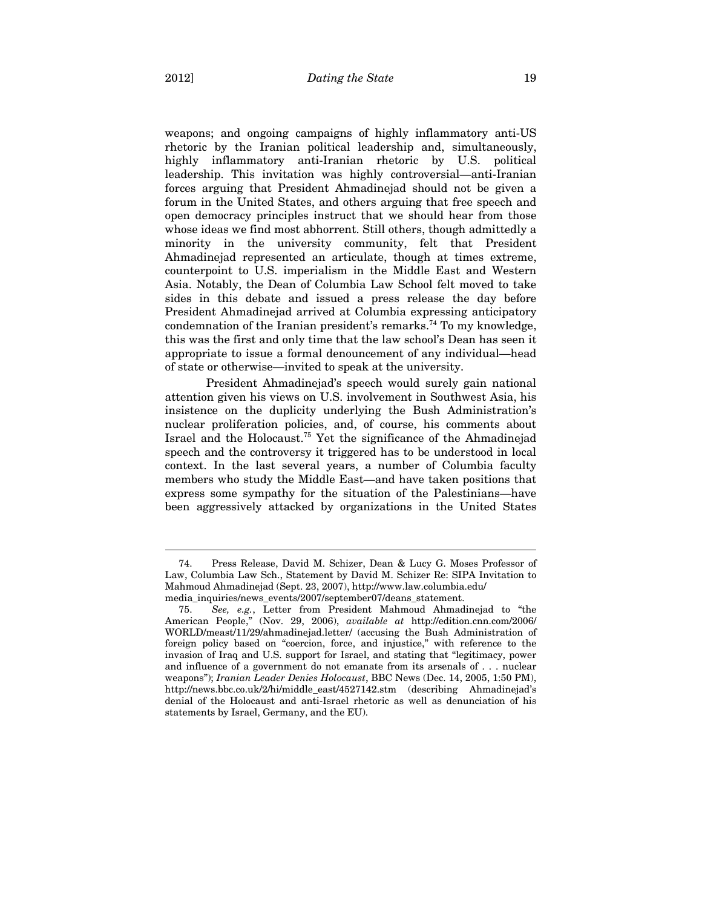weapons; and ongoing campaigns of highly inflammatory anti-US rhetoric by the Iranian political leadership and, simultaneously, highly inflammatory anti-Iranian rhetoric by U.S. political leadership. This invitation was highly controversial—anti-Iranian forces arguing that President Ahmadinejad should not be given a forum in the United States, and others arguing that free speech and open democracy principles instruct that we should hear from those whose ideas we find most abhorrent. Still others, though admittedly a minority in the university community, felt that President Ahmadinejad represented an articulate, though at times extreme, counterpoint to U.S. imperialism in the Middle East and Western Asia. Notably, the Dean of Columbia Law School felt moved to take sides in this debate and issued a press release the day before President Ahmadinejad arrived at Columbia expressing anticipatory condemnation of the Iranian president's remarks.[74] To my knowledge, this was the first and only time that the law school's Dean has seen it appropriate to issue a formal denouncement of any individual—head of state or otherwise—invited to speak at the university.

President Ahmadinejad's speech would surely gain national attention given his views on U.S. involvement in Southwest Asia, his insistence on the duplicity underlying the Bush Administration's nuclear proliferation policies, and, of course, his comments about Israel and the Holocaust.[75] Yet the significance of the Ahmadinejad speech and the controversy it triggered has to be understood in local context. In the last several years, a number of Columbia faculty members who study the Middle East—and have taken positions that express some sympathy for the situation of the Palestinians—have been aggressively attacked by organizations in the United States

---

74. Press Release, David M. Schizer, Dean & Lucy G. Moses Professor of Law, Columbia Law Sch., Statement by David M. Schizer Re: SIPA Invitation to Mahmoud Ahmadinejad (Sept. 23, 2007), http://www.law.columbia.edu/media_inquiries/news_events/2007/september07/deans_statement.

75. *See, e.g.*, Letter from President Mahmoud Ahmadinejad to "the American People," (Nov. 29, 2006), *available at* http://edition.cnn.com/2006/WORLD/meast/11/29/ahmadinejad.letter/ (accusing the Bush Administration of foreign policy based on "coercion, force, and injustice," with reference to the invasion of Iraq and U.S. support for Israel, and stating that "legitimacy, power and influence of a government do not emanate from its arsenals of . . . nuclear weapons"); *Iranian Leader Denies Holocaust*, BBC News (Dec. 14, 2005, 1:50 PM), http://news.bbc.co.uk/2/hi/middle_east/4527142.stm (describing Ahmadinejad's denial of the Holocaust and anti-Israel rhetoric as well as denunciation of his statements by Israel, Germany, and the EU).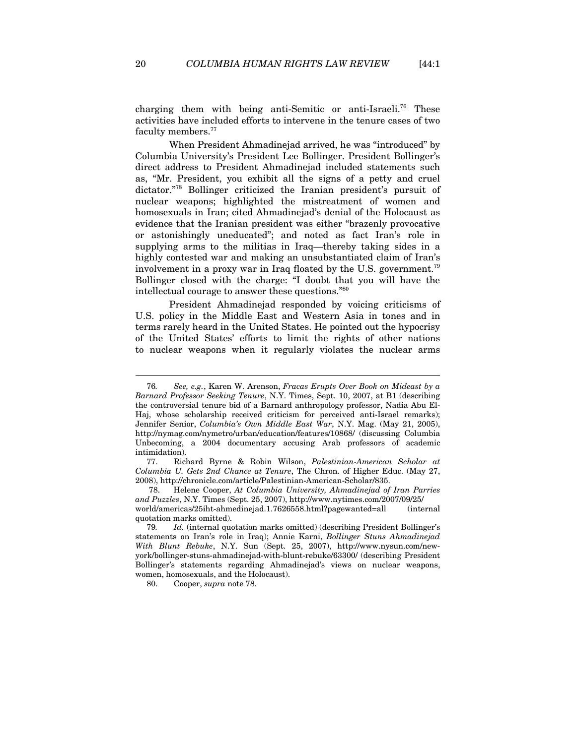charging them with being anti-Semitic or anti-Israeli.[76] These activities have included efforts to intervene in the tenure cases of two faculty members.[77]

When President Ahmadinejad arrived, he was "introduced" by Columbia University's President Lee Bollinger. President Bollinger's direct address to President Ahmadinejad included statements such as, "Mr. President, you exhibit all the signs of a petty and cruel dictator."[78] Bollinger criticized the Iranian president's pursuit of nuclear weapons; highlighted the mistreatment of women and homosexuals in Iran; cited Ahmadinejad's denial of the Holocaust as evidence that the Iranian president was either "brazenly provocative or astonishingly uneducated"; and noted as fact Iran's role in supplying arms to the militias in Iraq—thereby taking sides in a highly contested war and making an unsubstantiated claim of Iran's involvement in a proxy war in Iraq floated by the U.S. government.[79] Bollinger closed with the charge: "I doubt that you will have the intellectual courage to answer these questions."[80]

President Ahmadinejad responded by voicing criticisms of U.S. policy in the Middle East and Western Asia in tones and in terms rarely heard in the United States. He pointed out the hypocrisy of the United States' efforts to limit the rights of other nations to nuclear weapons when it regularly violates the nuclear arms

---

76. *See, e.g.*, Karen W. Arenson, *Fracas Erupts Over Book on Mideast by a Barnard Professor Seeking Tenure*, N.Y. Times, Sept. 10, 2007, at B1 (describing the controversial tenure bid of a Barnard anthropology professor, Nadia Abu El-Haj, whose scholarship received criticism for perceived anti-Israel remarks); Jennifer Senior, *Columbia's Own Middle East War*, N.Y. Mag. (May 21, 2005), http://nymag.com/nymetro/urban/education/features/10868/ (discussing Columbia Unbecoming, a 2004 documentary accusing Arab professors of academic intimidation).

77. Richard Byrne & Robin Wilson, *Palestinian-American Scholar at Columbia U. Gets 2nd Chance at Tenure*, The Chron. of Higher Educ. (May 27, 2008), http://chronicle.com/article/Palestinian-American-Scholar/835.

78. Helene Cooper, *At Columbia University, Ahmadinejad of Iran Parries and Puzzles*, N.Y. Times (Sept. 25, 2007), http://www.nytimes.com/2007/09/25/world/americas/25iht-ahmedinejad.1.7626558.html?pagewanted=all (internal quotation marks omitted).

79. *Id.* (internal quotation marks omitted) (describing President Bollinger's statements on Iran's role in Iraq); Annie Karni, *Bollinger Stuns Ahmadinejad With Blunt Rebuke*, N.Y. Sun (Sept. 25, 2007), http://www.nysun.com/new-york/bollinger-stuns-ahmadinejad-with-blunt-rebuke/63300/ (describing President Bollinger's statements regarding Ahmadinejad's views on nuclear weapons, women, homosexuals, and the Holocaust).

80. Cooper, *supra* note 78.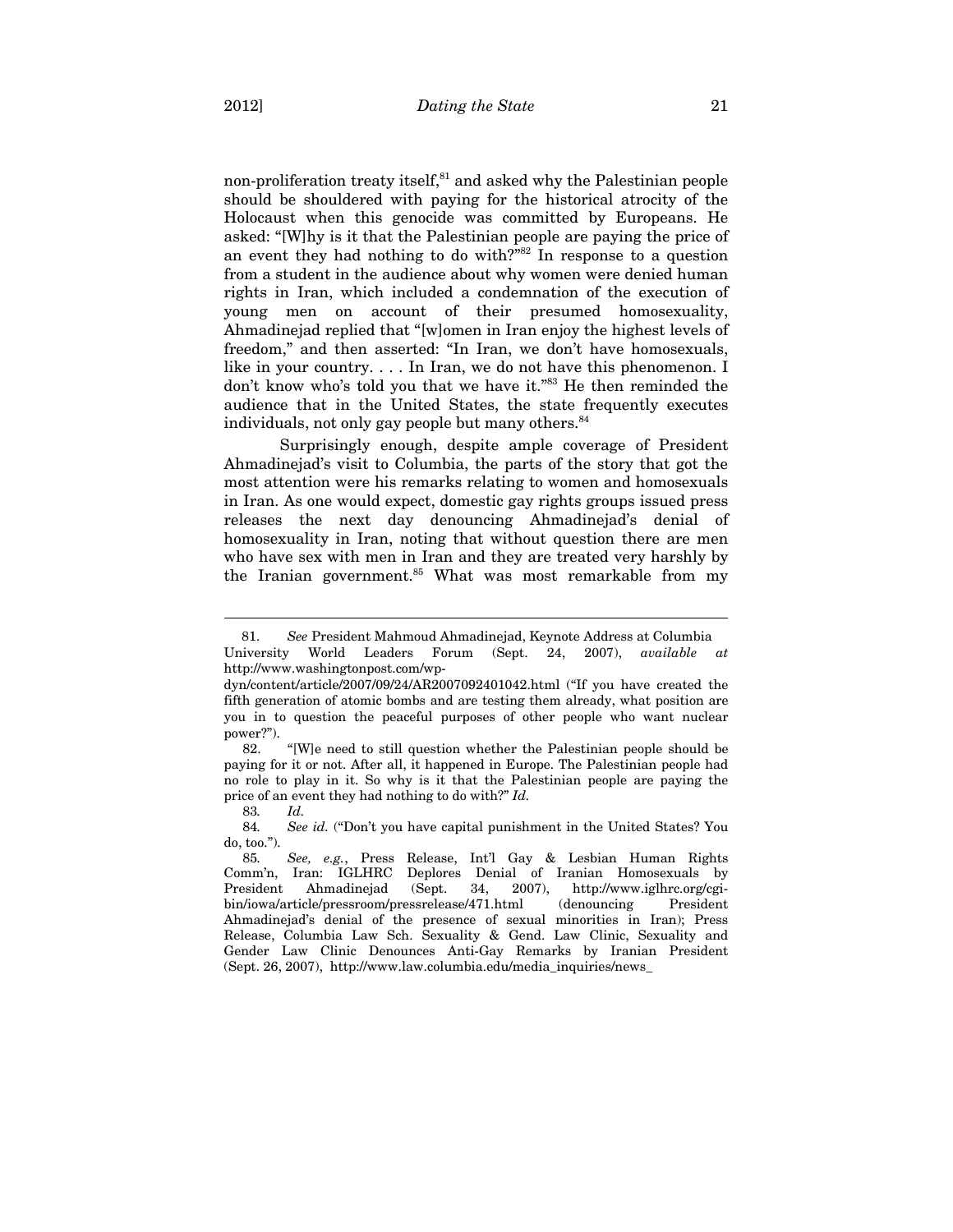non-proliferation treaty itself,[81] and asked why the Palestinian people should be shouldered with paying for the historical atrocity of the Holocaust when this genocide was committed by Europeans. He asked: "[W]hy is it that the Palestinian people are paying the price of an event they had nothing to do with?"[82] In response to a question from a student in the audience about why women were denied human rights in Iran, which included a condemnation of the execution of young men on account of their presumed homosexuality, Ahmadinejad replied that "[w]omen in Iran enjoy the highest levels of freedom," and then asserted: "In Iran, we don't have homosexuals, like in your country. . . . In Iran, we do not have this phenomenon. I don't know who's told you that we have it."[83] He then reminded the audience that in the United States, the state frequently executes individuals, not only gay people but many others.[84]

Surprisingly enough, despite ample coverage of President Ahmadinejad's visit to Columbia, the parts of the story that got the most attention were his remarks relating to women and homosexuals in Iran. As one would expect, domestic gay rights groups issued press releases the next day denouncing Ahmadinejad's denial of homosexuality in Iran, noting that without question there are men who have sex with men in Iran and they are treated very harshly by the Iranian government.[85] What was most remarkable from my

---

81. *See* President Mahmoud Ahmadinejad, Keynote Address at Columbia University World Leaders Forum (Sept. 24, 2007), *available at* http://www.washingtonpost.com/wp-dyn/content/article/2007/09/24/AR2007092401042.html ("If you have created the fifth generation of atomic bombs and are testing them already, what position are you in to question the peaceful purposes of other people who want nuclear power?").

82. "[W]e need to still question whether the Palestinian people should be paying for it or not. After all, it happened in Europe. The Palestinian people had no role to play in it. So why is it that the Palestinian people are paying the price of an event they had nothing to do with?" *Id.*

83. *Id.*

84. *See id.* ("Don't you have capital punishment in the United States? You do, too.").

85. *See, e.g.*, Press Release, Int'l Gay & Lesbian Human Rights Comm'n, Iran: IGLHRC Deplores Denial of Iranian Homosexuals by President Ahmadinejad (Sept. 34, 2007), http://www.iglhrc.org/cgi-bin/iowa/article/pressroom/pressrelease/471.html (denouncing President Ahmadinejad's denial of the presence of sexual minorities in Iran); Press Release, Columbia Law Sch. Sexuality & Gend. Law Clinic, Sexuality and Gender Law Clinic Denounces Anti-Gay Remarks by Iranian President (Sept. 26, 2007), http://www.law.columbia.edu/media_inquiries/news_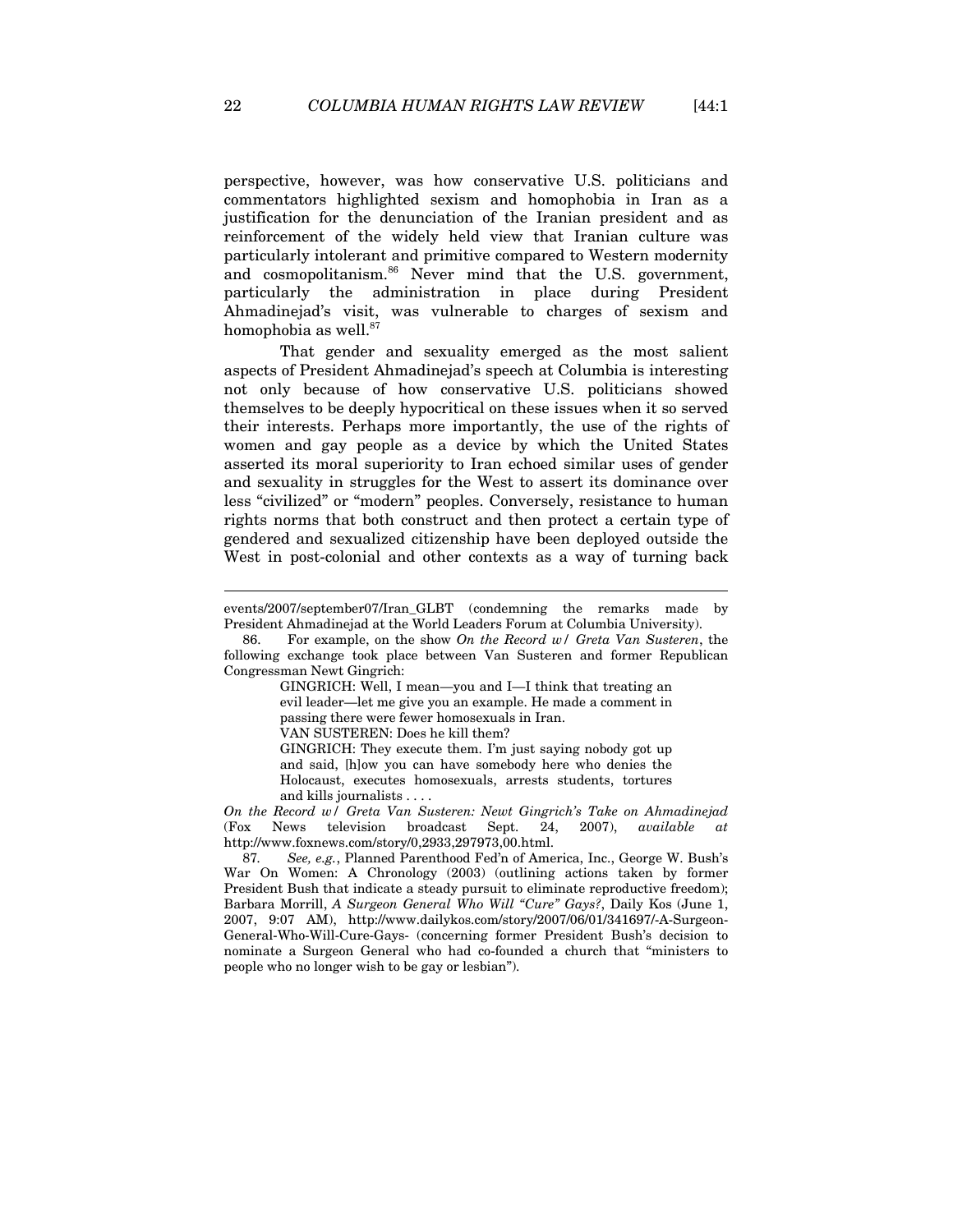perspective, however, was how conservative U.S. politicians and commentators highlighted sexism and homophobia in Iran as a justification for the denunciation of the Iranian president and as reinforcement of the widely held view that Iranian culture was particularly intolerant and primitive compared to Western modernity and cosmopolitanism.[86] Never mind that the U.S. government, particularly the administration in place during President Ahmadinejad's visit, was vulnerable to charges of sexism and homophobia as well.[87]

That gender and sexuality emerged as the most salient aspects of President Ahmadinejad's speech at Columbia is interesting not only because of how conservative U.S. politicians showed themselves to be deeply hypocritical on these issues when it so served their interests. Perhaps more importantly, the use of the rights of women and gay people as a device by which the United States asserted its moral superiority to Iran echoed similar uses of gender and sexuality in struggles for the West to assert its dominance over less "civilized" or "modern" peoples. Conversely, resistance to human rights norms that both construct and then protect a certain type of gendered and sexualized citizenship have been deployed outside the West in post-colonial and other contexts as a way of turning back

---

events/2007/september07/Iran_GLBT (condemning the remarks made by President Ahmadinejad at the World Leaders Forum at Columbia University).

86. For example, on the show *On the Record w/ Greta Van Susteren*, the following exchange took place between Van Susteren and former Republican Congressman Newt Gingrich:

> GINGRICH: Well, I mean—you and I—I think that treating an evil leader—let me give you an example. He made a comment in passing there were fewer homosexuals in Iran.
>
> VAN SUSTEREN: Does he kill them?
>
> GINGRICH: They execute them. I'm just saying nobody got up and said, [h]ow you can have somebody here who denies the Holocaust, executes homosexuals, arrests students, tortures and kills journalists . . . .

*On the Record w/ Greta Van Susteren: Newt Gingrich's Take on Ahmadinejad* (Fox News television broadcast Sept. 24, 2007), *available at* http://www.foxnews.com/story/0,2933,297973,00.html.

87. *See, e.g.*, Planned Parenthood Fed'n of America, Inc., George W. Bush's War On Women: A Chronology (2003) (outlining actions taken by former President Bush that indicate a steady pursuit to eliminate reproductive freedom); Barbara Morrill, *A Surgeon General Who Will "Cure" Gays?*, Daily Kos (June 1, 2007, 9:07 AM), http://www.dailykos.com/story/2007/06/01/341697/-A-Surgeon-General-Who-Will-Cure-Gays- (concerning former President Bush's decision to nominate a Surgeon General who had co-founded a church that "ministers to people who no longer wish to be gay or lesbian").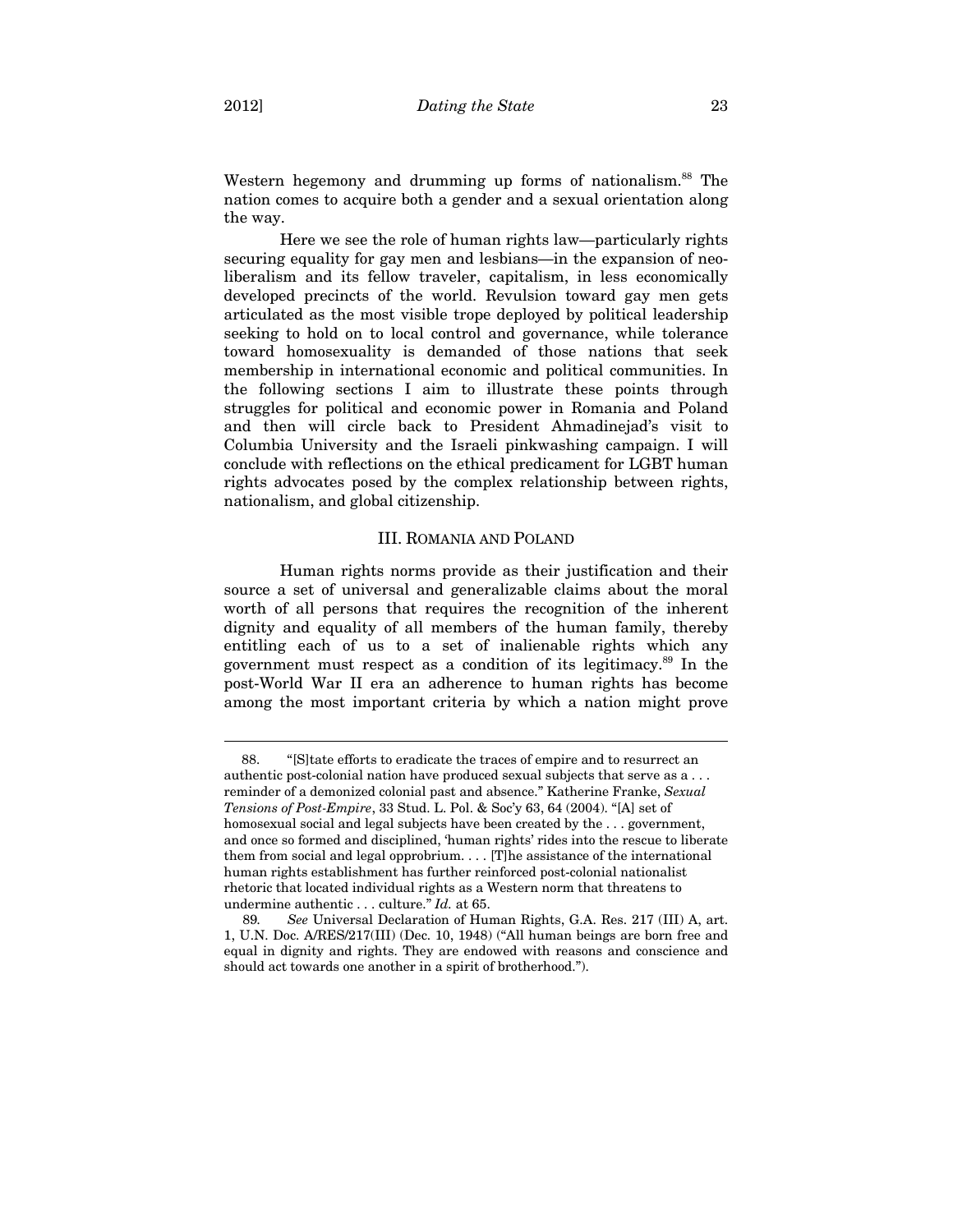Western hegemony and drumming up forms of nationalism.[88] The nation comes to acquire both a gender and a sexual orientation along the way.

Here we see the role of human rights law—particularly rights securing equality for gay men and lesbians—in the expansion of neo-liberalism and its fellow traveler, capitalism, in less economically developed precincts of the world. Revulsion toward gay men gets articulated as the most visible trope deployed by political leadership seeking to hold on to local control and governance, while tolerance toward homosexuality is demanded of those nations that seek membership in international economic and political communities. In the following sections I aim to illustrate these points through struggles for political and economic power in Romania and Poland and then will circle back to President Ahmadinejad's visit to Columbia University and the Israeli pinkwashing campaign. I will conclude with reflections on the ethical predicament for LGBT human rights advocates posed by the complex relationship between rights, nationalism, and global citizenship.

## III. ROMANIA AND POLAND

Human rights norms provide as their justification and their source a set of universal and generalizable claims about the moral worth of all persons that requires the recognition of the inherent dignity and equality of all members of the human family, thereby entitling each of us to a set of inalienable rights which any government must respect as a condition of its legitimacy.[89] In the post-World War II era an adherence to human rights has become among the most important criteria by which a nation might prove

---

88. "[S]tate efforts to eradicate the traces of empire and to resurrect an authentic post-colonial nation have produced sexual subjects that serve as a . . . reminder of a demonized colonial past and absence." Katherine Franke, *Sexual Tensions of Post-Empire*, 33 Stud. L. Pol. & Soc'y 63, 64 (2004). "[A] set of homosexual social and legal subjects have been created by the . . . government, and once so formed and disciplined, 'human rights' rides into the rescue to liberate them from social and legal opprobrium. . . . [T]he assistance of the international human rights establishment has further reinforced post-colonial nationalist rhetoric that located individual rights as a Western norm that threatens to undermine authentic . . . culture." *Id.* at 65.

89. *See* Universal Declaration of Human Rights, G.A. Res. 217 (III) A, art. 1, U.N. Doc. A/RES/217(III) (Dec. 10, 1948) ("All human beings are born free and equal in dignity and rights. They are endowed with reasons and conscience and should act towards one another in a spirit of brotherhood.").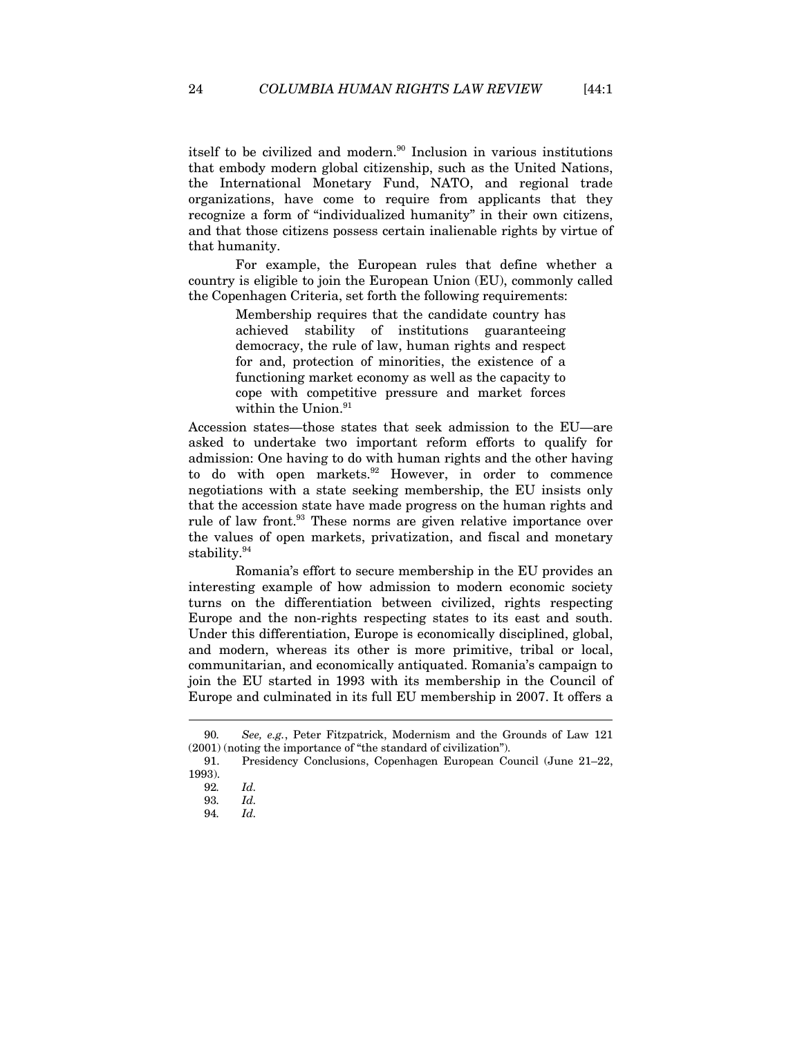itself to be civilized and modern.[90] Inclusion in various institutions that embody modern global citizenship, such as the United Nations, the International Monetary Fund, NATO, and regional trade organizations, have come to require from applicants that they recognize a form of "individualized humanity" in their own citizens, and that those citizens possess certain inalienable rights by virtue of that humanity.

For example, the European rules that define whether a country is eligible to join the European Union (EU), commonly called the Copenhagen Criteria, set forth the following requirements:

> Membership requires that the candidate country has achieved stability of institutions guaranteeing democracy, the rule of law, human rights and respect for and, protection of minorities, the existence of a functioning market economy as well as the capacity to cope with competitive pressure and market forces within the Union.[91]

Accession states—those states that seek admission to the EU—are asked to undertake two important reform efforts to qualify for admission: One having to do with human rights and the other having to do with open markets.[92] However, in order to commence negotiations with a state seeking membership, the EU insists only that the accession state have made progress on the human rights and rule of law front.[93] These norms are given relative importance over the values of open markets, privatization, and fiscal and monetary stability.[94]

Romania's effort to secure membership in the EU provides an interesting example of how admission to modern economic society turns on the differentiation between civilized, rights respecting Europe and the non-rights respecting states to its east and south. Under this differentiation, Europe is economically disciplined, global, and modern, whereas its other is more primitive, tribal or local, communitarian, and economically antiquated. Romania's campaign to join the EU started in 1993 with its membership in the Council of Europe and culminated in its full EU membership in 2007. It offers a

---

90. *See, e.g.*, Peter Fitzpatrick, Modernism and the Grounds of Law 121 (2001) (noting the importance of "the standard of civilization").

91. Presidency Conclusions, Copenhagen European Council (June 21–22, 1993).

92. *Id.*

93. *Id.*

94. *Id.*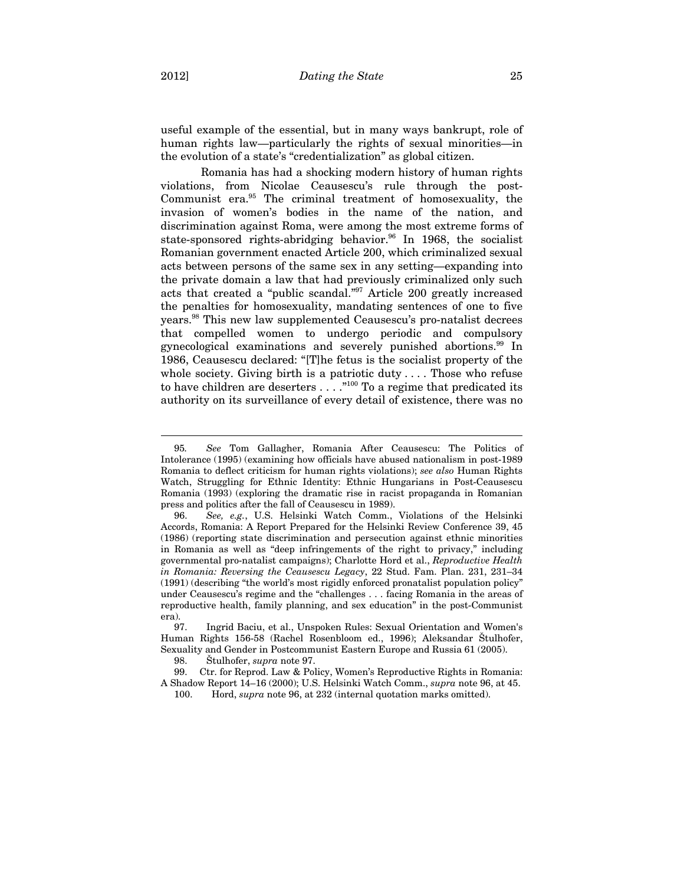useful example of the essential, but in many ways bankrupt, role of human rights law—particularly the rights of sexual minorities—in the evolution of a state's "credentialization" as global citizen.

Romania has had a shocking modern history of human rights violations, from Nicolae Ceausescu's rule through the post-Communist era.[95] The criminal treatment of homosexuality, the invasion of women's bodies in the name of the nation, and discrimination against Roma, were among the most extreme forms of state-sponsored rights-abridging behavior.[96] In 1968, the socialist Romanian government enacted Article 200, which criminalized sexual acts between persons of the same sex in any setting—expanding into the private domain a law that had previously criminalized only such acts that created a "public scandal."[97] Article 200 greatly increased the penalties for homosexuality, mandating sentences of one to five years.[98] This new law supplemented Ceausescu's pro-natalist decrees that compelled women to undergo periodic and compulsory gynecological examinations and severely punished abortions.[99] In 1986, Ceausescu declared: "[T]he fetus is the socialist property of the whole society. Giving birth is a patriotic duty . . . . Those who refuse to have children are deserters . . . ."[100] To a regime that predicated its authority on its surveillance of every detail of existence, there was no

---

95. *See* Tom Gallagher, Romania After Ceausescu: The Politics of Intolerance (1995) (examining how officials have abused nationalism in post-1989 Romania to deflect criticism for human rights violations); *see also* Human Rights Watch, Struggling for Ethnic Identity: Ethnic Hungarians in Post-Ceausescu Romania (1993) (exploring the dramatic rise in racist propaganda in Romanian press and politics after the fall of Ceausescu in 1989).

96. *See, e.g.*, U.S. Helsinki Watch Comm., Violations of the Helsinki Accords, Romania: A Report Prepared for the Helsinki Review Conference 39, 45 (1986) (reporting state discrimination and persecution against ethnic minorities in Romania as well as "deep infringements of the right to privacy," including governmental pro-natalist campaigns); Charlotte Hord et al., *Reproductive Health in Romania: Reversing the Ceausescu Legacy*, 22 Stud. Fam. Plan. 231, 231–34 (1991) (describing "the world's most rigidly enforced pronatalist population policy" under Ceausescu's regime and the "challenges . . . facing Romania in the areas of reproductive health, family planning, and sex education" in the post-Communist era).

97. Ingrid Baciu, et al., Unspoken Rules: Sexual Orientation and Women's Human Rights 156-58 (Rachel Rosenbloom ed., 1996); Aleksandar Štulhofer, Sexuality and Gender in Postcommunist Eastern Europe and Russia 61 (2005).

98. Štulhofer, *supra* note 97.

99. Ctr. for Reprod. Law & Policy, Women's Reproductive Rights in Romania: A Shadow Report 14–16 (2000); U.S. Helsinki Watch Comm., *supra* note 96, at 45.

100. Hord, *supra* note 96, at 232 (internal quotation marks omitted).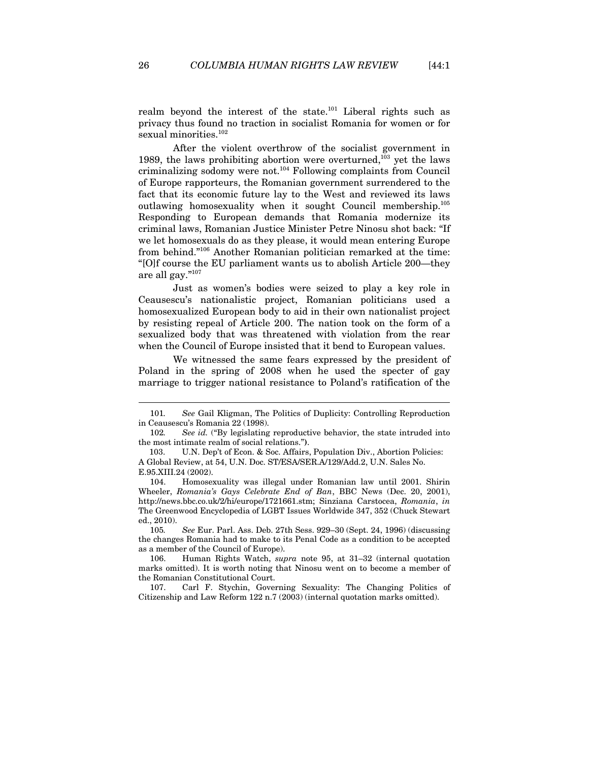realm beyond the interest of the state.[101] Liberal rights such as privacy thus found no traction in socialist Romania for women or for sexual minorities.[102]

After the violent overthrow of the socialist government in 1989, the laws prohibiting abortion were overturned,[103] yet the laws criminalizing sodomy were not.[104] Following complaints from Council of Europe rapporteurs, the Romanian government surrendered to the fact that its economic future lay to the West and reviewed its laws outlawing homosexuality when it sought Council membership.[105] Responding to European demands that Romania modernize its criminal laws, Romanian Justice Minister Petre Ninosu shot back: "If we let homosexuals do as they please, it would mean entering Europe from behind."[106] Another Romanian politician remarked at the time: "[O]f course the EU parliament wants us to abolish Article 200—they are all gay."[107]

Just as women's bodies were seized to play a key role in Ceausescu's nationalistic project, Romanian politicians used a homosexualized European body to aid in their own nationalist project by resisting repeal of Article 200. The nation took on the form of a sexualized body that was threatened with violation from the rear when the Council of Europe insisted that it bend to European values.

We witnessed the same fears expressed by the president of Poland in the spring of 2008 when he used the specter of gay marriage to trigger national resistance to Poland's ratification of the

---

101. *See* Gail Kligman, The Politics of Duplicity: Controlling Reproduction in Ceausescu's Romania 22 (1998).

102. *See id.* ("By legislating reproductive behavior, the state intruded into the most intimate realm of social relations.").

103. U.N. Dep't of Econ. & Soc. Affairs, Population Div., Abortion Policies: A Global Review, at 54, U.N. Doc. ST/ESA/SER.A/129/Add.2, U.N. Sales No. E.95.XIII.24 (2002).

104. Homosexuality was illegal under Romanian law until 2001. Shirin Wheeler, *Romania's Gays Celebrate End of Ban*, BBC News (Dec. 20, 2001), http://news.bbc.co.uk/2/hi/europe/1721661.stm; Sinziana Carstocea, *Romania*, *in* The Greenwood Encyclopedia of LGBT Issues Worldwide 347, 352 (Chuck Stewart ed., 2010).

105. *See* Eur. Parl. Ass. Deb. 27th Sess. 929–30 (Sept. 24, 1996) (discussing the changes Romania had to make to its Penal Code as a condition to be accepted as a member of the Council of Europe).

106. Human Rights Watch, *supra* note 95, at 31–32 (internal quotation marks omitted). It is worth noting that Ninosu went on to become a member of the Romanian Constitutional Court.

107. Carl F. Stychin, Governing Sexuality: The Changing Politics of Citizenship and Law Reform 122 n.7 (2003) (internal quotation marks omitted).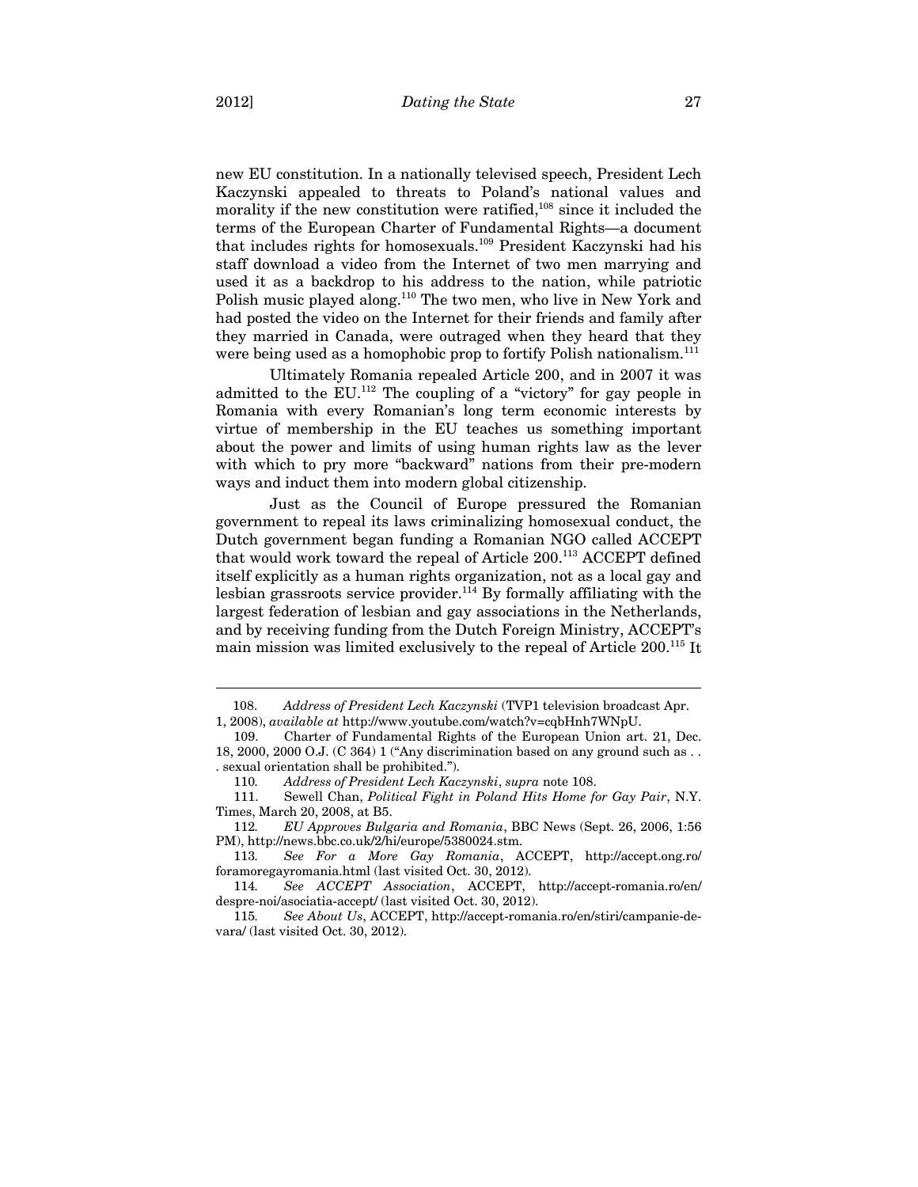new EU constitution. In a nationally televised speech, President Lech Kaczynski appealed to threats to Poland's national values and morality if the new constitution were ratified,[108] since it included the terms of the European Charter of Fundamental Rights—a document that includes rights for homosexuals.[109] President Kaczynski had his staff download a video from the Internet of two men marrying and used it as a backdrop to his address to the nation, while patriotic Polish music played along.[110] The two men, who live in New York and had posted the video on the Internet for their friends and family after they married in Canada, were outraged when they heard that they were being used as a homophobic prop to fortify Polish nationalism.[111]

Ultimately Romania repealed Article 200, and in 2007 it was admitted to the EU.[112] The coupling of a "victory" for gay people in Romania with every Romanian's long term economic interests by virtue of membership in the EU teaches us something important about the power and limits of using human rights law as the lever with which to pry more "backward" nations from their pre-modern ways and induct them into modern global citizenship.

Just as the Council of Europe pressured the Romanian government to repeal its laws criminalizing homosexual conduct, the Dutch government began funding a Romanian NGO called ACCEPT that would work toward the repeal of Article 200.[113] ACCEPT defined itself explicitly as a human rights organization, not as a local gay and lesbian grassroots service provider.[114] By formally affiliating with the largest federation of lesbian and gay associations in the Netherlands, and by receiving funding from the Dutch Foreign Ministry, ACCEPT's main mission was limited exclusively to the repeal of Article 200.[115] It

---

108. *Address of President Lech Kaczynski* (TVP1 television broadcast Apr. 1, 2008), *available at* http://www.youtube.com/watch?v=cqbHnh7WNpU.

109. Charter of Fundamental Rights of the European Union art. 21, Dec. 18, 2000, 2000 O.J. (C 364) 1 ("Any discrimination based on any ground such as . . . sexual orientation shall be prohibited.").

110. *Address of President Lech Kaczynski*, *supra* note 108.

111. Sewell Chan, *Political Fight in Poland Hits Home for Gay Pair*, N.Y. Times, March 20, 2008, at B5.

112. *EU Approves Bulgaria and Romania*, BBC News (Sept. 26, 2006, 1:56 PM), http://news.bbc.co.uk/2/hi/europe/5380024.stm.

113. *See For a More Gay Romania*, ACCEPT, http://accept.ong.ro/foramoregayromania.html (last visited Oct. 30, 2012).

114. *See ACCEPT Association*, ACCEPT, http://accept-romania.ro/en/despre-noi/asociatia-accept/ (last visited Oct. 30, 2012).

115. *See About Us*, ACCEPT, http://accept-romania.ro/en/stiri/campanie-de-vara/ (last visited Oct. 30, 2012).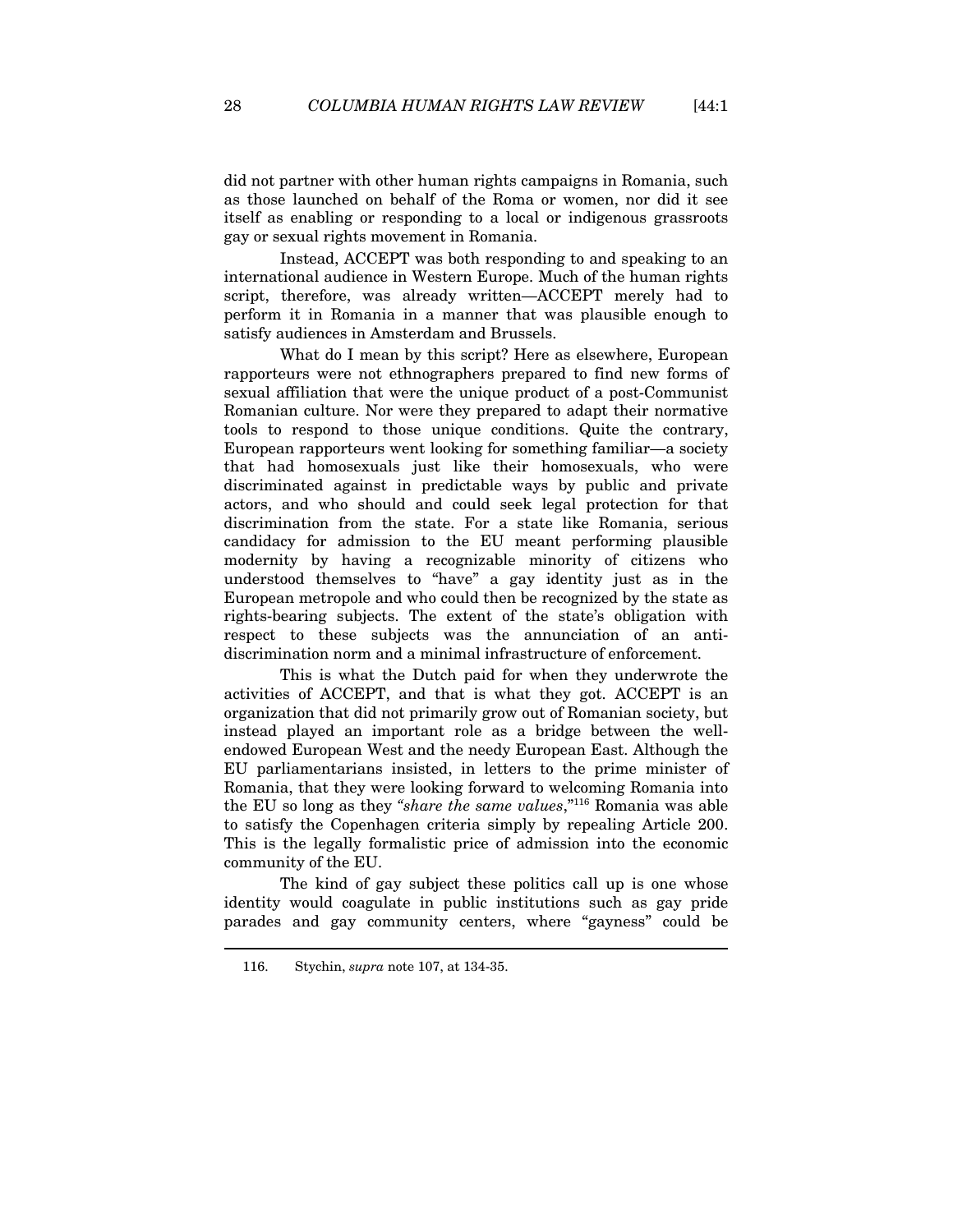did not partner with other human rights campaigns in Romania, such as those launched on behalf of the Roma or women, nor did it see itself as enabling or responding to a local or indigenous grassroots gay or sexual rights movement in Romania.

Instead, ACCEPT was both responding to and speaking to an international audience in Western Europe. Much of the human rights script, therefore, was already written—ACCEPT merely had to perform it in Romania in a manner that was plausible enough to satisfy audiences in Amsterdam and Brussels.

What do I mean by this script? Here as elsewhere, European rapporteurs were not ethnographers prepared to find new forms of sexual affiliation that were the unique product of a post-Communist Romanian culture. Nor were they prepared to adapt their normative tools to respond to those unique conditions. Quite the contrary, European rapporteurs went looking for something familiar—a society that had homosexuals just like their homosexuals, who were discriminated against in predictable ways by public and private actors, and who should and could seek legal protection for that discrimination from the state. For a state like Romania, serious candidacy for admission to the EU meant performing plausible modernity by having a recognizable minority of citizens who understood themselves to "have" a gay identity just as in the European metropole and who could then be recognized by the state as rights-bearing subjects. The extent of the state's obligation with respect to these subjects was the annunciation of an anti-discrimination norm and a minimal infrastructure of enforcement.

This is what the Dutch paid for when they underwrote the activities of ACCEPT, and that is what they got. ACCEPT is an organization that did not primarily grow out of Romanian society, but instead played an important role as a bridge between the well-endowed European West and the needy European East. Although the EU parliamentarians insisted, in letters to the prime minister of Romania, that they were looking forward to welcoming Romania into the EU so long as they *"share the same values*,"[116] Romania was able to satisfy the Copenhagen criteria simply by repealing Article 200. This is the legally formalistic price of admission into the economic community of the EU.

The kind of gay subject these politics call up is one whose identity would coagulate in public institutions such as gay pride parades and gay community centers, where "gayness" could be

---

116. Stychin, *supra* note 107, at 134-35.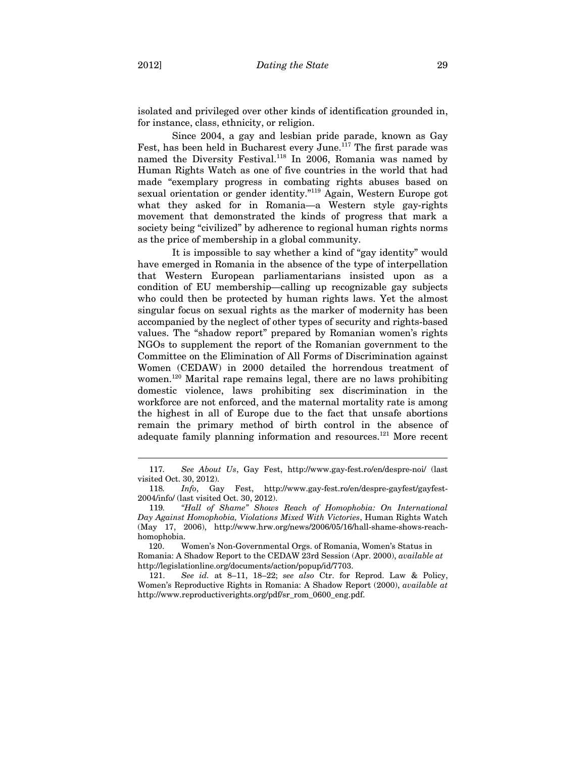isolated and privileged over other kinds of identification grounded in, for instance, class, ethnicity, or religion.

Since 2004, a gay and lesbian pride parade, known as Gay Fest, has been held in Bucharest every June.[117] The first parade was named the Diversity Festival.[118] In 2006, Romania was named by Human Rights Watch as one of five countries in the world that had made "exemplary progress in combating rights abuses based on sexual orientation or gender identity."[119] Again, Western Europe got what they asked for in Romania—a Western style gay-rights movement that demonstrated the kinds of progress that mark a society being "civilized" by adherence to regional human rights norms as the price of membership in a global community.

It is impossible to say whether a kind of "gay identity" would have emerged in Romania in the absence of the type of interpellation that Western European parliamentarians insisted upon as a condition of EU membership—calling up recognizable gay subjects who could then be protected by human rights laws. Yet the almost singular focus on sexual rights as the marker of modernity has been accompanied by the neglect of other types of security and rights-based values. The "shadow report" prepared by Romanian women's rights NGOs to supplement the report of the Romanian government to the Committee on the Elimination of All Forms of Discrimination against Women (CEDAW) in 2000 detailed the horrendous treatment of women.[120] Marital rape remains legal, there are no laws prohibiting domestic violence, laws prohibiting sex discrimination in the workforce are not enforced, and the maternal mortality rate is among the highest in all of Europe due to the fact that unsafe abortions remain the primary method of birth control in the absence of adequate family planning information and resources.[121] More recent

---

117. *See About Us*, Gay Fest, http://www.gay-fest.ro/en/despre-noi/ (last visited Oct. 30, 2012).

118. *Info*, Gay Fest, http://www.gay-fest.ro/en/despre-gayfest/gayfest-2004/info/ (last visited Oct. 30, 2012).

119. *"Hall of Shame" Shows Reach of Homophobia: On International Day Against Homophobia, Violations Mixed With Victories*, Human Rights Watch (May 17, 2006), http://www.hrw.org/news/2006/05/16/hall-shame-shows-reach-homophobia.

120. Women's Non-Governmental Orgs. of Romania, Women's Status in Romania: A Shadow Report to the CEDAW 23rd Session (Apr. 2000), *available at* http://legislationline.org/documents/action/popup/id/7703.

121. *See id.* at 8–11, 18–22; *see also* Ctr. for Reprod. Law & Policy, Women's Reproductive Rights in Romania: A Shadow Report (2000), *available at* http://www.reproductiverights.org/pdf/sr_rom_0600_eng.pdf.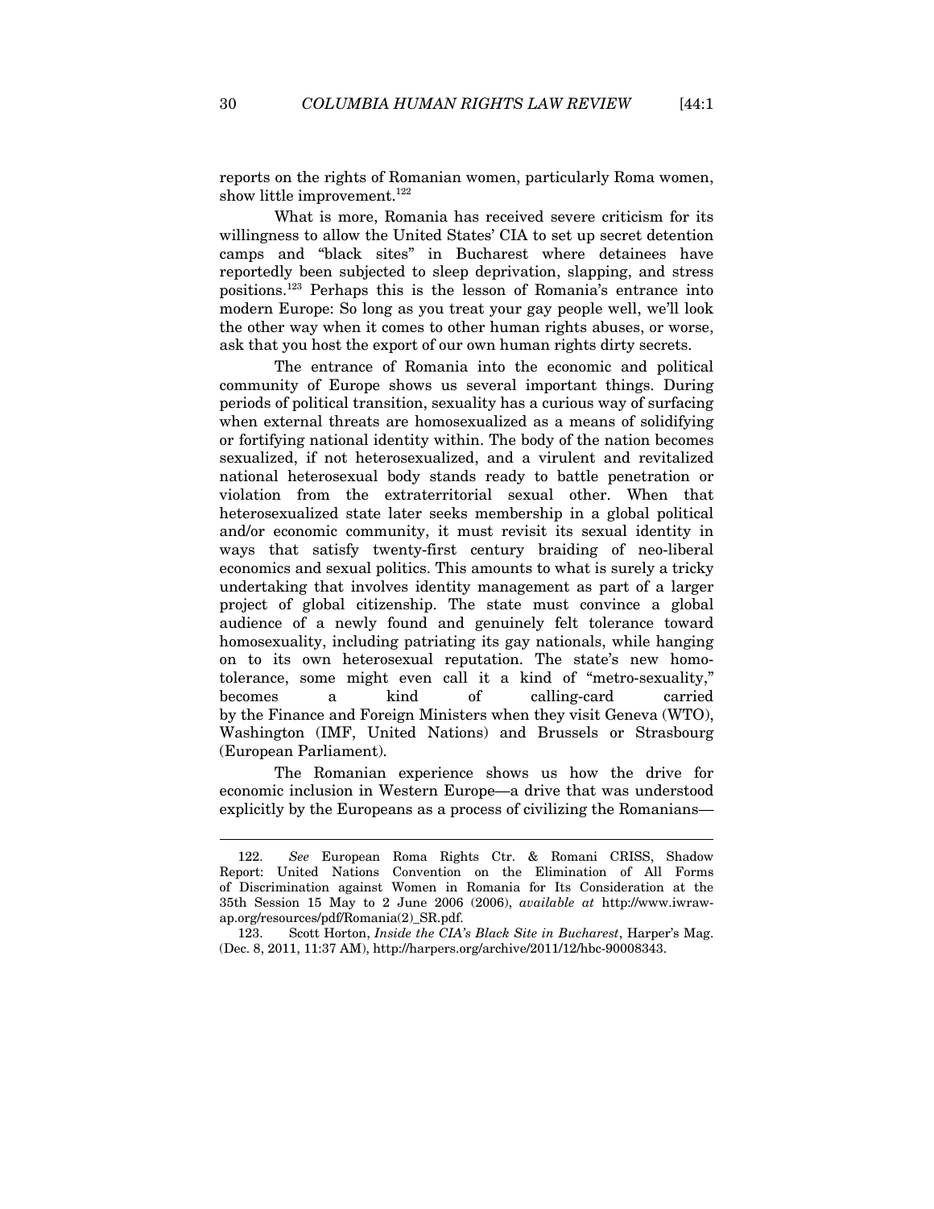reports on the rights of Romanian women, particularly Roma women, show little improvement.[122]

What is more, Romania has received severe criticism for its willingness to allow the United States' CIA to set up secret detention camps and "black sites" in Bucharest where detainees have reportedly been subjected to sleep deprivation, slapping, and stress positions.[123] Perhaps this is the lesson of Romania's entrance into modern Europe: So long as you treat your gay people well, we'll look the other way when it comes to other human rights abuses, or worse, ask that you host the export of our own human rights dirty secrets.

The entrance of Romania into the economic and political community of Europe shows us several important things. During periods of political transition, sexuality has a curious way of surfacing when external threats are homosexualized as a means of solidifying or fortifying national identity within. The body of the nation becomes sexualized, if not heterosexualized, and a virulent and revitalized national heterosexual body stands ready to battle penetration or violation from the extraterritorial sexual other. When that heterosexualized state later seeks membership in a global political and/or economic community, it must revisit its sexual identity in ways that satisfy twenty-first century braiding of neo-liberal economics and sexual politics. This amounts to what is surely a tricky undertaking that involves identity management as part of a larger project of global citizenship. The state must convince a global audience of a newly found and genuinely felt tolerance toward homosexuality, including patriating its gay nationals, while hanging on to its own heterosexual reputation. The state's new homo-tolerance, some might even call it a kind of "metro-sexuality," becomes a kind of calling-card carried by the Finance and Foreign Ministers when they visit Geneva (WTO), Washington (IMF, United Nations) and Brussels or Strasbourg (European Parliament).

The Romanian experience shows us how the drive for economic inclusion in Western Europe—a drive that was understood explicitly by the Europeans as a process of civilizing the Romanians—

---

122. *See* European Roma Rights Ctr. & Romani CRISS, Shadow Report: United Nations Convention on the Elimination of All Forms of Discrimination against Women in Romania for Its Consideration at the 35th Session 15 May to 2 June 2006 (2006), *available at* http://www.iwraw-ap.org/resources/pdf/Romania(2)_SR.pdf.

123. Scott Horton, *Inside the CIA's Black Site in Bucharest*, Harper's Mag. (Dec. 8, 2011, 11:37 AM), http://harpers.org/archive/2011/12/hbc-90008343.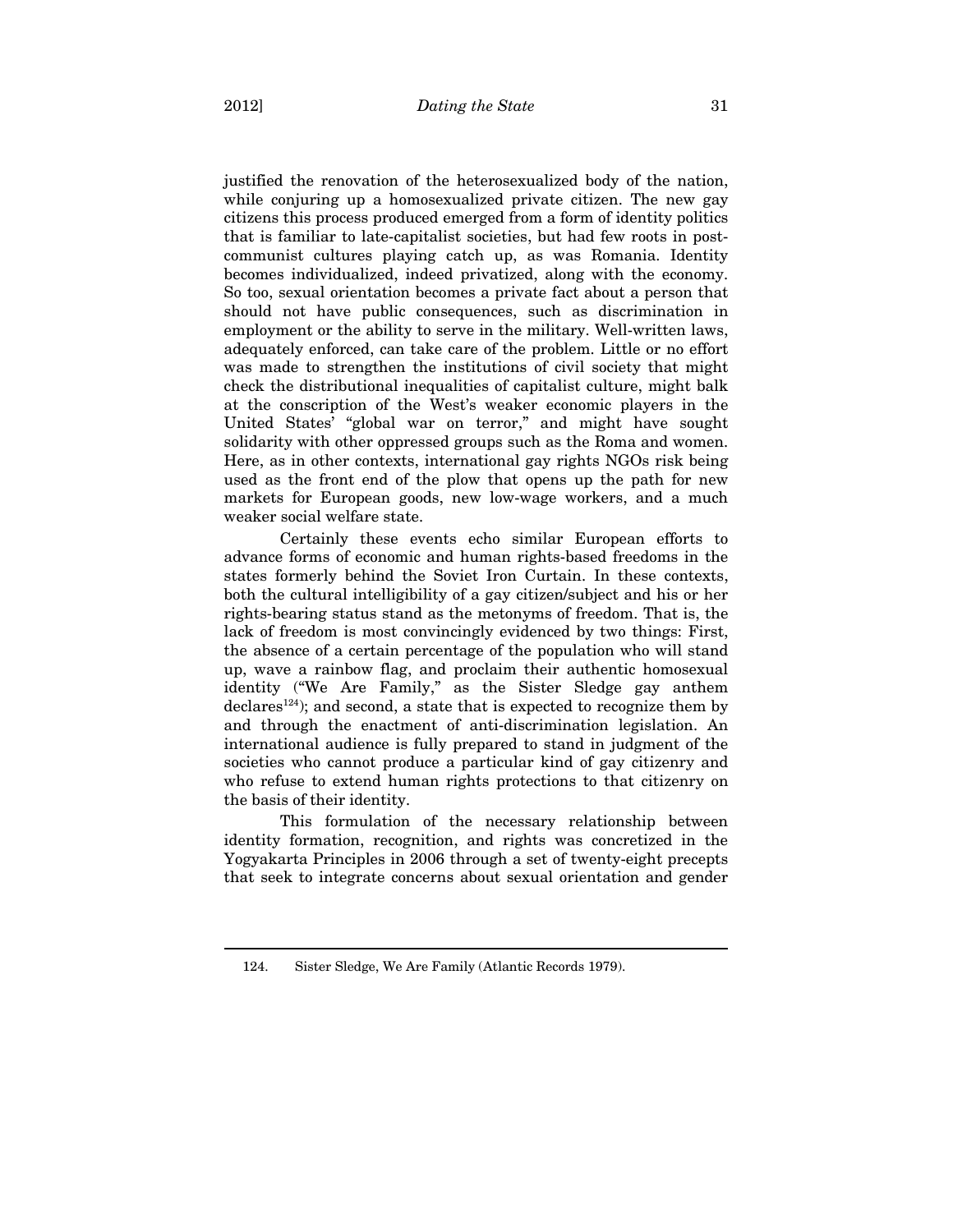justified the renovation of the heterosexualized body of the nation, while conjuring up a homosexualized private citizen. The new gay citizens this process produced emerged from a form of identity politics that is familiar to late-capitalist societies, but had few roots in post-communist cultures playing catch up, as was Romania. Identity becomes individualized, indeed privatized, along with the economy. So too, sexual orientation becomes a private fact about a person that should not have public consequences, such as discrimination in employment or the ability to serve in the military. Well-written laws, adequately enforced, can take care of the problem. Little or no effort was made to strengthen the institutions of civil society that might check the distributional inequalities of capitalist culture, might balk at the conscription of the West's weaker economic players in the United States' "global war on terror," and might have sought solidarity with other oppressed groups such as the Roma and women. Here, as in other contexts, international gay rights NGOs risk being used as the front end of the plow that opens up the path for new markets for European goods, new low-wage workers, and a much weaker social welfare state.

Certainly these events echo similar European efforts to advance forms of economic and human rights-based freedoms in the states formerly behind the Soviet Iron Curtain. In these contexts, both the cultural intelligibility of a gay citizen/subject and his or her rights-bearing status stand as the metonyms of freedom. That is, the lack of freedom is most convincingly evidenced by two things: First, the absence of a certain percentage of the population who will stand up, wave a rainbow flag, and proclaim their authentic homosexual identity ("We Are Family," as the Sister Sledge gay anthem declares[124]); and second, a state that is expected to recognize them by and through the enactment of anti-discrimination legislation. An international audience is fully prepared to stand in judgment of the societies who cannot produce a particular kind of gay citizenry and who refuse to extend human rights protections to that citizenry on the basis of their identity.

This formulation of the necessary relationship between identity formation, recognition, and rights was concretized in the Yogyakarta Principles in 2006 through a set of twenty-eight precepts that seek to integrate concerns about sexual orientation and gender

---

124. Sister Sledge, We Are Family (Atlantic Records 1979).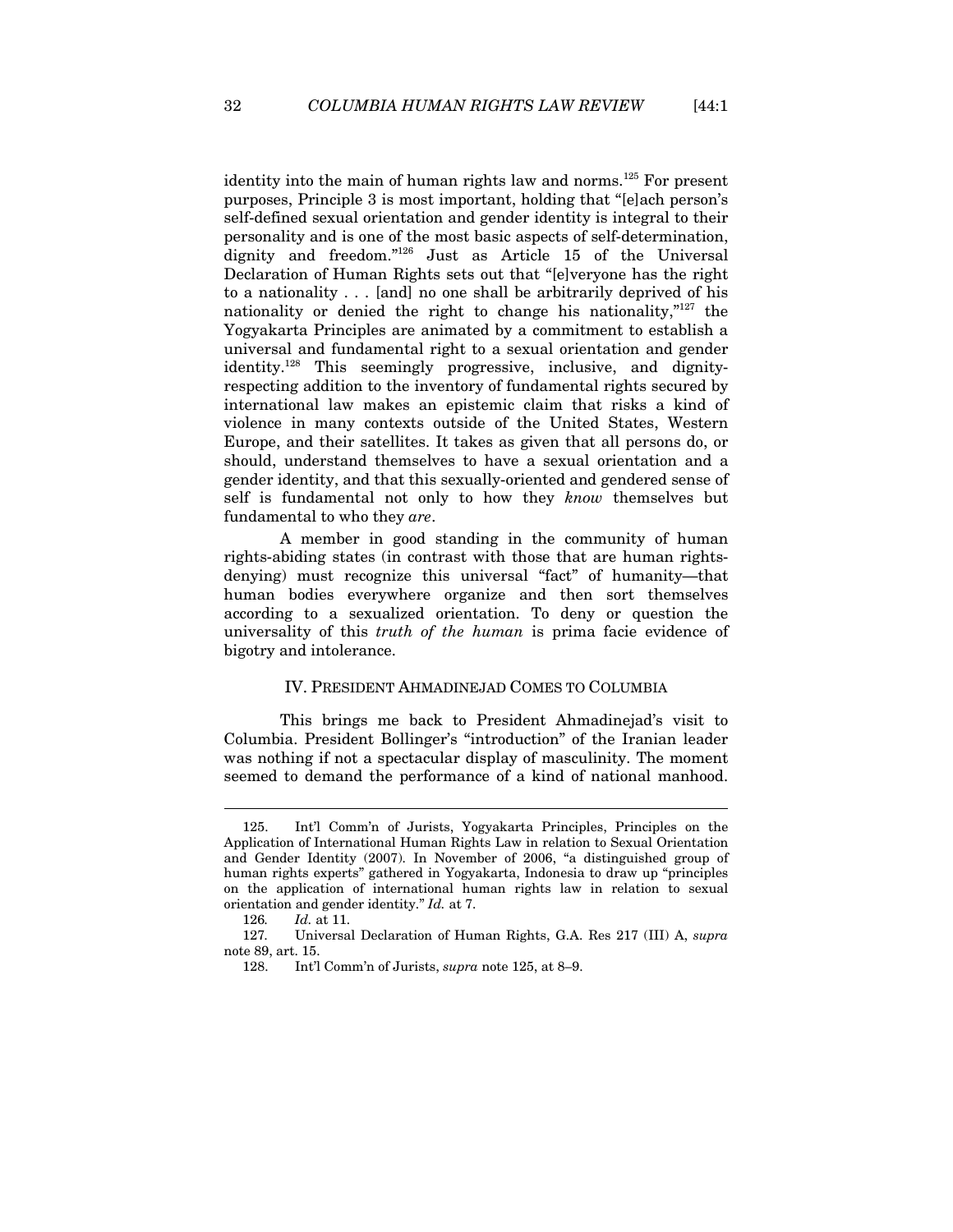identity into the main of human rights law and norms.[125] For present purposes, Principle 3 is most important, holding that "[e]ach person's self-defined sexual orientation and gender identity is integral to their personality and is one of the most basic aspects of self-determination, dignity and freedom."[126] Just as Article 15 of the Universal Declaration of Human Rights sets out that "[e]veryone has the right to a nationality . . . [and] no one shall be arbitrarily deprived of his nationality or denied the right to change his nationality,"[127] the Yogyakarta Principles are animated by a commitment to establish a universal and fundamental right to a sexual orientation and gender identity.[128] This seemingly progressive, inclusive, and dignity-respecting addition to the inventory of fundamental rights secured by international law makes an epistemic claim that risks a kind of violence in many contexts outside of the United States, Western Europe, and their satellites. It takes as given that all persons do, or should, understand themselves to have a sexual orientation and a gender identity, and that this sexually-oriented and gendered sense of self is fundamental not only to how they *know* themselves but fundamental to who they *are*.

A member in good standing in the community of human rights-abiding states (in contrast with those that are human rights-denying) must recognize this universal "fact" of humanity—that human bodies everywhere organize and then sort themselves according to a sexualized orientation. To deny or question the universality of this *truth of the human* is prima facie evidence of bigotry and intolerance.

## IV. President Ahmadinejad Comes to Columbia

This brings me back to President Ahmadinejad's visit to Columbia. President Bollinger's "introduction" of the Iranian leader was nothing if not a spectacular display of masculinity. The moment seemed to demand the performance of a kind of national manhood.

---

125. Int'l Comm'n of Jurists, Yogyakarta Principles, Principles on the Application of International Human Rights Law in relation to Sexual Orientation and Gender Identity (2007). In November of 2006, "a distinguished group of human rights experts" gathered in Yogyakarta, Indonesia to draw up "principles on the application of international human rights law in relation to sexual orientation and gender identity." *Id.* at 7.

126. *Id.* at 11.

127. Universal Declaration of Human Rights, G.A. Res 217 (III) A, *supra* note 89, art. 15.

128. Int'l Comm'n of Jurists, *supra* note 125, at 8–9.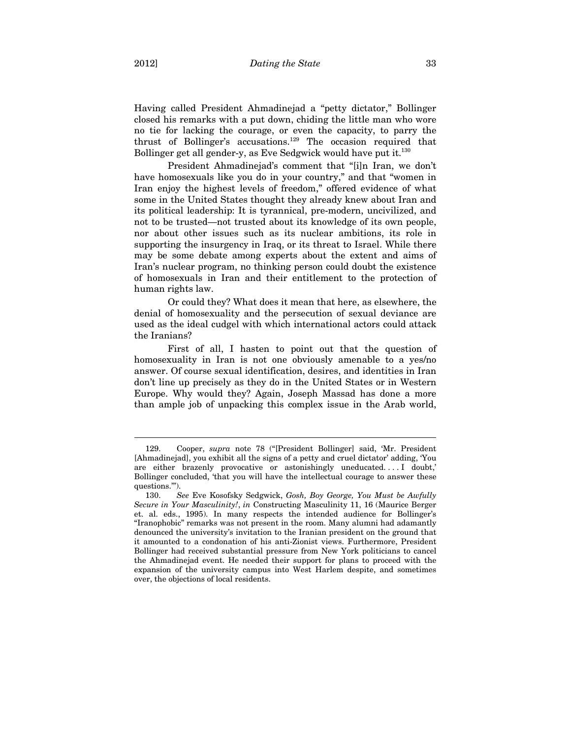Having called President Ahmadinejad a "petty dictator," Bollinger closed his remarks with a put down, chiding the little man who wore no tie for lacking the courage, or even the capacity, to parry the thrust of Bollinger's accusations.[129] The occasion required that Bollinger get all gender-y, as Eve Sedgwick would have put it.[130]

President Ahmadinejad's comment that "[i]n Iran, we don't have homosexuals like you do in your country," and that "women in Iran enjoy the highest levels of freedom," offered evidence of what some in the United States thought they already knew about Iran and its political leadership: It is tyrannical, pre-modern, uncivilized, and not to be trusted—not trusted about its knowledge of its own people, nor about other issues such as its nuclear ambitions, its role in supporting the insurgency in Iraq, or its threat to Israel. While there may be some debate among experts about the extent and aims of Iran's nuclear program, no thinking person could doubt the existence of homosexuals in Iran and their entitlement to the protection of human rights law.

Or could they? What does it mean that here, as elsewhere, the denial of homosexuality and the persecution of sexual deviance are used as the ideal cudgel with which international actors could attack the Iranians?

First of all, I hasten to point out that the question of homosexuality in Iran is not one obviously amenable to a yes/no answer. Of course sexual identification, desires, and identities in Iran don't line up precisely as they do in the United States or in Western Europe. Why would they? Again, Joseph Massad has done a more than ample job of unpacking this complex issue in the Arab world,

---

129. Cooper, *supra* note 78 ("[President Bollinger] said, 'Mr. President [Ahmadinejad], you exhibit all the signs of a petty and cruel dictator' adding, 'You are either brazenly provocative or astonishingly uneducated. . . . I doubt,' Bollinger concluded, 'that you will have the intellectual courage to answer these questions.'").

130. *See* Eve Kosofsky Sedgwick, *Gosh, Boy George, You Must be Awfully Secure in Your Masculinity!*, *in* Constructing Masculinity 11, 16 (Maurice Berger et. al. eds., 1995). In many respects the intended audience for Bollinger's "Iranophobic" remarks was not present in the room. Many alumni had adamantly denounced the university's invitation to the Iranian president on the ground that it amounted to a condonation of his anti-Zionist views. Furthermore, President Bollinger had received substantial pressure from New York politicians to cancel the Ahmadinejad event. He needed their support for plans to proceed with the expansion of the university campus into West Harlem despite, and sometimes over, the objections of local residents.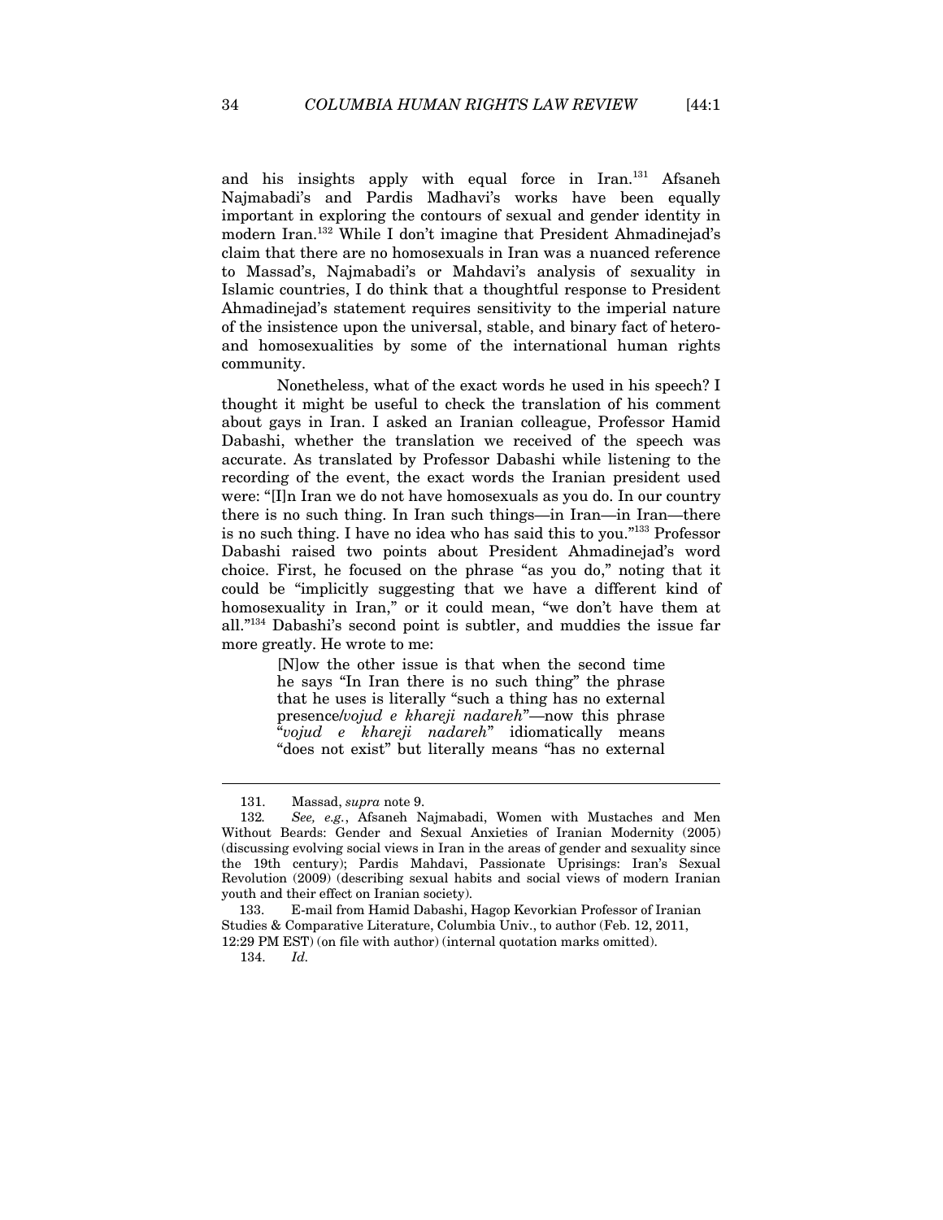and his insights apply with equal force in Iran.[131] Afsaneh Najmabadi's and Pardis Madhavi's works have been equally important in exploring the contours of sexual and gender identity in modern Iran.[132] While I don't imagine that President Ahmadinejad's claim that there are no homosexuals in Iran was a nuanced reference to Massad's, Najmabadi's or Mahdavi's analysis of sexuality in Islamic countries, I do think that a thoughtful response to President Ahmadinejad's statement requires sensitivity to the imperial nature of the insistence upon the universal, stable, and binary fact of hetero- and homosexualities by some of the international human rights community.

Nonetheless, what of the exact words he used in his speech? I thought it might be useful to check the translation of his comment about gays in Iran. I asked an Iranian colleague, Professor Hamid Dabashi, whether the translation we received of the speech was accurate. As translated by Professor Dabashi while listening to the recording of the event, the exact words the Iranian president used were: "[I]n Iran we do not have homosexuals as you do. In our country there is no such thing. In Iran such things—in Iran—in Iran—there is no such thing. I have no idea who has said this to you."[133] Professor Dabashi raised two points about President Ahmadinejad's word choice. First, he focused on the phrase "as you do," noting that it could be "implicitly suggesting that we have a different kind of homosexuality in Iran," or it could mean, "we don't have them at all."[134] Dabashi's second point is subtler, and muddies the issue far more greatly. He wrote to me:

> [N]ow the other issue is that when the second time he says "In Iran there is no such thing" the phrase that he uses is literally "such a thing has no external presence/*vojud e khareji nadareh*"—now this phrase "*vojud e khareji nadareh*" idiomatically means "does not exist" but literally means "has no external

131. Massad, *supra* note 9.

132. *See, e.g.*, Afsaneh Najmabadi, Women with Mustaches and Men Without Beards: Gender and Sexual Anxieties of Iranian Modernity (2005) (discussing evolving social views in Iran in the areas of gender and sexuality since the 19th century); Pardis Mahdavi, Passionate Uprisings: Iran's Sexual Revolution (2009) (describing sexual habits and social views of modern Iranian youth and their effect on Iranian society).

133. E-mail from Hamid Dabashi, Hagop Kevorkian Professor of Iranian Studies & Comparative Literature, Columbia Univ., to author (Feb. 12, 2011, 12:29 PM EST) (on file with author) (internal quotation marks omitted).

134. *Id.*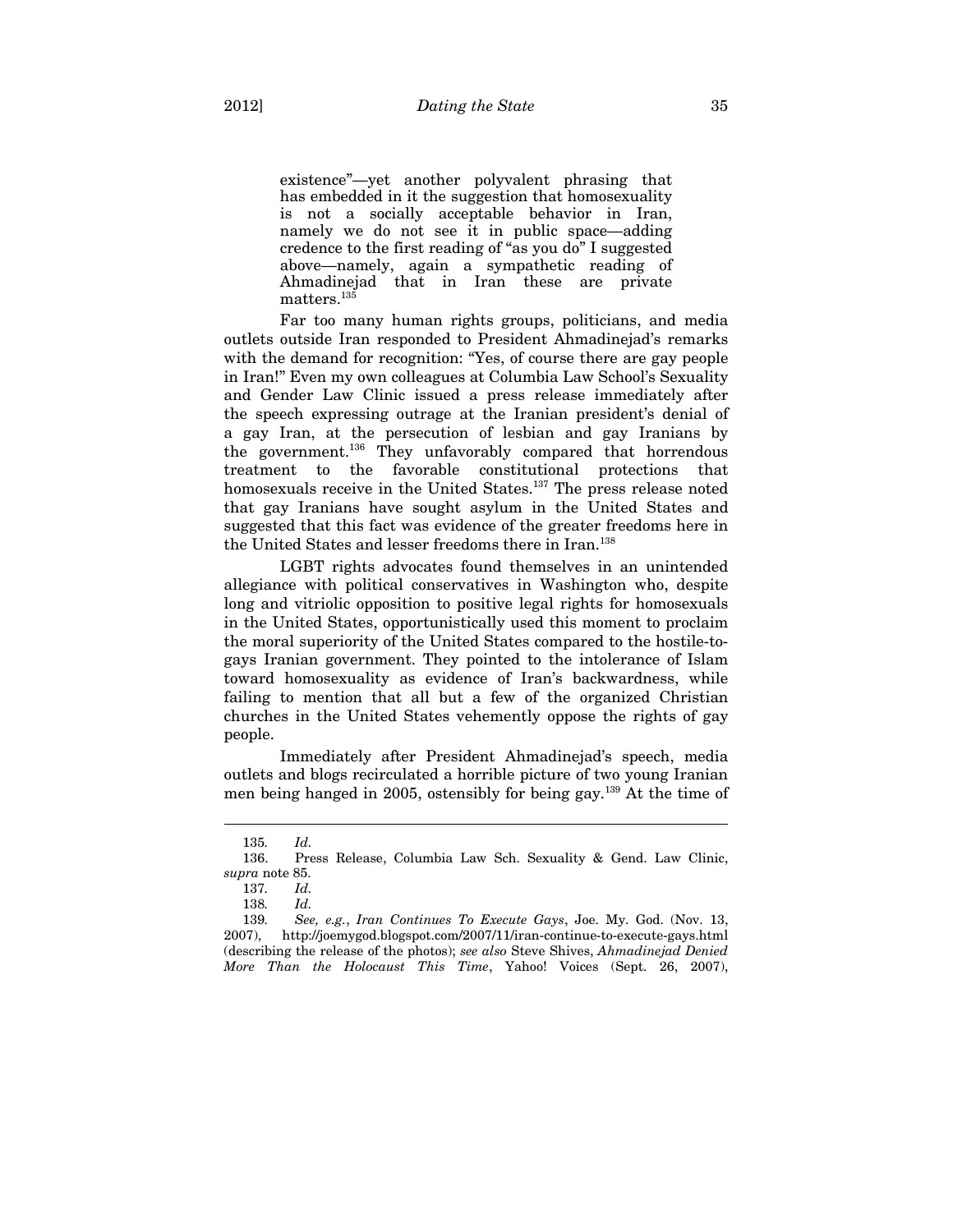> existence"—yet another polyvalent phrasing that has embedded in it the suggestion that homosexuality is not a socially acceptable behavior in Iran, namely we do not see it in public space—adding credence to the first reading of "as you do" I suggested above—namely, again a sympathetic reading of Ahmadinejad that in Iran these are private matters.[135]

Far too many human rights groups, politicians, and media outlets outside Iran responded to President Ahmadinejad's remarks with the demand for recognition: "Yes, of course there are gay people in Iran!" Even my own colleagues at Columbia Law School's Sexuality and Gender Law Clinic issued a press release immediately after the speech expressing outrage at the Iranian president's denial of a gay Iran, at the persecution of lesbian and gay Iranians by the government.[136] They unfavorably compared that horrendous treatment to the favorable constitutional protections that homosexuals receive in the United States.[137] The press release noted that gay Iranians have sought asylum in the United States and suggested that this fact was evidence of the greater freedoms here in the United States and lesser freedoms there in Iran.[138]

LGBT rights advocates found themselves in an unintended allegiance with political conservatives in Washington who, despite long and vitriolic opposition to positive legal rights for homosexuals in the United States, opportunistically used this moment to proclaim the moral superiority of the United States compared to the hostile-to-gays Iranian government. They pointed to the intolerance of Islam toward homosexuality as evidence of Iran's backwardness, while failing to mention that all but a few of the organized Christian churches in the United States vehemently oppose the rights of gay people.

Immediately after President Ahmadinejad's speech, media outlets and blogs recirculated a horrible picture of two young Iranian men being hanged in 2005, ostensibly for being gay.[139] At the time of

---

135. *Id.*

136. Press Release, Columbia Law Sch. Sexuality & Gend. Law Clinic, *supra* note 85.

137. *Id.*

138. *Id.*

139. *See, e.g.*, *Iran Continues To Execute Gays*, Joe. My. God. (Nov. 13, 2007), http://joemygod.blogspot.com/2007/11/iran-continue-to-execute-gays.html (describing the release of the photos); *see also* Steve Shives, *Ahmadinejad Denied More Than the Holocaust This Time*, Yahoo! Voices (Sept. 26, 2007),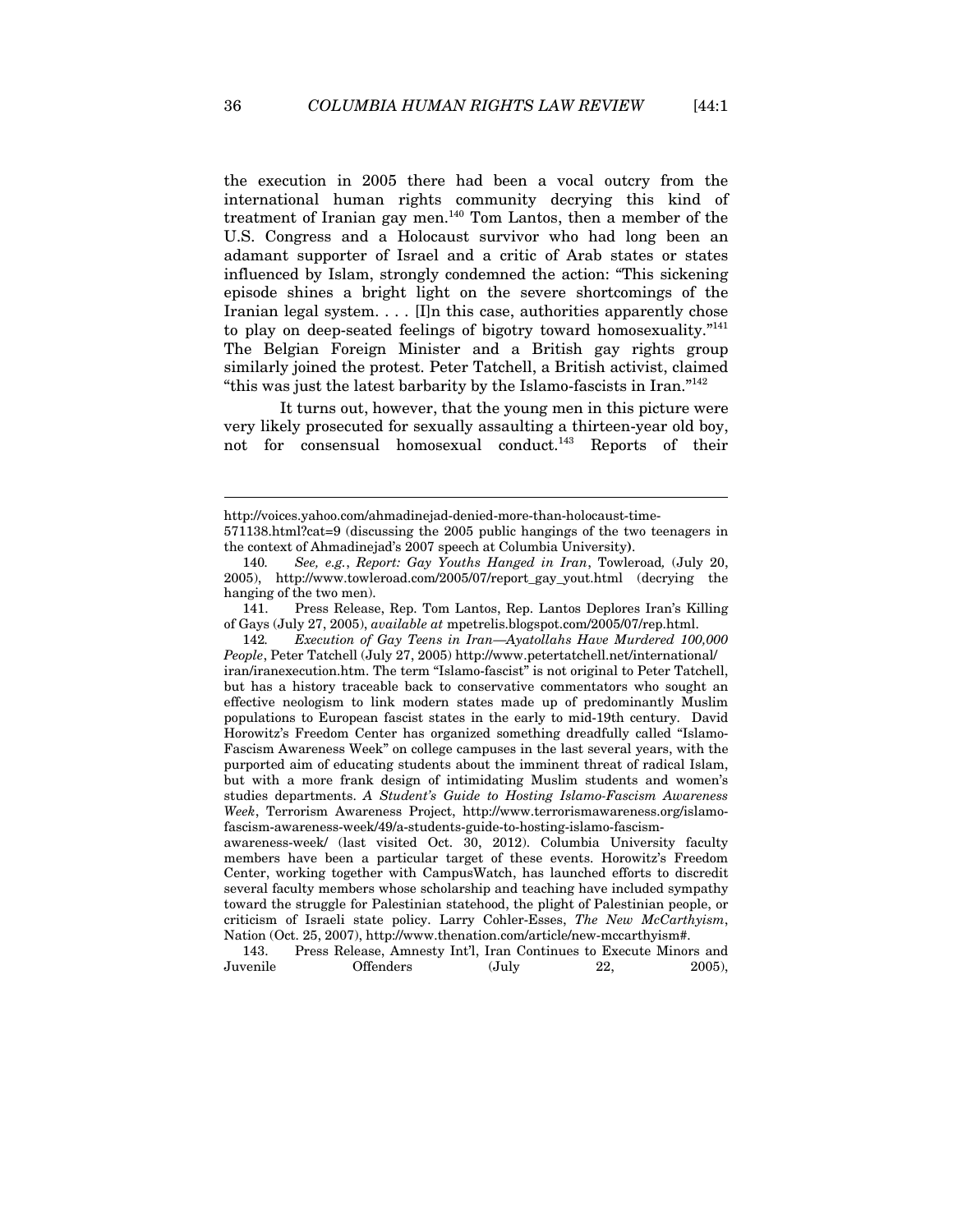the execution in 2005 there had been a vocal outcry from the international human rights community decrying this kind of treatment of Iranian gay men.[140] Tom Lantos, then a member of the U.S. Congress and a Holocaust survivor who had long been an adamant supporter of Israel and a critic of Arab states or states influenced by Islam, strongly condemned the action: "This sickening episode shines a bright light on the severe shortcomings of the Iranian legal system. . . . [I]n this case, authorities apparently chose to play on deep-seated feelings of bigotry toward homosexuality."[141] The Belgian Foreign Minister and a British gay rights group similarly joined the protest. Peter Tatchell, a British activist, claimed "this was just the latest barbarity by the Islamo-fascists in Iran."[142]

It turns out, however, that the young men in this picture were very likely prosecuted for sexually assaulting a thirteen-year old boy, not for consensual homosexual conduct.[143] Reports of their

---

http://voices.yahoo.com/ahmadinejad-denied-more-than-holocaust-time-571138.html?cat=9 (discussing the 2005 public hangings of the two teenagers in the context of Ahmadinejad's 2007 speech at Columbia University).

140. *See, e.g.*, *Report: Gay Youths Hanged in Iran*, Towleroad, (July 20, 2005), http://www.towleroad.com/2005/07/report_gay_yout.html (decrying the hanging of the two men).

141. Press Release, Rep. Tom Lantos, Rep. Lantos Deplores Iran's Killing of Gays (July 27, 2005), *available at* mpetrelis.blogspot.com/2005/07/rep.html.

142. *Execution of Gay Teens in Iran—Ayatollahs Have Murdered 100,000 People*, Peter Tatchell (July 27, 2005) http://www.petertatchell.net/international/iran/iranexecution.htm. The term "Islamo-fascist" is not original to Peter Tatchell, but has a history traceable back to conservative commentators who sought an effective neologism to link modern states made up of predominantly Muslim populations to European fascist states in the early to mid-19th century. David Horowitz's Freedom Center has organized something dreadfully called "Islamo-Fascism Awareness Week" on college campuses in the last several years, with the purported aim of educating students about the imminent threat of radical Islam, but with a more frank design of intimidating Muslim students and women's studies departments. *A Student's Guide to Hosting Islamo-Fascism Awareness Week*, Terrorism Awareness Project, http://www.terrorismawareness.org/islamo-fascism-awareness-week/49/a-students-guide-to-hosting-islamo-fascism-awareness-week/ (last visited Oct. 30, 2012). Columbia University faculty members have been a particular target of these events. Horowitz's Freedom Center, working together with CampusWatch, has launched efforts to discredit several faculty members whose scholarship and teaching have included sympathy toward the struggle for Palestinian statehood, the plight of Palestinian people, or criticism of Israeli state policy. Larry Cohler-Esses, *The New McCarthyism*, Nation (Oct. 25, 2007), http://www.thenation.com/article/new-mccarthyism#.

143. Press Release, Amnesty Int'l, Iran Continues to Execute Minors and Juvenile Offenders (July 22, 2005),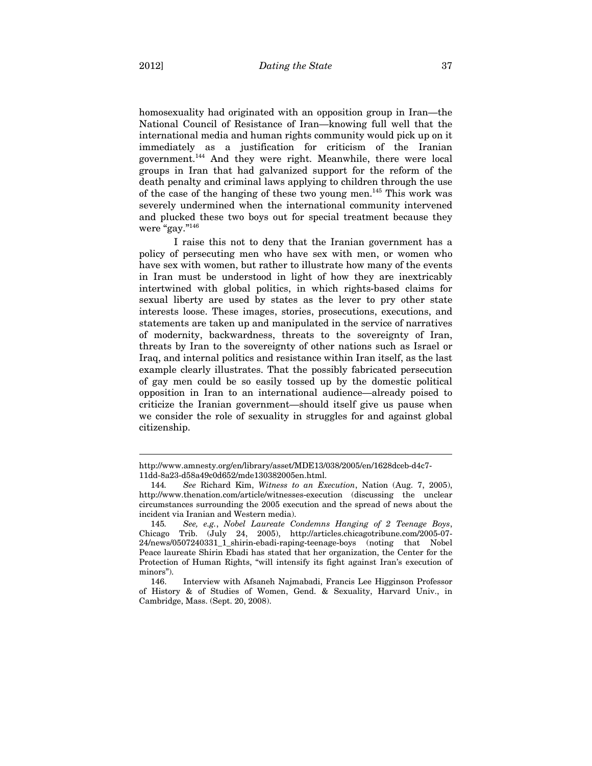homosexuality had originated with an opposition group in Iran—the National Council of Resistance of Iran—knowing full well that the international media and human rights community would pick up on it immediately as a justification for criticism of the Iranian government.[144] And they were right. Meanwhile, there were local groups in Iran that had galvanized support for the reform of the death penalty and criminal laws applying to children through the use of the case of the hanging of these two young men.[145] This work was severely undermined when the international community intervened and plucked these two boys out for special treatment because they were "gay."[146]

I raise this not to deny that the Iranian government has a policy of persecuting men who have sex with men, or women who have sex with women, but rather to illustrate how many of the events in Iran must be understood in light of how they are inextricably intertwined with global politics, in which rights-based claims for sexual liberty are used by states as the lever to pry other state interests loose. These images, stories, prosecutions, executions, and statements are taken up and manipulated in the service of narratives of modernity, backwardness, threats to the sovereignty of Iran, threats by Iran to the sovereignty of other nations such as Israel or Iraq, and internal politics and resistance within Iran itself, as the last example clearly illustrates. That the possibly fabricated persecution of gay men could be so easily tossed up by the domestic political opposition in Iran to an international audience—already poised to criticize the Iranian government—should itself give us pause when we consider the role of sexuality in struggles for and against global citizenship.

---

http://www.amnesty.org/en/library/asset/MDE13/038/2005/en/1628dceb-d4c7-11dd-8a23-d58a49c0d652/mde130382005en.html.

144. *See* Richard Kim, *Witness to an Execution*, Nation (Aug. 7, 2005), http://www.thenation.com/article/witnesses-execution (discussing the unclear circumstances surrounding the 2005 execution and the spread of news about the incident via Iranian and Western media).

145. *See, e.g.*, *Nobel Laureate Condemns Hanging of 2 Teenage Boys*, Chicago Trib. (July 24, 2005), http://articles.chicagotribune.com/2005-07-24/news/0507240331_1_shirin-ebadi-raping-teenage-boys (noting that Nobel Peace laureate Shirin Ebadi has stated that her organization, the Center for the Protection of Human Rights, "will intensify its fight against Iran's execution of minors").

146. Interview with Afsaneh Najmabadi, Francis Lee Higginson Professor of History & of Studies of Women, Gend. & Sexuality, Harvard Univ., in Cambridge, Mass. (Sept. 20, 2008).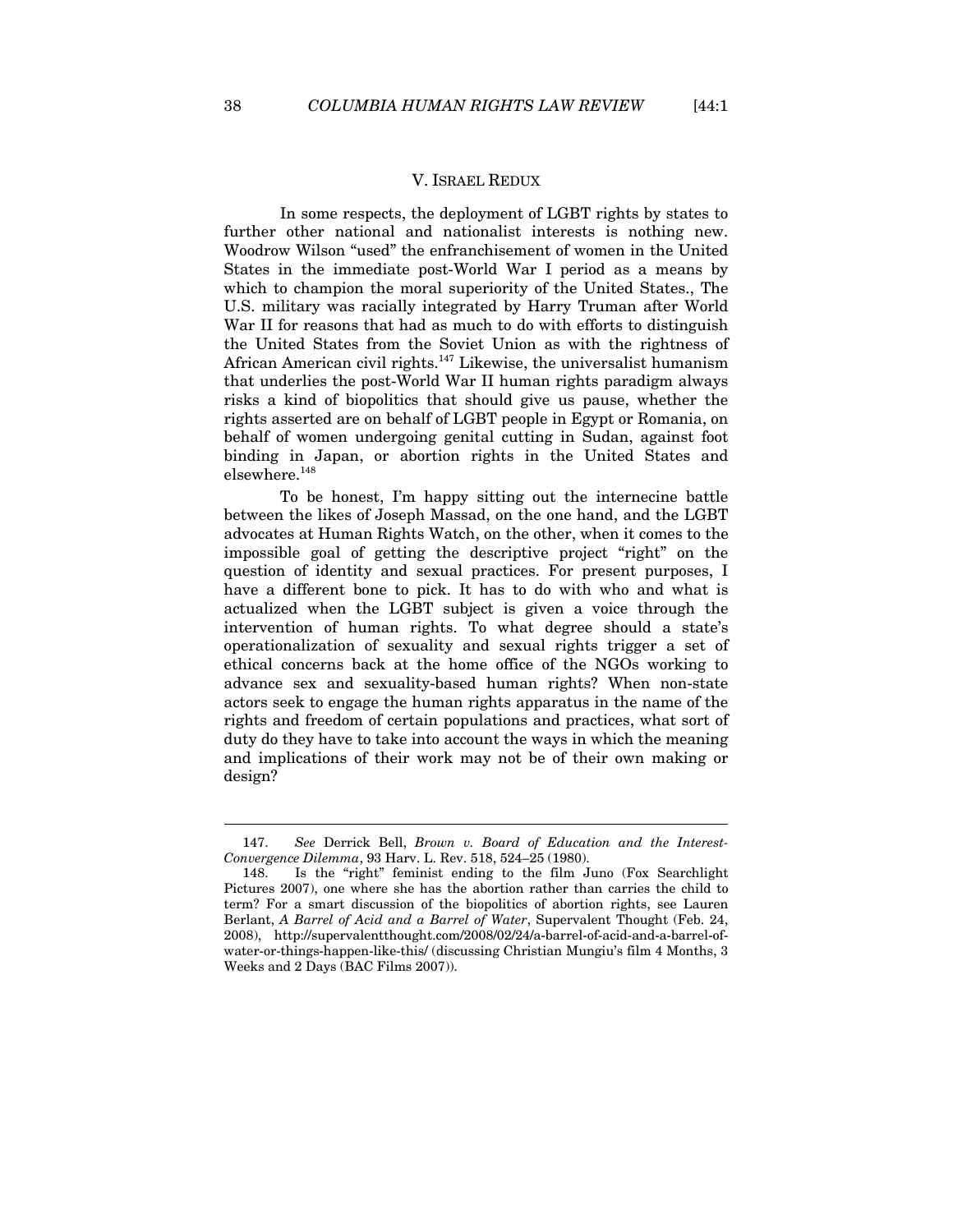## V. ISRAEL REDUX

In some respects, the deployment of LGBT rights by states to further other national and nationalist interests is nothing new. Woodrow Wilson "used" the enfranchisement of women in the United States in the immediate post-World War I period as a means by which to champion the moral superiority of the United States., The U.S. military was racially integrated by Harry Truman after World War II for reasons that had as much to do with efforts to distinguish the United States from the Soviet Union as with the rightness of African American civil rights.[147] Likewise, the universalist humanism that underlies the post-World War II human rights paradigm always risks a kind of biopolitics that should give us pause, whether the rights asserted are on behalf of LGBT people in Egypt or Romania, on behalf of women undergoing genital cutting in Sudan, against foot binding in Japan, or abortion rights in the United States and elsewhere.[148]

To be honest, I'm happy sitting out the internecine battle between the likes of Joseph Massad, on the one hand, and the LGBT advocates at Human Rights Watch, on the other, when it comes to the impossible goal of getting the descriptive project "right" on the question of identity and sexual practices. For present purposes, I have a different bone to pick. It has to do with who and what is actualized when the LGBT subject is given a voice through the intervention of human rights. To what degree should a state's operationalization of sexuality and sexual rights trigger a set of ethical concerns back at the home office of the NGOs working to advance sex and sexuality-based human rights? When non-state actors seek to engage the human rights apparatus in the name of the rights and freedom of certain populations and practices, what sort of duty do they have to take into account the ways in which the meaning and implications of their work may not be of their own making or design?

---

147. *See* Derrick Bell, *Brown v. Board of Education and the Interest-Convergence Dilemma*, 93 Harv. L. Rev. 518, 524–25 (1980).

148. Is the "right" feminist ending to the film Juno (Fox Searchlight Pictures 2007), one where she has the abortion rather than carries the child to term? For a smart discussion of the biopolitics of abortion rights, see Lauren Berlant, *A Barrel of Acid and a Barrel of Water*, Supervalent Thought (Feb. 24, 2008), http://supervalentthought.com/2008/02/24/a-barrel-of-acid-and-a-barrel-of-water-or-things-happen-like-this/ (discussing Christian Mungiu's film 4 Months, 3 Weeks and 2 Days (BAC Films 2007)).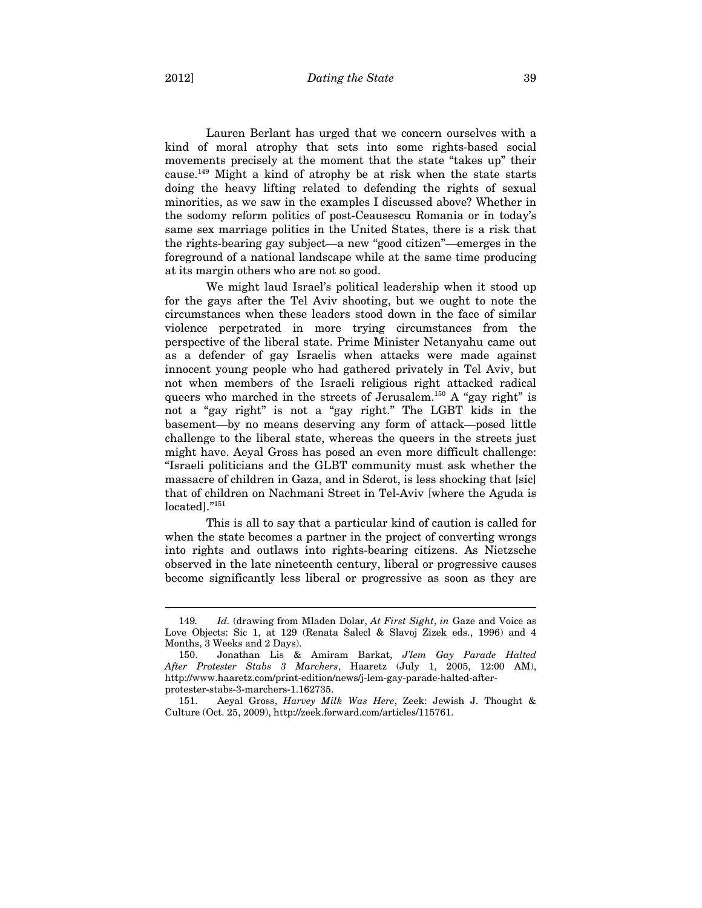Lauren Berlant has urged that we concern ourselves with a kind of moral atrophy that sets into some rights-based social movements precisely at the moment that the state "takes up" their cause.[149] Might a kind of atrophy be at risk when the state starts doing the heavy lifting related to defending the rights of sexual minorities, as we saw in the examples I discussed above? Whether in the sodomy reform politics of post-Ceausescu Romania or in today's same sex marriage politics in the United States, there is a risk that the rights-bearing gay subject—a new "good citizen"—emerges in the foreground of a national landscape while at the same time producing at its margin others who are not so good.

We might laud Israel's political leadership when it stood up for the gays after the Tel Aviv shooting, but we ought to note the circumstances when these leaders stood down in the face of similar violence perpetrated in more trying circumstances from the perspective of the liberal state. Prime Minister Netanyahu came out as a defender of gay Israelis when attacks were made against innocent young people who had gathered privately in Tel Aviv, but not when members of the Israeli religious right attacked radical queers who marched in the streets of Jerusalem.[150] A "gay right" is not a "gay right" is not a "gay right." The LGBT kids in the basement—by no means deserving any form of attack—posed little challenge to the liberal state, whereas the queers in the streets just might have. Aeyal Gross has posed an even more difficult challenge: "Israeli politicians and the GLBT community must ask whether the massacre of children in Gaza, and in Sderot, is less shocking that [sic] that of children on Nachmani Street in Tel-Aviv [where the Aguda is located]."[151]

This is all to say that a particular kind of caution is called for when the state becomes a partner in the project of converting wrongs into rights and outlaws into rights-bearing citizens. As Nietzsche observed in the late nineteenth century, liberal or progressive causes become significantly less liberal or progressive as soon as they are

---

149. *Id.* (drawing from Mladen Dolar, *At First Sight*, *in* Gaze and Voice as Love Objects: Sic 1, at 129 (Renata Salecl & Slavoj Zizek eds., 1996) and 4 Months, 3 Weeks and 2 Days).

150. Jonathan Lis & Amiram Barkat, *J'lem Gay Parade Halted After Protester Stabs 3 Marchers*, Haaretz (July 1, 2005, 12:00 AM), http://www.haaretz.com/print-edition/news/j-lem-gay-parade-halted-after-protester-stabs-3-marchers-1.162735.

151. Aeyal Gross, *Harvey Milk Was Here*, Zeek: Jewish J. Thought & Culture (Oct. 25, 2009), http://zeek.forward.com/articles/115761.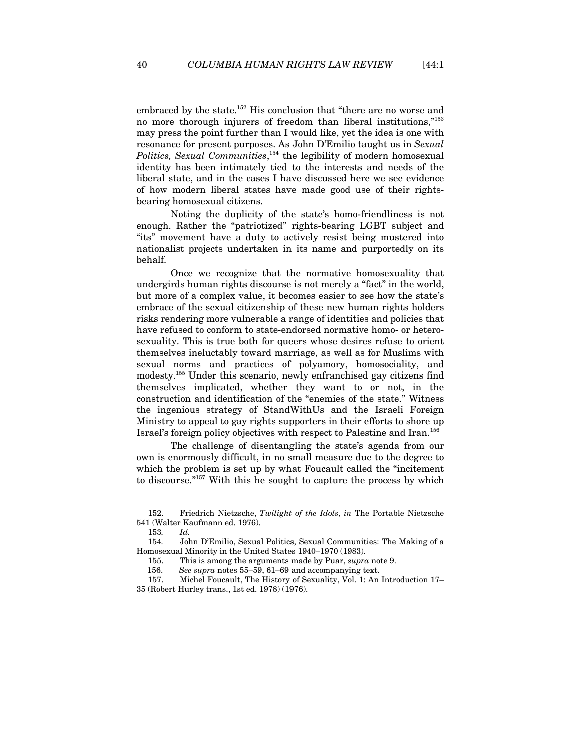embraced by the state.[152] His conclusion that "there are no worse and no more thorough injurers of freedom than liberal institutions,"[153] may press the point further than I would like, yet the idea is one with resonance for present purposes. As John D'Emilio taught us in *Sexual Politics, Sexual Communities*,[154] the legibility of modern homosexual identity has been intimately tied to the interests and needs of the liberal state, and in the cases I have discussed here we see evidence of how modern liberal states have made good use of their rights-bearing homosexual citizens.

Noting the duplicity of the state's homo-friendliness is not enough. Rather the "patriotized" rights-bearing LGBT subject and "its" movement have a duty to actively resist being mustered into nationalist projects undertaken in its name and purportedly on its behalf.

Once we recognize that the normative homosexuality that undergirds human rights discourse is not merely a "fact" in the world, but more of a complex value, it becomes easier to see how the state's embrace of the sexual citizenship of these new human rights holders risks rendering more vulnerable a range of identities and policies that have refused to conform to state-endorsed normative homo- or hetero-sexuality. This is true both for queers whose desires refuse to orient themselves ineluctably toward marriage, as well as for Muslims with sexual norms and practices of polyamory, homosociality, and modesty.[155] Under this scenario, newly enfranchised gay citizens find themselves implicated, whether they want to or not, in the construction and identification of the "enemies of the state." Witness the ingenious strategy of StandWithUs and the Israeli Foreign Ministry to appeal to gay rights supporters in their efforts to shore up Israel's foreign policy objectives with respect to Palestine and Iran.[156]

The challenge of disentangling the state's agenda from our own is enormously difficult, in no small measure due to the degree to which the problem is set up by what Foucault called the "incitement to discourse."[157] With this he sought to capture the process by which

---

152. Friedrich Nietzsche, *Twilight of the Idols*, *in* The Portable Nietzsche 541 (Walter Kaufmann ed. 1976).

153. *Id.*

154. John D'Emilio, Sexual Politics, Sexual Communities: The Making of a Homosexual Minority in the United States 1940–1970 (1983).

155. This is among the arguments made by Puar, *supra* note 9.

156. *See supra* notes 55–59, 61–69 and accompanying text.

157. Michel Foucault, The History of Sexuality, Vol. 1: An Introduction 17–35 (Robert Hurley trans., 1st ed. 1978) (1976).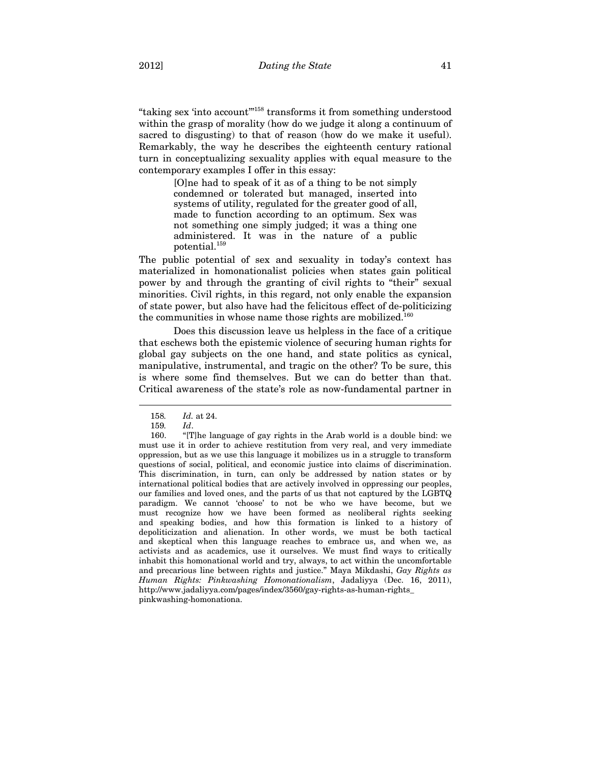"taking sex 'into account'"[158] transforms it from something understood within the grasp of morality (how do we judge it along a continuum of sacred to disgusting) to that of reason (how do we make it useful). Remarkably, the way he describes the eighteenth century rational turn in conceptualizing sexuality applies with equal measure to the contemporary examples I offer in this essay:

> [O]ne had to speak of it as of a thing to be not simply condemned or tolerated but managed, inserted into systems of utility, regulated for the greater good of all, made to function according to an optimum. Sex was not something one simply judged; it was a thing one administered. It was in the nature of a public potential.[159]

The public potential of sex and sexuality in today's context has materialized in homonationalist policies when states gain political power by and through the granting of civil rights to "their" sexual minorities. Civil rights, in this regard, not only enable the expansion of state power, but also have had the felicitous effect of de-politicizing the communities in whose name those rights are mobilized.[160]

Does this discussion leave us helpless in the face of a critique that eschews both the epistemic violence of securing human rights for global gay subjects on the one hand, and state politics as cynical, manipulative, instrumental, and tragic on the other? To be sure, this is where some find themselves. But we can do better than that. Critical awareness of the state's role as now-fundamental partner in

---

158. *Id.* at 24.

159. *Id*.

160. "[T]he language of gay rights in the Arab world is a double bind: we must use it in order to achieve restitution from very real, and very immediate oppression, but as we use this language it mobilizes us in a struggle to transform questions of social, political, and economic justice into claims of discrimination. This discrimination, in turn, can only be addressed by nation states or by international political bodies that are actively involved in oppressing our peoples, our families and loved ones, and the parts of us that not captured by the LGBTQ paradigm. We cannot 'choose' to not be who we have become, but we must recognize how we have been formed as neoliberal rights seeking and speaking bodies, and how this formation is linked to a history of depoliticization and alienation. In other words, we must be both tactical and skeptical when this language reaches to embrace us, and when we, as activists and as academics, use it ourselves. We must find ways to critically inhabit this homonational world and try, always, to act within the uncomfortable and precarious line between rights and justice." Maya Mikdashi, *Gay Rights as Human Rights: Pinkwashing Homonationalism*, Jadaliyya (Dec. 16, 2011), http://www.jadaliyya.com/pages/index/3560/gay-rights-as-human-rights_pinkwashing-homonationa.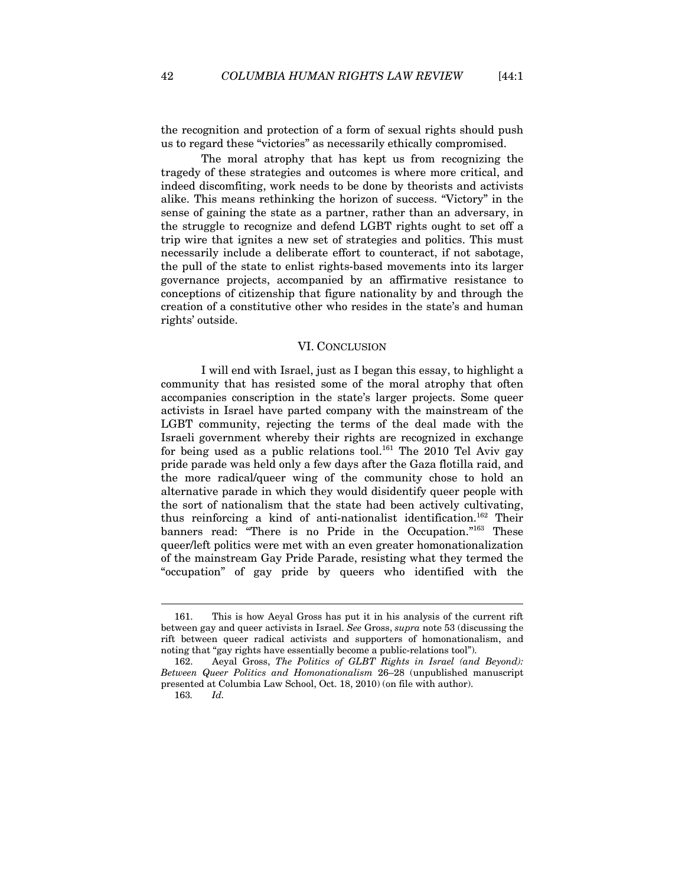the recognition and protection of a form of sexual rights should push us to regard these "victories" as necessarily ethically compromised.

The moral atrophy that has kept us from recognizing the tragedy of these strategies and outcomes is where more critical, and indeed discomfiting, work needs to be done by theorists and activists alike. This means rethinking the horizon of success. "Victory" in the sense of gaining the state as a partner, rather than an adversary, in the struggle to recognize and defend LGBT rights ought to set off a trip wire that ignites a new set of strategies and politics. This must necessarily include a deliberate effort to counteract, if not sabotage, the pull of the state to enlist rights-based movements into its larger governance projects, accompanied by an affirmative resistance to conceptions of citizenship that figure nationality by and through the creation of a constitutive other who resides in the state's and human rights' outside.

## VI. CONCLUSION

I will end with Israel, just as I began this essay, to highlight a community that has resisted some of the moral atrophy that often accompanies conscription in the state's larger projects. Some queer activists in Israel have parted company with the mainstream of the LGBT community, rejecting the terms of the deal made with the Israeli government whereby their rights are recognized in exchange for being used as a public relations tool.[161] The 2010 Tel Aviv gay pride parade was held only a few days after the Gaza flotilla raid, and the more radical/queer wing of the community chose to hold an alternative parade in which they would disidentify queer people with the sort of nationalism that the state had been actively cultivating, thus reinforcing a kind of anti-nationalist identification.[162] Their banners read: "There is no Pride in the Occupation."[163] These queer/left politics were met with an even greater homonationalization of the mainstream Gay Pride Parade, resisting what they termed the "occupation" of gay pride by queers who identified with the

161. This is how Aeyal Gross has put it in his analysis of the current rift between gay and queer activists in Israel. *See* Gross, *supra* note 53 (discussing the rift between queer radical activists and supporters of homonationalism, and noting that "gay rights have essentially become a public-relations tool").

162. Aeyal Gross, *The Politics of GLBT Rights in Israel (and Beyond): Between Queer Politics and Homonationalism* 26–28 (unpublished manuscript presented at Columbia Law School, Oct. 18, 2010) (on file with author).

163. *Id.*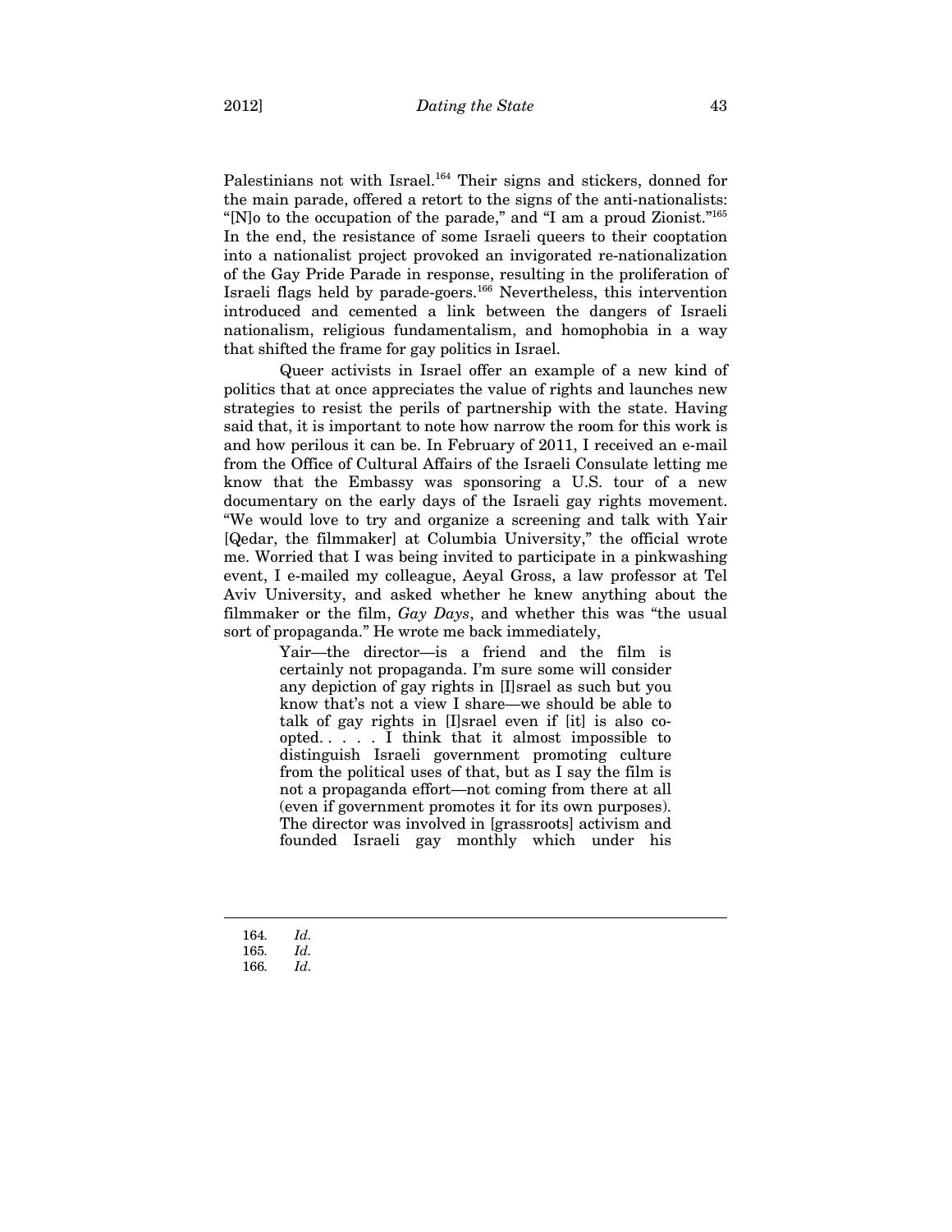Palestinians not with Israel.[164] Their signs and stickers, donned for the main parade, offered a retort to the signs of the anti-nationalists: "[N]o to the occupation of the parade," and "I am a proud Zionist."[165] In the end, the resistance of some Israeli queers to their cooptation into a nationalist project provoked an invigorated re-nationalization of the Gay Pride Parade in response, resulting in the proliferation of Israeli flags held by parade-goers.[166] Nevertheless, this intervention introduced and cemented a link between the dangers of Israeli nationalism, religious fundamentalism, and homophobia in a way that shifted the frame for gay politics in Israel.

Queer activists in Israel offer an example of a new kind of politics that at once appreciates the value of rights and launches new strategies to resist the perils of partnership with the state. Having said that, it is important to note how narrow the room for this work is and how perilous it can be. In February of 2011, I received an e-mail from the Office of Cultural Affairs of the Israeli Consulate letting me know that the Embassy was sponsoring a U.S. tour of a new documentary on the early days of the Israeli gay rights movement. "We would love to try and organize a screening and talk with Yair [Qedar, the filmmaker] at Columbia University," the official wrote me. Worried that I was being invited to participate in a pinkwashing event, I e-mailed my colleague, Aeyal Gross, a law professor at Tel Aviv University, and asked whether he knew anything about the filmmaker or the film, *Gay Days*, and whether this was "the usual sort of propaganda." He wrote me back immediately,

> Yair—the director—is a friend and the film is certainly not propaganda. I'm sure some will consider any depiction of gay rights in [I]srael as such but you know that's not a view I share—we should be able to talk of gay rights in [I]srael even if [it] is also co-opted. . . . . I think that it almost impossible to distinguish Israeli government promoting culture from the political uses of that, but as I say the film is not a propaganda effort—not coming from there at all (even if government promotes it for its own purposes). The director was involved in [grassroots] activism and founded Israeli gay monthly which under his

164. *Id.*
165. *Id.*
166. *Id.*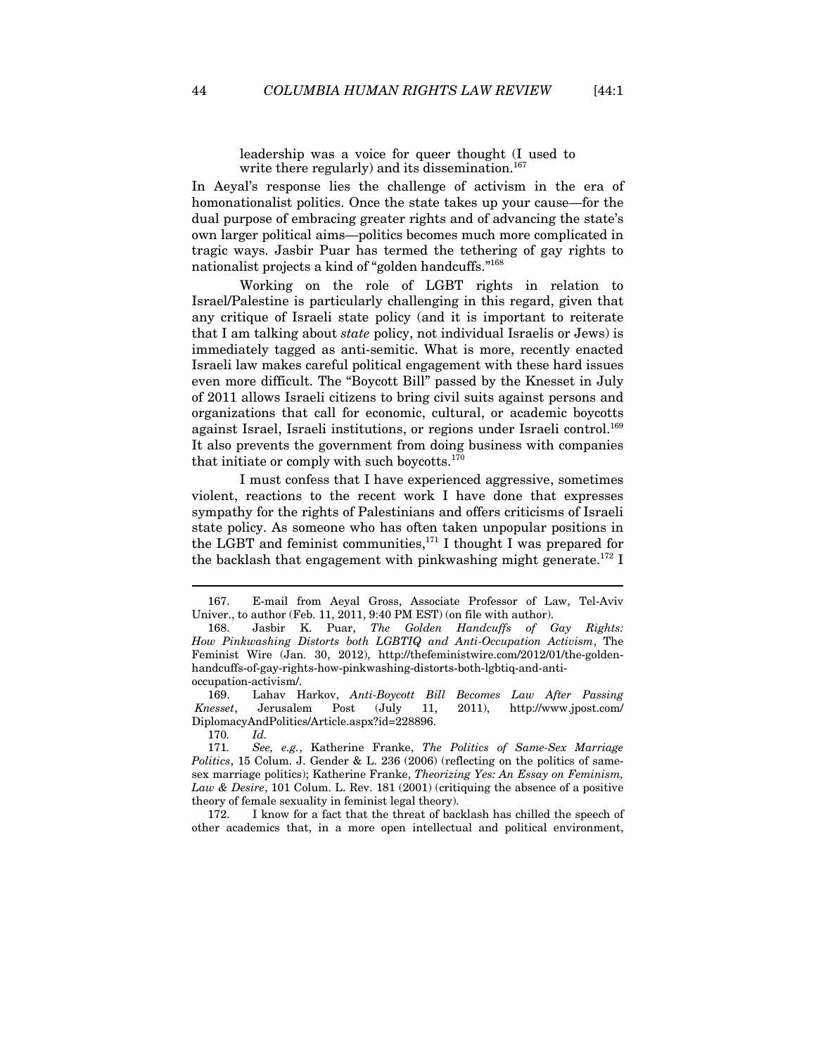> leadership was a voice for queer thought (I used to write there regularly) and its dissemination.[167]

In Aeyal's response lies the challenge of activism in the era of homonationalist politics. Once the state takes up your cause—for the dual purpose of embracing greater rights and of advancing the state's own larger political aims—politics becomes much more complicated in tragic ways. Jasbir Puar has termed the tethering of gay rights to nationalist projects a kind of "golden handcuffs."[168]

Working on the role of LGBT rights in relation to Israel/Palestine is particularly challenging in this regard, given that any critique of Israeli state policy (and it is important to reiterate that I am talking about *state* policy, not individual Israelis or Jews) is immediately tagged as anti-semitic. What is more, recently enacted Israeli law makes careful political engagement with these hard issues even more difficult. The "Boycott Bill" passed by the Knesset in July of 2011 allows Israeli citizens to bring civil suits against persons and organizations that call for economic, cultural, or academic boycotts against Israel, Israeli institutions, or regions under Israeli control.[169] It also prevents the government from doing business with companies that initiate or comply with such boycotts.[170]

I must confess that I have experienced aggressive, sometimes violent, reactions to the recent work I have done that expresses sympathy for the rights of Palestinians and offers criticisms of Israeli state policy. As someone who has often taken unpopular positions in the LGBT and feminist communities,[171] I thought I was prepared for the backlash that engagement with pinkwashing might generate.[172] I

---

167. E-mail from Aeyal Gross, Associate Professor of Law, Tel-Aviv Univer., to author (Feb. 11, 2011, 9:40 PM EST) (on file with author).

168. Jasbir K. Puar, *The Golden Handcuffs of Gay Rights: How Pinkwashing Distorts both LGBTIQ and Anti-Occupation Activism*, The Feminist Wire (Jan. 30, 2012), http://thefeministwire.com/2012/01/the-golden-handcuffs-of-gay-rights-how-pinkwashing-distorts-both-lgbtiq-and-anti-occupation-activism/.

169. Lahav Harkov, *Anti-Boycott Bill Becomes Law After Passing Knesset*, Jerusalem Post (July 11, 2011), http://www.jpost.com/DiplomacyAndPolitics/Article.aspx?id=228896.

170. *Id.*

171. *See, e.g.*, Katherine Franke, *The Politics of Same-Sex Marriage Politics*, 15 Colum. J. Gender & L. 236 (2006) (reflecting on the politics of same-sex marriage politics); Katherine Franke, *Theorizing Yes: An Essay on Feminism, Law & Desire*, 101 Colum. L. Rev. 181 (2001) (critiquing the absence of a positive theory of female sexuality in feminist legal theory).

172. I know for a fact that the threat of backlash has chilled the speech of other academics that, in a more open intellectual and political environment,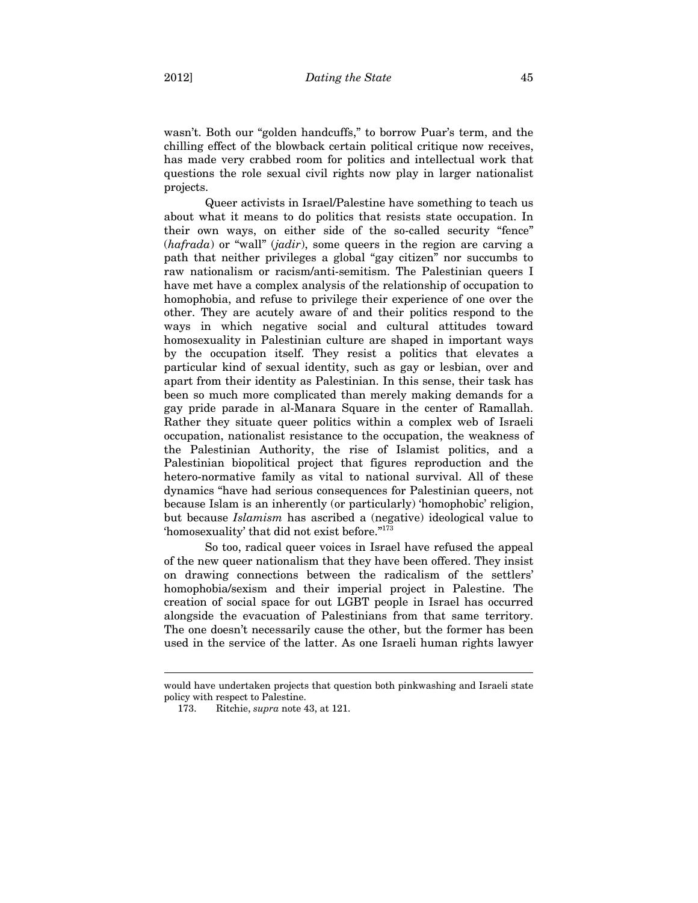wasn't. Both our "golden handcuffs," to borrow Puar's term, and the chilling effect of the blowback certain political critique now receives, has made very crabbed room for politics and intellectual work that questions the role sexual civil rights now play in larger nationalist projects.

Queer activists in Israel/Palestine have something to teach us about what it means to do politics that resists state occupation. In their own ways, on either side of the so-called security "fence" (*hafrada*) or "wall" (*jadir*), some queers in the region are carving a path that neither privileges a global "gay citizen" nor succumbs to raw nationalism or racism/anti-semitism. The Palestinian queers I have met have a complex analysis of the relationship of occupation to homophobia, and refuse to privilege their experience of one over the other. They are acutely aware of and their politics respond to the ways in which negative social and cultural attitudes toward homosexuality in Palestinian culture are shaped in important ways by the occupation itself. They resist a politics that elevates a particular kind of sexual identity, such as gay or lesbian, over and apart from their identity as Palestinian. In this sense, their task has been so much more complicated than merely making demands for a gay pride parade in al-Manara Square in the center of Ramallah. Rather they situate queer politics within a complex web of Israeli occupation, nationalist resistance to the occupation, the weakness of the Palestinian Authority, the rise of Islamist politics, and a Palestinian biopolitical project that figures reproduction and the hetero-normative family as vital to national survival. All of these dynamics "have had serious consequences for Palestinian queers, not because Islam is an inherently (or particularly) 'homophobic' religion, but because *Islamism* has ascribed a (negative) ideological value to 'homosexuality' that did not exist before."[173]

So too, radical queer voices in Israel have refused the appeal of the new queer nationalism that they have been offered. They insist on drawing connections between the radicalism of the settlers' homophobia/sexism and their imperial project in Palestine. The creation of social space for out LGBT people in Israel has occurred alongside the evacuation of Palestinians from that same territory. The one doesn't necessarily cause the other, but the former has been used in the service of the latter. As one Israeli human rights lawyer

---

would have undertaken projects that question both pinkwashing and Israeli state policy with respect to Palestine.

173. Ritchie, *supra* note 43, at 121.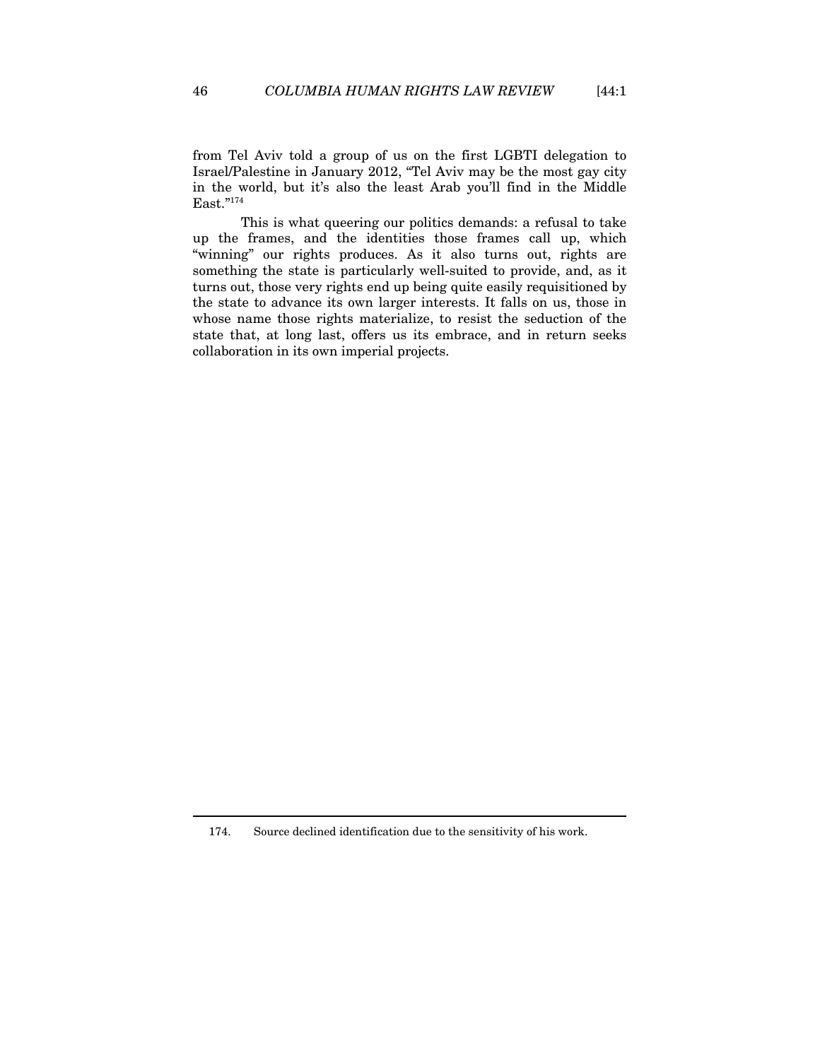from Tel Aviv told a group of us on the first LGBTI delegation to Israel/Palestine in January 2012, "Tel Aviv may be the most gay city in the world, but it's also the least Arab you'll find in the Middle East."[174]

This is what queering our politics demands: a refusal to take up the frames, and the identities those frames call up, which "winning" our rights produces. As it also turns out, rights are something the state is particularly well-suited to provide, and, as it turns out, those very rights end up being quite easily requisitioned by the state to advance its own larger interests. It falls on us, those in whose name those rights materialize, to resist the seduction of the state that, at long last, offers us its embrace, and in return seeks collaboration in its own imperial projects.

---

174. Source declined identification due to the sensitivity of his work.